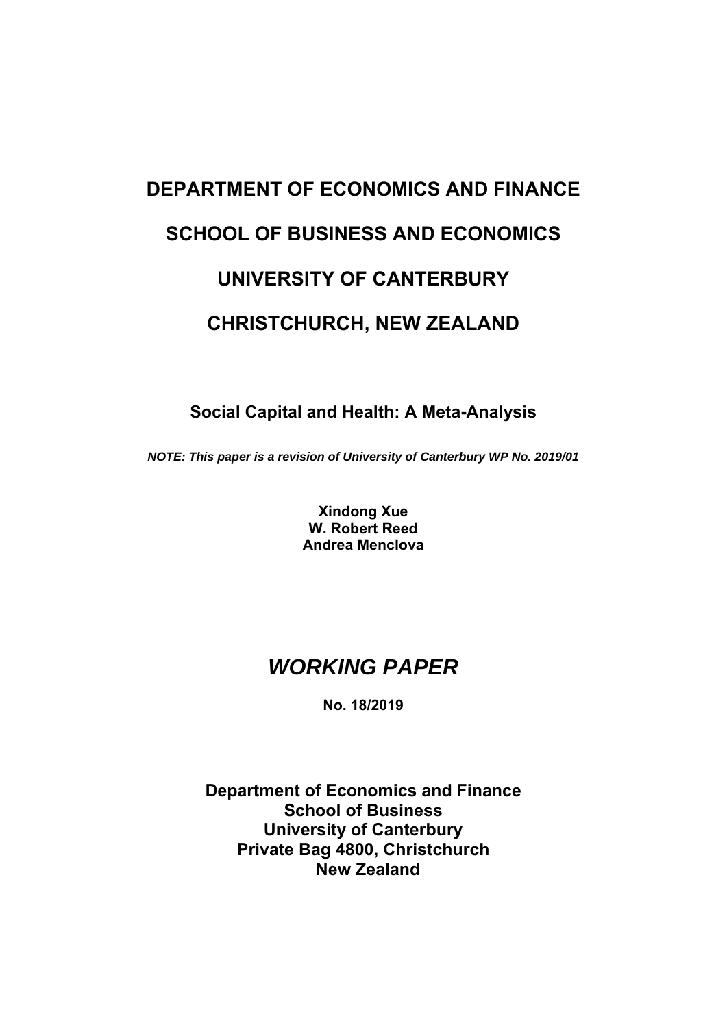# DEPARTMENT OF ECONOMICS AND FINANCE

# SCHOOL OF BUSINESS AND ECONOMICS

# UNIVERSITY OF CANTERBURY

# CHRISTCHURCH, NEW ZEALAND

**Social Capital and Health: A Meta-Analysis**

***NOTE: This paper is a revision of University of Canterbury WP No. 2019/01***

**Xindong Xue**
**W. Robert Reed**
**Andrea Menclova**

## *WORKING PAPER*

**No. 18/2019**

**Department of Economics and Finance**
**School of Business**
**University of Canterbury**
**Private Bag 4800, Christchurch**
**New Zealand**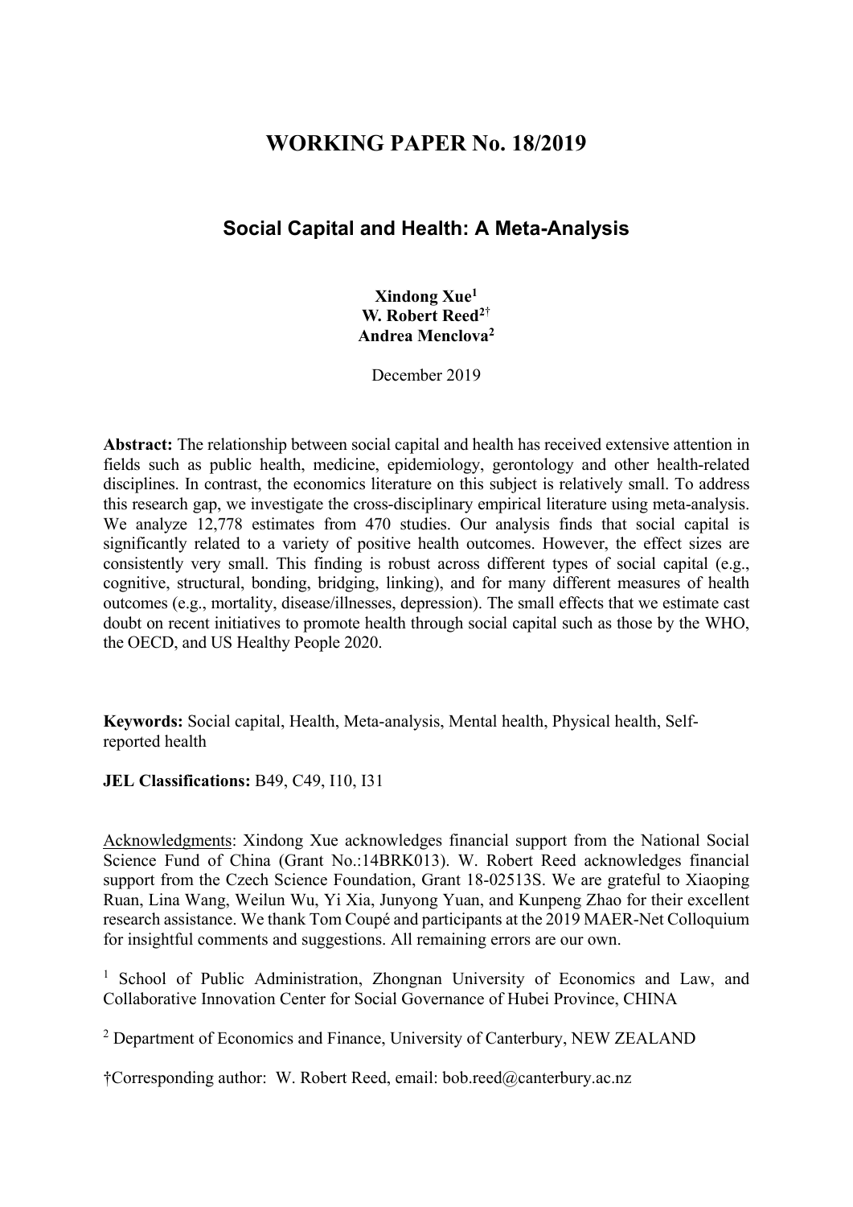# WORKING PAPER No. 18/2019

## Social Capital and Health: A Meta-Analysis

**Xindong Xue[1]**
**W. Robert Reed[2]†**
**Andrea Menclova[2]**

December 2019

**Abstract:** The relationship between social capital and health has received extensive attention in fields such as public health, medicine, epidemiology, gerontology and other health-related disciplines. In contrast, the economics literature on this subject is relatively small. To address this research gap, we investigate the cross-disciplinary empirical literature using meta-analysis. We analyze 12,778 estimates from 470 studies. Our analysis finds that social capital is significantly related to a variety of positive health outcomes. However, the effect sizes are consistently very small. This finding is robust across different types of social capital (e.g., cognitive, structural, bonding, bridging, linking), and for many different measures of health outcomes (e.g., mortality, disease/illnesses, depression). The small effects that we estimate cast doubt on recent initiatives to promote health through social capital such as those by the WHO, the OECD, and US Healthy People 2020.

**Keywords:** Social capital, Health, Meta-analysis, Mental health, Physical health, Self-reported health

**JEL Classifications:** B49, C49, I10, I31

Acknowledgments: Xindong Xue acknowledges financial support from the National Social Science Fund of China (Grant No.:14BRK013). W. Robert Reed acknowledges financial support from the Czech Science Foundation, Grant 18-02513S. We are grateful to Xiaoping Ruan, Lina Wang, Weilun Wu, Yi Xia, Junyong Yuan, and Kunpeng Zhao for their excellent research assistance. We thank Tom Coupé and participants at the 2019 MAER-Net Colloquium for insightful comments and suggestions. All remaining errors are our own.

[1] School of Public Administration, Zhongnan University of Economics and Law, and Collaborative Innovation Center for Social Governance of Hubei Province, CHINA

[2] Department of Economics and Finance, University of Canterbury, NEW ZEALAND

†Corresponding author: W. Robert Reed, email: bob.reed@canterbury.ac.nz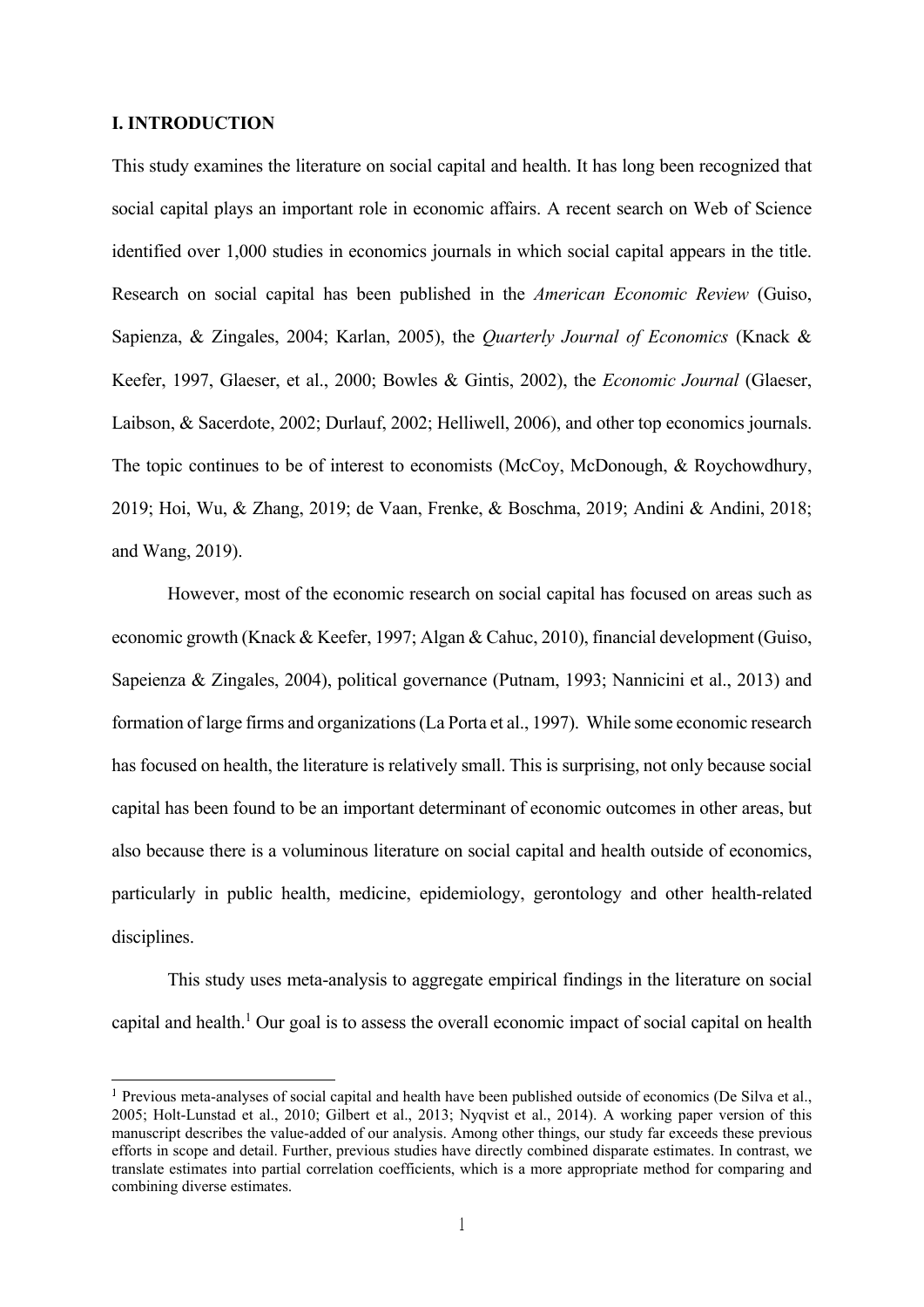## I. INTRODUCTION

This study examines the literature on social capital and health. It has long been recognized that social capital plays an important role in economic affairs. A recent search on Web of Science identified over 1,000 studies in economics journals in which social capital appears in the title. Research on social capital has been published in the *American Economic Review* (Guiso, Sapienza, & Zingales, 2004; Karlan, 2005), the *Quarterly Journal of Economics* (Knack & Keefer, 1997, Glaeser, et al., 2000; Bowles & Gintis, 2002), the *Economic Journal* (Glaeser, Laibson, & Sacerdote, 2002; Durlauf, 2002; Helliwell, 2006), and other top economics journals. The topic continues to be of interest to economists (McCoy, McDonough, & Roychowdhury, 2019; Hoi, Wu, & Zhang, 2019; de Vaan, Frenke, & Boschma, 2019; Andini & Andini, 2018; and Wang, 2019).

However, most of the economic research on social capital has focused on areas such as economic growth (Knack & Keefer, 1997; Algan & Cahuc, 2010), financial development (Guiso, Sapeienza & Zingales, 2004), political governance (Putnam, 1993; Nannicini et al., 2013) and formation of large firms and organizations (La Porta et al., 1997). While some economic research has focused on health, the literature is relatively small. This is surprising, not only because social capital has been found to be an important determinant of economic outcomes in other areas, but also because there is a voluminous literature on social capital and health outside of economics, particularly in public health, medicine, epidemiology, gerontology and other health-related disciplines.

This study uses meta-analysis to aggregate empirical findings in the literature on social capital and health.[1] Our goal is to assess the overall economic impact of social capital on health

[1] Previous meta-analyses of social capital and health have been published outside of economics (De Silva et al., 2005; Holt-Lunstad et al., 2010; Gilbert et al., 2013; Nyqvist et al., 2014). A working paper version of this manuscript describes the value-added of our analysis. Among other things, our study far exceeds these previous efforts in scope and detail. Further, previous studies have directly combined disparate estimates. In contrast, we translate estimates into partial correlation coefficients, which is a more appropriate method for comparing and combining diverse estimates.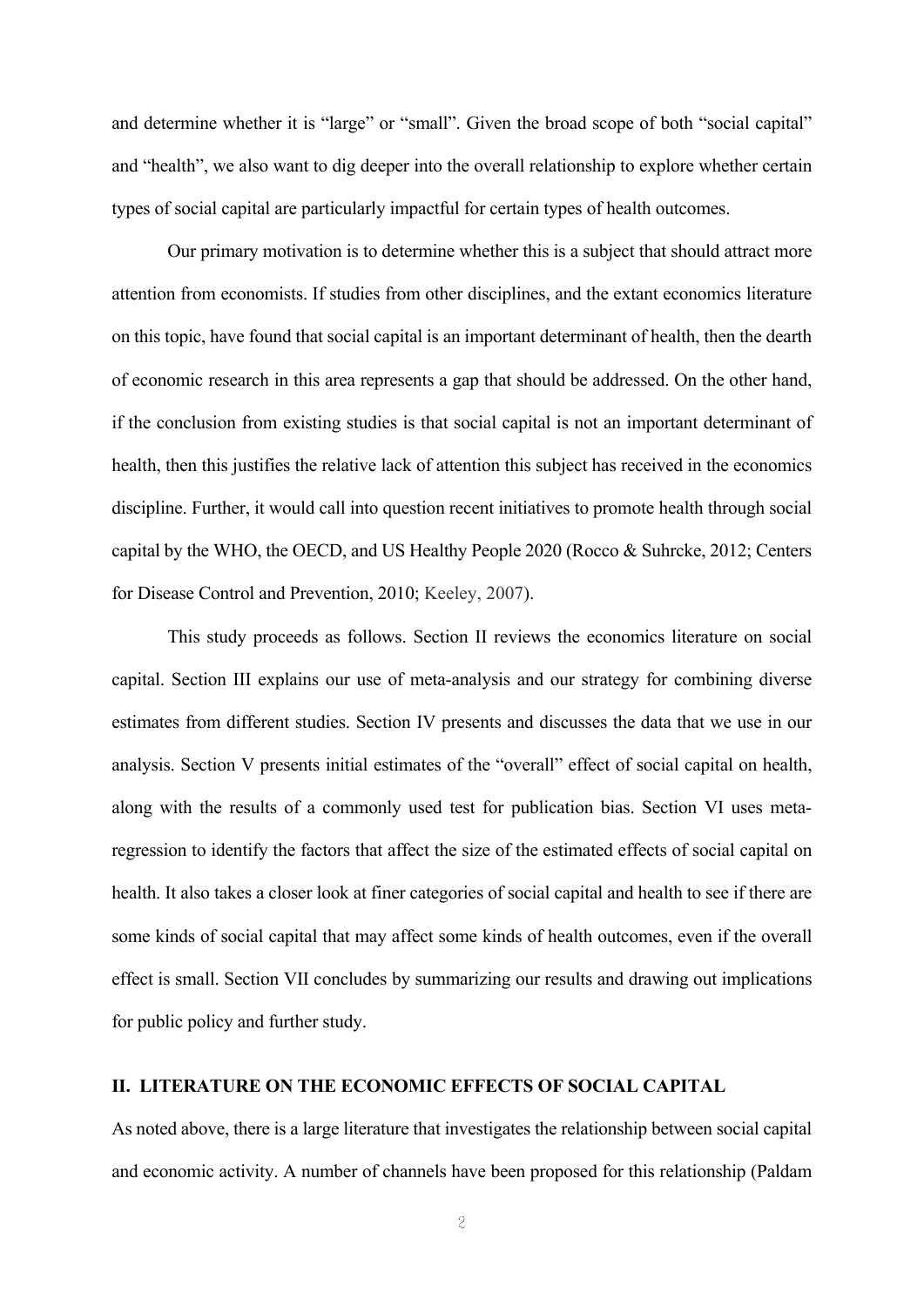and determine whether it is "large" or "small". Given the broad scope of both "social capital" and "health", we also want to dig deeper into the overall relationship to explore whether certain types of social capital are particularly impactful for certain types of health outcomes.

Our primary motivation is to determine whether this is a subject that should attract more attention from economists. If studies from other disciplines, and the extant economics literature on this topic, have found that social capital is an important determinant of health, then the dearth of economic research in this area represents a gap that should be addressed. On the other hand, if the conclusion from existing studies is that social capital is not an important determinant of health, then this justifies the relative lack of attention this subject has received in the economics discipline. Further, it would call into question recent initiatives to promote health through social capital by the WHO, the OECD, and US Healthy People 2020 (Rocco & Suhrcke, 2012; Centers for Disease Control and Prevention, 2010; Keeley, 2007).

This study proceeds as follows. Section II reviews the economics literature on social capital. Section III explains our use of meta-analysis and our strategy for combining diverse estimates from different studies. Section IV presents and discusses the data that we use in our analysis. Section V presents initial estimates of the "overall" effect of social capital on health, along with the results of a commonly used test for publication bias. Section VI uses meta-regression to identify the factors that affect the size of the estimated effects of social capital on health. It also takes a closer look at finer categories of social capital and health to see if there are some kinds of social capital that may affect some kinds of health outcomes, even if the overall effect is small. Section VII concludes by summarizing our results and drawing out implications for public policy and further study.

## II. LITERATURE ON THE ECONOMIC EFFECTS OF SOCIAL CAPITAL

As noted above, there is a large literature that investigates the relationship between social capital and economic activity. A number of channels have been proposed for this relationship (Paldam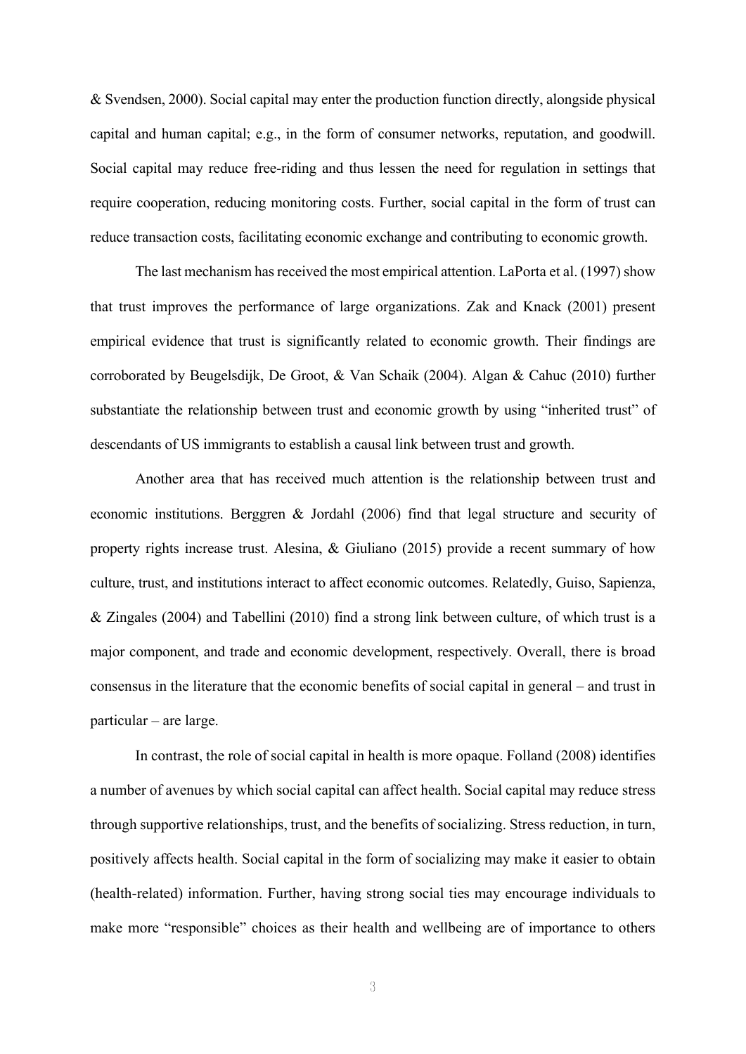& Svendsen, 2000). Social capital may enter the production function directly, alongside physical capital and human capital; e.g., in the form of consumer networks, reputation, and goodwill. Social capital may reduce free-riding and thus lessen the need for regulation in settings that require cooperation, reducing monitoring costs. Further, social capital in the form of trust can reduce transaction costs, facilitating economic exchange and contributing to economic growth.

The last mechanism has received the most empirical attention. LaPorta et al. (1997) show that trust improves the performance of large organizations. Zak and Knack (2001) present empirical evidence that trust is significantly related to economic growth. Their findings are corroborated by Beugelsdijk, De Groot, & Van Schaik (2004). Algan & Cahuc (2010) further substantiate the relationship between trust and economic growth by using "inherited trust" of descendants of US immigrants to establish a causal link between trust and growth.

Another area that has received much attention is the relationship between trust and economic institutions. Berggren & Jordahl (2006) find that legal structure and security of property rights increase trust. Alesina, & Giuliano (2015) provide a recent summary of how culture, trust, and institutions interact to affect economic outcomes. Relatedly, Guiso, Sapienza, & Zingales (2004) and Tabellini (2010) find a strong link between culture, of which trust is a major component, and trade and economic development, respectively. Overall, there is broad consensus in the literature that the economic benefits of social capital in general – and trust in particular – are large.

In contrast, the role of social capital in health is more opaque. Folland (2008) identifies a number of avenues by which social capital can affect health. Social capital may reduce stress through supportive relationships, trust, and the benefits of socializing. Stress reduction, in turn, positively affects health. Social capital in the form of socializing may make it easier to obtain (health-related) information. Further, having strong social ties may encourage individuals to make more "responsible" choices as their health and wellbeing are of importance to others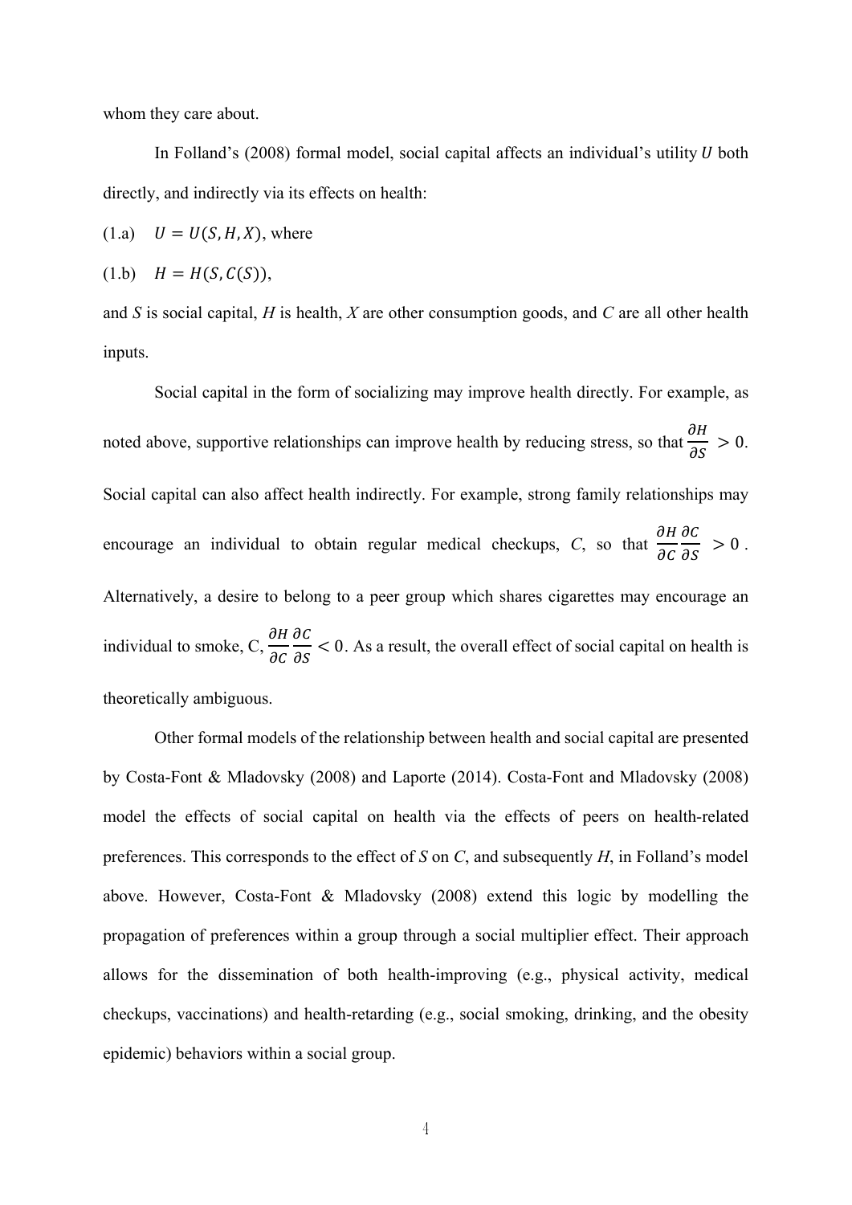whom they care about.

In Folland's (2008) formal model, social capital affects an individual's utility $U$ both directly, and indirectly via its effects on health:

(1.a) $U = U(S, H, X)$, where

(1.b) $H = H(S, C(S))$,

and *S* is social capital, *H* is health, *X* are other consumption goods, and *C* are all other health inputs.

Social capital in the form of socializing may improve health directly. For example, as noted above, supportive relationships can improve health by reducing stress, so that $\frac{\partial H}{\partial S} > 0$. Social capital can also affect health indirectly. For example, strong family relationships may encourage an individual to obtain regular medical checkups, *C*, so that $\frac{\partial H}{\partial C}\frac{\partial C}{\partial S} > 0$. Alternatively, a desire to belong to a peer group which shares cigarettes may encourage an individual to smoke, C, $\frac{\partial H}{\partial C}\frac{\partial C}{\partial S} < 0$. As a result, the overall effect of social capital on health is theoretically ambiguous.

Other formal models of the relationship between health and social capital are presented by Costa-Font & Mladovsky (2008) and Laporte (2014). Costa-Font and Mladovsky (2008) model the effects of social capital on health via the effects of peers on health-related preferences. This corresponds to the effect of *S* on *C*, and subsequently *H*, in Folland's model above. However, Costa-Font & Mladovsky (2008) extend this logic by modelling the propagation of preferences within a group through a social multiplier effect. Their approach allows for the dissemination of both health-improving (e.g., physical activity, medical checkups, vaccinations) and health-retarding (e.g., social smoking, drinking, and the obesity epidemic) behaviors within a social group.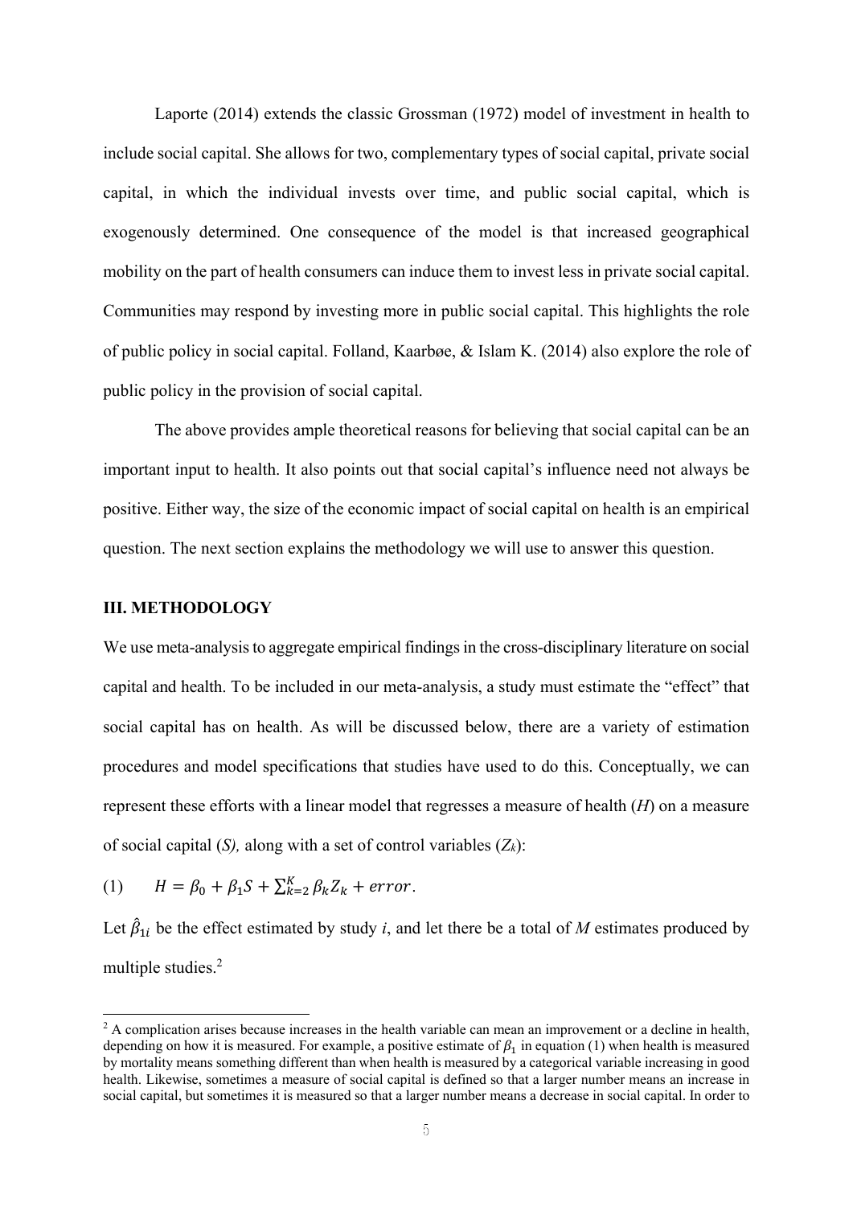Laporte (2014) extends the classic Grossman (1972) model of investment in health to include social capital. She allows for two, complementary types of social capital, private social capital, in which the individual invests over time, and public social capital, which is exogenously determined. One consequence of the model is that increased geographical mobility on the part of health consumers can induce them to invest less in private social capital. Communities may respond by investing more in public social capital. This highlights the role of public policy in social capital. Folland, Kaarbøe, & Islam K. (2014) also explore the role of public policy in the provision of social capital.

The above provides ample theoretical reasons for believing that social capital can be an important input to health. It also points out that social capital's influence need not always be positive. Either way, the size of the economic impact of social capital on health is an empirical question. The next section explains the methodology we will use to answer this question.

## III. METHODOLOGY

We use meta-analysis to aggregate empirical findings in the cross-disciplinary literature on social capital and health. To be included in our meta-analysis, a study must estimate the "effect" that social capital has on health. As will be discussed below, there are a variety of estimation procedures and model specifications that studies have used to do this. Conceptually, we can represent these efforts with a linear model that regresses a measure of health ($H$) on a measure of social capital ($S$), along with a set of control variables ($Z_k$):

$$(1) \qquad H = \beta_0 + \beta_1 S + \sum_{k=2}^{K} \beta_k Z_k + error.$$

Let $\hat{\beta}_{1i}$ be the effect estimated by study $i$, and let there be a total of $M$ estimates produced by multiple studies.[2]

[2] A complication arises because increases in the health variable can mean an improvement or a decline in health, depending on how it is measured. For example, a positive estimate of $\beta_1$ in equation (1) when health is measured by mortality means something different than when health is measured by a categorical variable increasing in good health. Likewise, sometimes a measure of social capital is defined so that a larger number means an increase in social capital, but sometimes it is measured so that a larger number means a decrease in social capital. In order to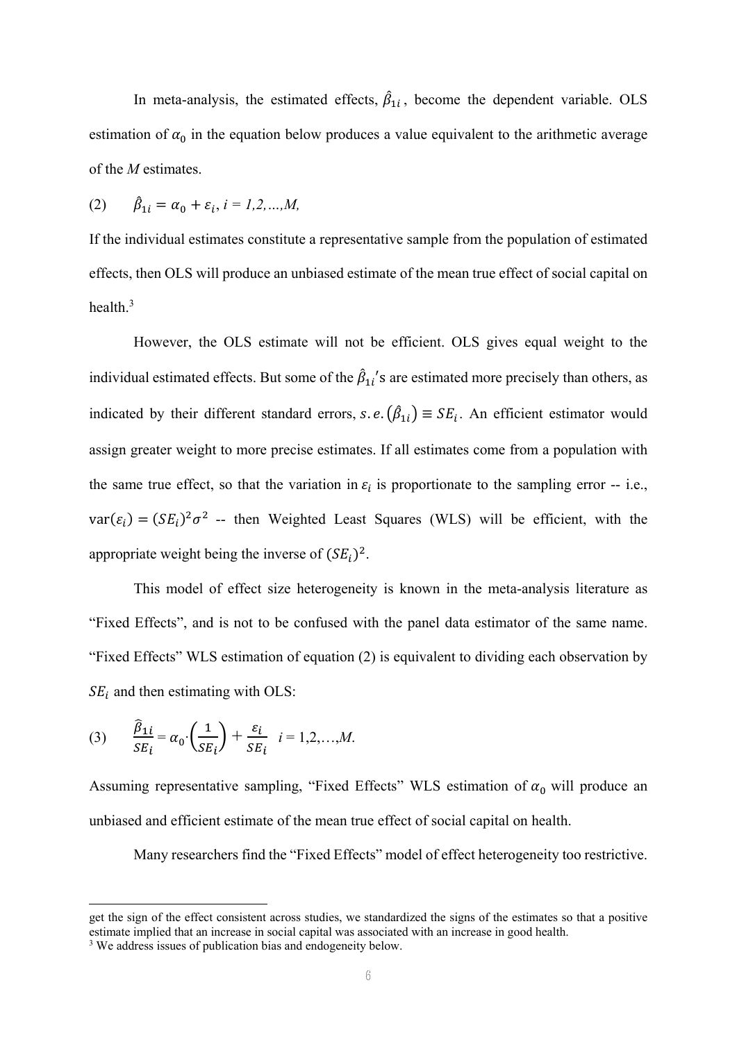In meta-analysis, the estimated effects, $\hat{\beta}_{1i}$, become the dependent variable. OLS estimation of $\alpha_0$ in the equation below produces a value equivalent to the arithmetic average of the *M* estimates.

(2) $\quad \hat{\beta}_{1i} = \alpha_0 + \varepsilon_i$, *i = 1,2,...,M,*

If the individual estimates constitute a representative sample from the population of estimated effects, then OLS will produce an unbiased estimate of the mean true effect of social capital on health.[3]

However, the OLS estimate will not be efficient. OLS gives equal weight to the individual estimated effects. But some of the $\hat{\beta}_{1i}$'s are estimated more precisely than others, as indicated by their different standard errors, $s.e.(\hat{\beta}_{1i}) \equiv SE_i$. An efficient estimator would assign greater weight to more precise estimates. If all estimates come from a population with the same true effect, so that the variation in $\varepsilon_i$ is proportionate to the sampling error -- i.e., $\text{var}(\varepsilon_i) = (SE_i)^2\sigma^2$ -- then Weighted Least Squares (WLS) will be efficient, with the appropriate weight being the inverse of $(SE_i)^2$.

This model of effect size heterogeneity is known in the meta-analysis literature as "Fixed Effects", and is not to be confused with the panel data estimator of the same name. "Fixed Effects" WLS estimation of equation (2) is equivalent to dividing each observation by $SE_i$ and then estimating with OLS:

(3) $$\frac{\hat{\beta}_{1i}}{SE_i} = \alpha_0 \cdot \left(\frac{1}{SE_i}\right) + \frac{\varepsilon_i}{SE_i} \quad i = 1,2,\ldots,M.$$

Assuming representative sampling, "Fixed Effects" WLS estimation of $\alpha_0$ will produce an unbiased and efficient estimate of the mean true effect of social capital on health.

Many researchers find the "Fixed Effects" model of effect heterogeneity too restrictive.

---

get the sign of the effect consistent across studies, we standardized the signs of the estimates so that a positive estimate implied that an increase in social capital was associated with an increase in good health.

[3] We address issues of publication bias and endogeneity below.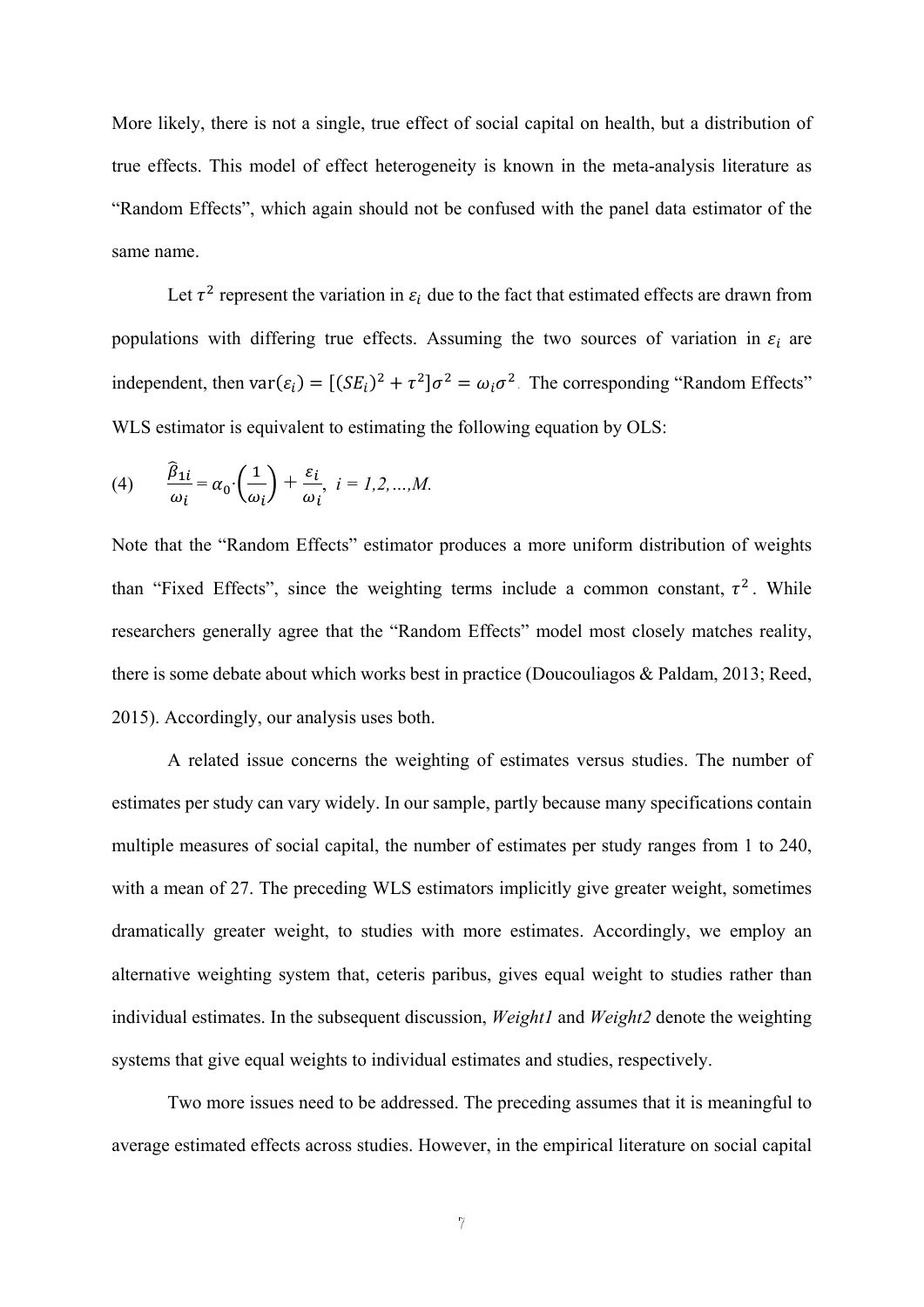More likely, there is not a single, true effect of social capital on health, but a distribution of true effects. This model of effect heterogeneity is known in the meta-analysis literature as "Random Effects", which again should not be confused with the panel data estimator of the same name.

Let $\tau^2$ represent the variation in $\varepsilon_i$ due to the fact that estimated effects are drawn from populations with differing true effects. Assuming the two sources of variation in $\varepsilon_i$ are independent, then $\text{var}(\varepsilon_i) = [(SE_i)^2 + \tau^2]\sigma^2 = \omega_i\sigma^2$. The corresponding "Random Effects" WLS estimator is equivalent to estimating the following equation by OLS:

$$(4) \qquad \frac{\widehat{\beta}_{1i}}{\omega_i} = \alpha_0 \cdot \left(\frac{1}{\omega_i}\right) + \frac{\varepsilon_i}{\omega_i}, \; i = 1,2,\ldots,M.$$

Note that the "Random Effects" estimator produces a more uniform distribution of weights than "Fixed Effects", since the weighting terms include a common constant, $\tau^2$. While researchers generally agree that the "Random Effects" model most closely matches reality, there is some debate about which works best in practice (Doucouliagos & Paldam, 2013; Reed, 2015). Accordingly, our analysis uses both.

A related issue concerns the weighting of estimates versus studies. The number of estimates per study can vary widely. In our sample, partly because many specifications contain multiple measures of social capital, the number of estimates per study ranges from 1 to 240, with a mean of 27. The preceding WLS estimators implicitly give greater weight, sometimes dramatically greater weight, to studies with more estimates. Accordingly, we employ an alternative weighting system that, ceteris paribus, gives equal weight to studies rather than individual estimates. In the subsequent discussion, *Weight1* and *Weight2* denote the weighting systems that give equal weights to individual estimates and studies, respectively.

Two more issues need to be addressed. The preceding assumes that it is meaningful to average estimated effects across studies. However, in the empirical literature on social capital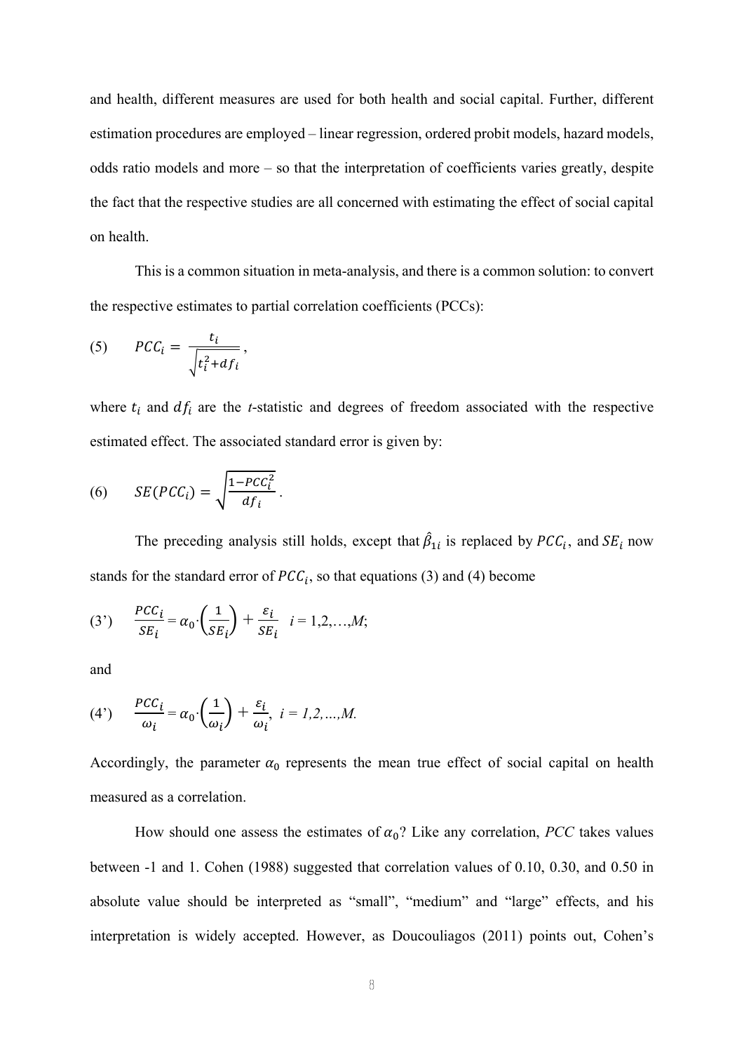and health, different measures are used for both health and social capital. Further, different estimation procedures are employed – linear regression, ordered probit models, hazard models, odds ratio models and more – so that the interpretation of coefficients varies greatly, despite the fact that the respective studies are all concerned with estimating the effect of social capital on health.

This is a common situation in meta-analysis, and there is a common solution: to convert the respective estimates to partial correlation coefficients (PCCs):

$$(5) \qquad PCC_i = \frac{t_i}{\sqrt{t_i^2 + df_i}},$$

where $t_i$ and $df_i$ are the *t*-statistic and degrees of freedom associated with the respective estimated effect. The associated standard error is given by:

$$(6) \qquad SE(PCC_i) = \sqrt{\frac{1 - PCC_i^2}{df_i}}.$$

The preceding analysis still holds, except that $\hat{\beta}_{1i}$ is replaced by $PCC_i$, and $SE_i$ now stands for the standard error of $PCC_i$, so that equations (3) and (4) become

$$(3') \qquad \frac{PCC_i}{SE_i} = \alpha_0 \cdot \left(\frac{1}{SE_i}\right) + \frac{\varepsilon_i}{SE_i} \quad i = 1,2,\ldots,M;$$

and

$$(4') \qquad \frac{PCC_i}{\omega_i} = \alpha_0 \cdot \left(\frac{1}{\omega_i}\right) + \frac{\varepsilon_i}{\omega_i}, \quad i = 1,2,\ldots,M.$$

Accordingly, the parameter $\alpha_0$ represents the mean true effect of social capital on health measured as a correlation.

How should one assess the estimates of $\alpha_0$? Like any correlation, *PCC* takes values between -1 and 1. Cohen (1988) suggested that correlation values of 0.10, 0.30, and 0.50 in absolute value should be interpreted as "small", "medium" and "large" effects, and his interpretation is widely accepted. However, as Doucouliagos (2011) points out, Cohen's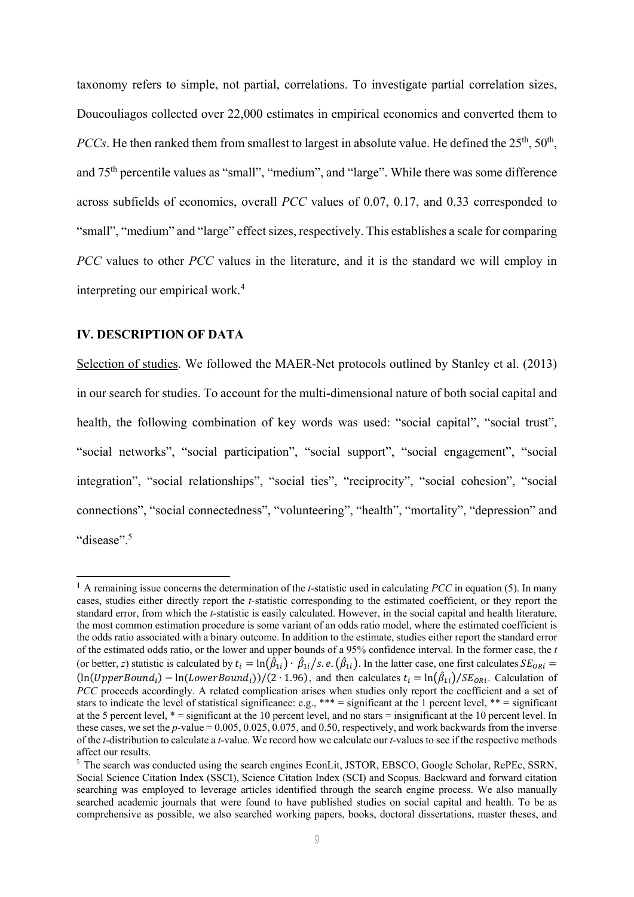taxonomy refers to simple, not partial, correlations. To investigate partial correlation sizes, Doucouliagos collected over 22,000 estimates in empirical economics and converted them to *PCCs*. He then ranked them from smallest to largest in absolute value. He defined the 25th, 50th, and 75th percentile values as "small", "medium", and "large". While there was some difference across subfields of economics, overall *PCC* values of 0.07, 0.17, and 0.33 corresponded to "small", "medium" and "large" effect sizes, respectively. This establishes a scale for comparing *PCC* values to other *PCC* values in the literature, and it is the standard we will employ in interpreting our empirical work.[4]

## IV. DESCRIPTION OF DATA

Selection of studies. We followed the MAER-Net protocols outlined by Stanley et al. (2013) in our search for studies. To account for the multi-dimensional nature of both social capital and health, the following combination of key words was used: "social capital", "social trust", "social networks", "social participation", "social support", "social engagement", "social integration", "social relationships", "social ties", "reciprocity", "social cohesion", "social connections", "social connectedness", "volunteering", "health", "mortality", "depression" and "disease".[5]

---

[1] A remaining issue concerns the determination of the *t*-statistic used in calculating *PCC* in equation (5). In many cases, studies either directly report the *t*-statistic corresponding to the estimated coefficient, or they report the standard error, from which the *t*-statistic is easily calculated. However, in the social capital and health literature, the most common estimation procedure is some variant of an odds ratio model, where the estimated coefficient is the odds ratio associated with a binary outcome. In addition to the estimate, studies either report the standard error of the estimated odds ratio, or the lower and upper bounds of a 95% confidence interval. In the former case, the *t* (or better, *z*) statistic is calculated by $t_i = \ln(\hat{\beta}_{1i}) \cdot \hat{\beta}_{1i}/s.e.(\hat{\beta}_{1i})$. In the latter case, one first calculates $SE_{ORi} = (\ln(UpperBound_i) - \ln(LowerBound_i))/(2 \cdot 1.96)$, and then calculates $t_i = \ln(\hat{\beta}_{1i})/SE_{ORi}$. Calculation of *PCC* proceeds accordingly. A related complication arises when studies only report the coefficient and a set of stars to indicate the level of statistical significance: e.g., *** = significant at the 1 percent level, ** = significant at the 5 percent level, * = significant at the 10 percent level, and no stars = insignificant at the 10 percent level. In these cases, we set the *p*-value = 0.005, 0.025, 0.075, and 0.50, respectively, and work backwards from the inverse of the *t*-distribution to calculate a *t*-value. We record how we calculate our *t*-values to see if the respective methods affect our results.

[5] The search was conducted using the search engines EconLit, JSTOR, EBSCO, Google Scholar, RePEc, SSRN, Social Science Citation Index (SSCI), Science Citation Index (SCI) and Scopus. Backward and forward citation searching was employed to leverage articles identified through the search engine process. We also manually searched academic journals that were found to have published studies on social capital and health. To be as comprehensive as possible, we also searched working papers, books, doctoral dissertations, master theses, and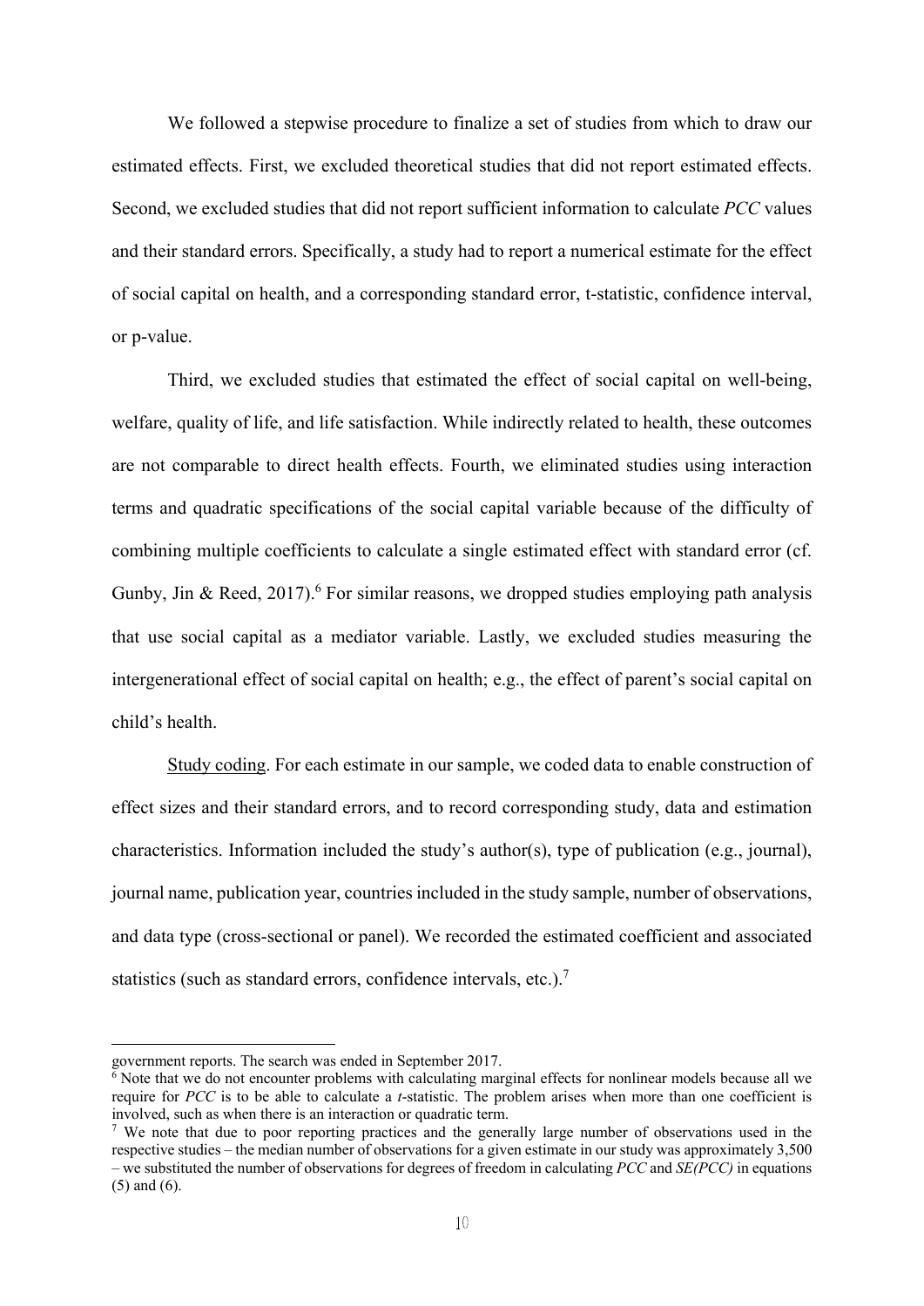We followed a stepwise procedure to finalize a set of studies from which to draw our estimated effects. First, we excluded theoretical studies that did not report estimated effects. Second, we excluded studies that did not report sufficient information to calculate *PCC* values and their standard errors. Specifically, a study had to report a numerical estimate for the effect of social capital on health, and a corresponding standard error, t-statistic, confidence interval, or p-value.

Third, we excluded studies that estimated the effect of social capital on well-being, welfare, quality of life, and life satisfaction. While indirectly related to health, these outcomes are not comparable to direct health effects. Fourth, we eliminated studies using interaction terms and quadratic specifications of the social capital variable because of the difficulty of combining multiple coefficients to calculate a single estimated effect with standard error (cf. Gunby, Jin & Reed, 2017).[6] For similar reasons, we dropped studies employing path analysis that use social capital as a mediator variable. Lastly, we excluded studies measuring the intergenerational effect of social capital on health; e.g., the effect of parent's social capital on child's health.

Study coding. For each estimate in our sample, we coded data to enable construction of effect sizes and their standard errors, and to record corresponding study, data and estimation characteristics. Information included the study's author(s), type of publication (e.g., journal), journal name, publication year, countries included in the study sample, number of observations, and data type (cross-sectional or panel). We recorded the estimated coefficient and associated statistics (such as standard errors, confidence intervals, etc.).[7]

government reports. The search was ended in September 2017.

[6] Note that we do not encounter problems with calculating marginal effects for nonlinear models because all we require for *PCC* is to be able to calculate a *t*-statistic. The problem arises when more than one coefficient is involved, such as when there is an interaction or quadratic term.

[7] We note that due to poor reporting practices and the generally large number of observations used in the respective studies – the median number of observations for a given estimate in our study was approximately 3,500 – we substituted the number of observations for degrees of freedom in calculating *PCC* and *SE(PCC)* in equations (5) and (6).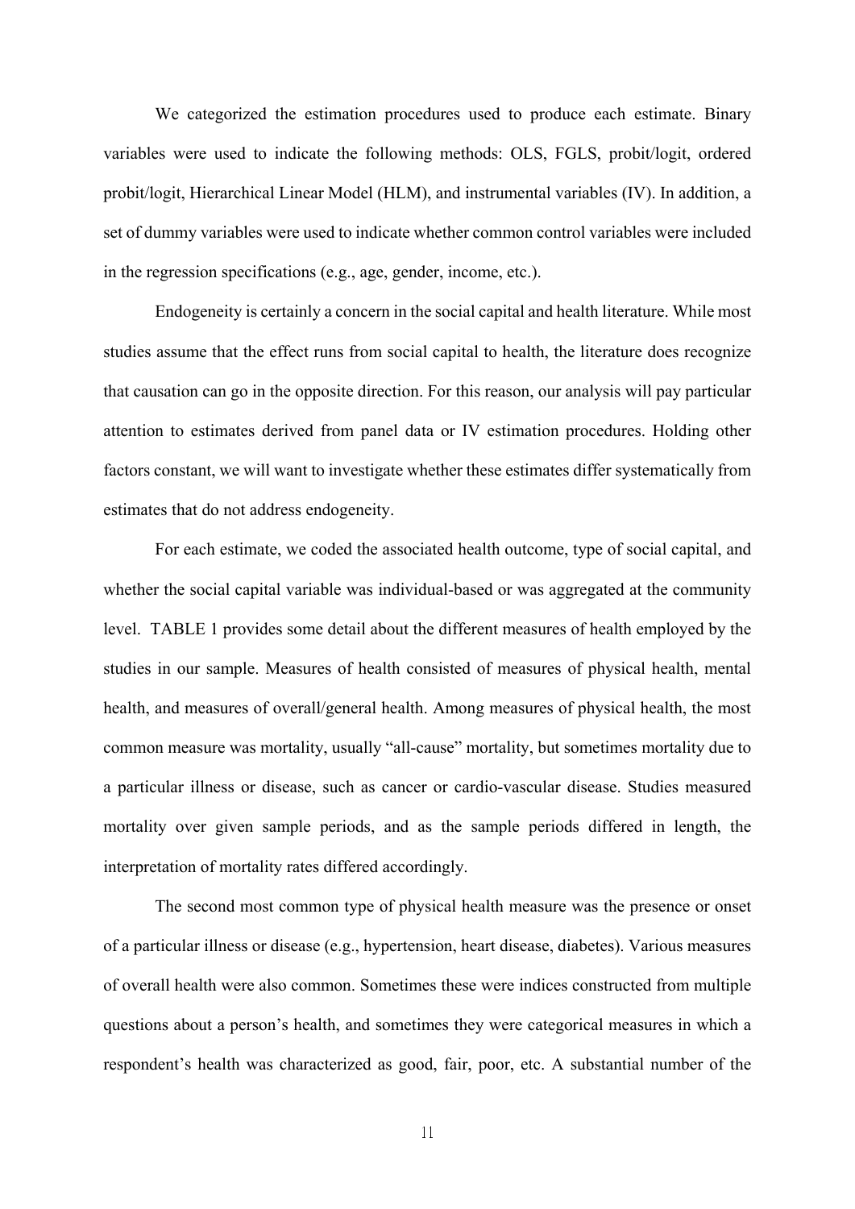We categorized the estimation procedures used to produce each estimate. Binary variables were used to indicate the following methods: OLS, FGLS, probit/logit, ordered probit/logit, Hierarchical Linear Model (HLM), and instrumental variables (IV). In addition, a set of dummy variables were used to indicate whether common control variables were included in the regression specifications (e.g., age, gender, income, etc.).

Endogeneity is certainly a concern in the social capital and health literature. While most studies assume that the effect runs from social capital to health, the literature does recognize that causation can go in the opposite direction. For this reason, our analysis will pay particular attention to estimates derived from panel data or IV estimation procedures. Holding other factors constant, we will want to investigate whether these estimates differ systematically from estimates that do not address endogeneity.

For each estimate, we coded the associated health outcome, type of social capital, and whether the social capital variable was individual-based or was aggregated at the community level. TABLE 1 provides some detail about the different measures of health employed by the studies in our sample. Measures of health consisted of measures of physical health, mental health, and measures of overall/general health. Among measures of physical health, the most common measure was mortality, usually "all-cause" mortality, but sometimes mortality due to a particular illness or disease, such as cancer or cardio-vascular disease. Studies measured mortality over given sample periods, and as the sample periods differed in length, the interpretation of mortality rates differed accordingly.

The second most common type of physical health measure was the presence or onset of a particular illness or disease (e.g., hypertension, heart disease, diabetes). Various measures of overall health were also common. Sometimes these were indices constructed from multiple questions about a person's health, and sometimes they were categorical measures in which a respondent's health was characterized as good, fair, poor, etc. A substantial number of the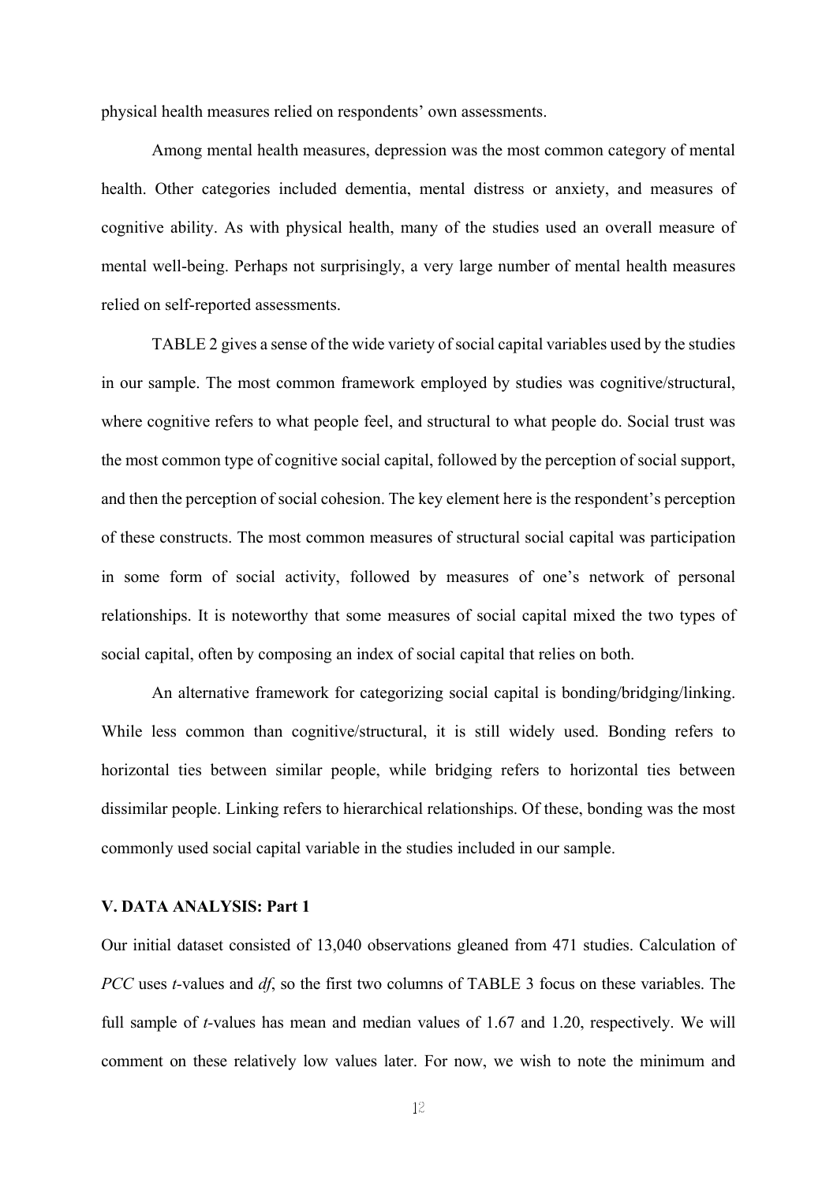physical health measures relied on respondents' own assessments.

Among mental health measures, depression was the most common category of mental health. Other categories included dementia, mental distress or anxiety, and measures of cognitive ability. As with physical health, many of the studies used an overall measure of mental well-being. Perhaps not surprisingly, a very large number of mental health measures relied on self-reported assessments.

TABLE 2 gives a sense of the wide variety of social capital variables used by the studies in our sample. The most common framework employed by studies was cognitive/structural, where cognitive refers to what people feel, and structural to what people do. Social trust was the most common type of cognitive social capital, followed by the perception of social support, and then the perception of social cohesion. The key element here is the respondent's perception of these constructs. The most common measures of structural social capital was participation in some form of social activity, followed by measures of one's network of personal relationships. It is noteworthy that some measures of social capital mixed the two types of social capital, often by composing an index of social capital that relies on both.

An alternative framework for categorizing social capital is bonding/bridging/linking. While less common than cognitive/structural, it is still widely used. Bonding refers to horizontal ties between similar people, while bridging refers to horizontal ties between dissimilar people. Linking refers to hierarchical relationships. Of these, bonding was the most commonly used social capital variable in the studies included in our sample.

## V. DATA ANALYSIS: Part 1

Our initial dataset consisted of 13,040 observations gleaned from 471 studies. Calculation of *PCC* uses *t*-values and *df*, so the first two columns of TABLE 3 focus on these variables. The full sample of *t*-values has mean and median values of 1.67 and 1.20, respectively. We will comment on these relatively low values later. For now, we wish to note the minimum and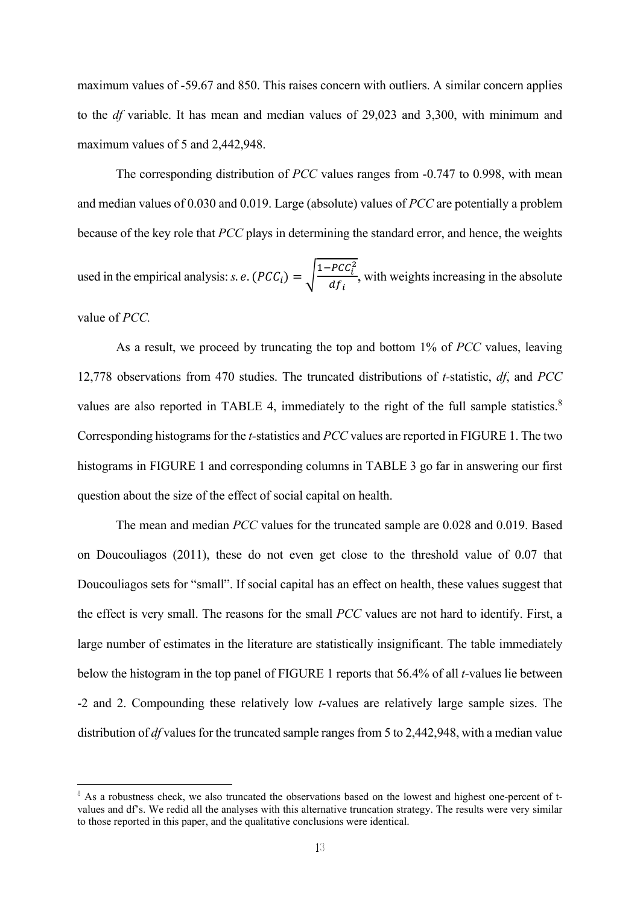maximum values of -59.67 and 850. This raises concern with outliers. A similar concern applies to the *df* variable. It has mean and median values of 29,023 and 3,300, with minimum and maximum values of 5 and 2,442,948.

The corresponding distribution of *PCC* values ranges from -0.747 to 0.998, with mean and median values of 0.030 and 0.019. Large (absolute) values of *PCC* are potentially a problem because of the key role that *PCC* plays in determining the standard error, and hence, the weights used in the empirical analysis: $s.e.(PCC_i) = \sqrt{\frac{1-PCC_i^2}{df_i}}$, with weights increasing in the absolute value of *PCC*.

As a result, we proceed by truncating the top and bottom 1% of *PCC* values, leaving 12,778 observations from 470 studies. The truncated distributions of *t*-statistic, *df*, and *PCC* values are also reported in TABLE 4, immediately to the right of the full sample statistics.[8] Corresponding histograms for the *t*-statistics and *PCC* values are reported in FIGURE 1. The two histograms in FIGURE 1 and corresponding columns in TABLE 3 go far in answering our first question about the size of the effect of social capital on health.

The mean and median *PCC* values for the truncated sample are 0.028 and 0.019. Based on Doucouliagos (2011), these do not even get close to the threshold value of 0.07 that Doucouliagos sets for "small". If social capital has an effect on health, these values suggest that the effect is very small. The reasons for the small *PCC* values are not hard to identify. First, a large number of estimates in the literature are statistically insignificant. The table immediately below the histogram in the top panel of FIGURE 1 reports that 56.4% of all *t*-values lie between -2 and 2. Compounding these relatively low *t*-values are relatively large sample sizes. The distribution of *df* values for the truncated sample ranges from 5 to 2,442,948, with a median value

[8] As a robustness check, we also truncated the observations based on the lowest and highest one-percent of t-values and df's. We redid all the analyses with this alternative truncation strategy. The results were very similar to those reported in this paper, and the qualitative conclusions were identical.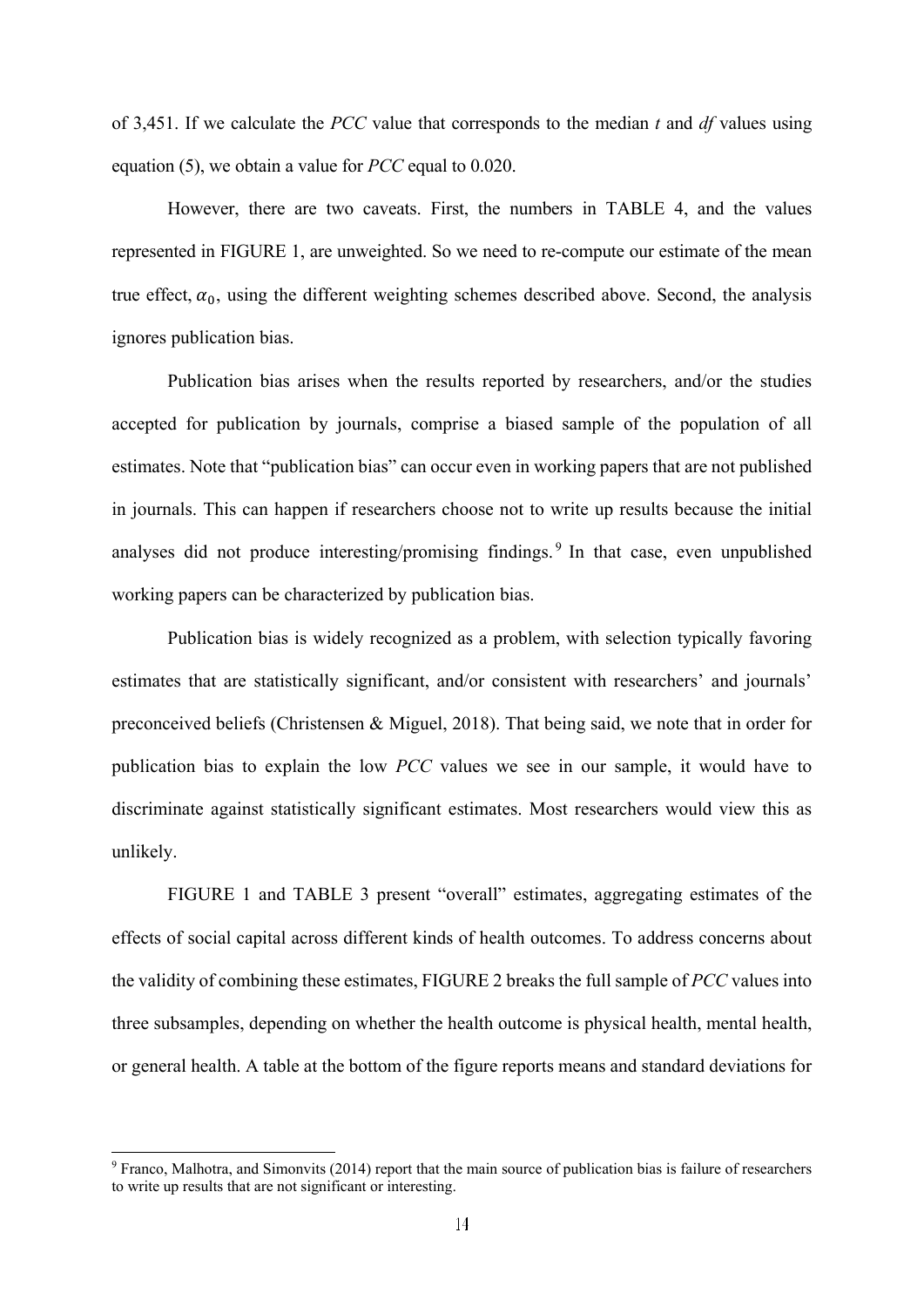of 3,451. If we calculate the *PCC* value that corresponds to the median *t* and *df* values using equation (5), we obtain a value for *PCC* equal to 0.020.

However, there are two caveats. First, the numbers in TABLE 4, and the values represented in FIGURE 1, are unweighted. So we need to re-compute our estimate of the mean true effect, $\alpha_0$, using the different weighting schemes described above. Second, the analysis ignores publication bias.

Publication bias arises when the results reported by researchers, and/or the studies accepted for publication by journals, comprise a biased sample of the population of all estimates. Note that "publication bias" can occur even in working papers that are not published in journals. This can happen if researchers choose not to write up results because the initial analyses did not produce interesting/promising findings.[9] In that case, even unpublished working papers can be characterized by publication bias.

Publication bias is widely recognized as a problem, with selection typically favoring estimates that are statistically significant, and/or consistent with researchers' and journals' preconceived beliefs (Christensen & Miguel, 2018). That being said, we note that in order for publication bias to explain the low *PCC* values we see in our sample, it would have to discriminate against statistically significant estimates. Most researchers would view this as unlikely.

FIGURE 1 and TABLE 3 present "overall" estimates, aggregating estimates of the effects of social capital across different kinds of health outcomes. To address concerns about the validity of combining these estimates, FIGURE 2 breaks the full sample of *PCC* values into three subsamples, depending on whether the health outcome is physical health, mental health, or general health. A table at the bottom of the figure reports means and standard deviations for

[9] Franco, Malhotra, and Simonvits (2014) report that the main source of publication bias is failure of researchers to write up results that are not significant or interesting.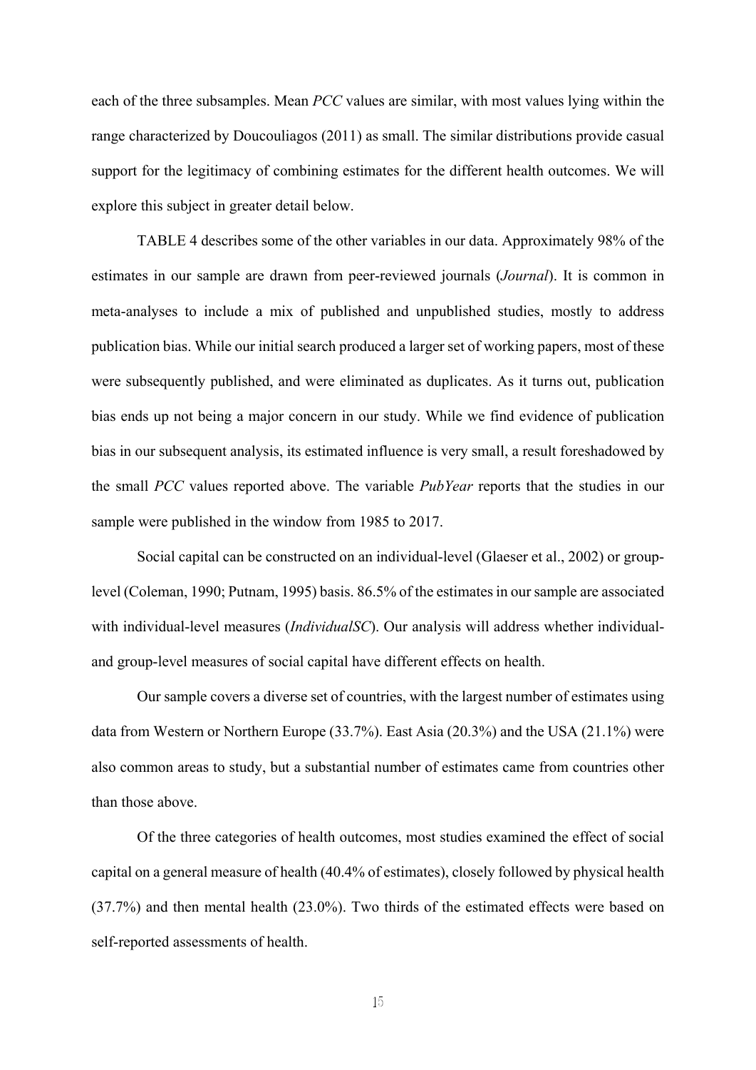each of the three subsamples. Mean *PCC* values are similar, with most values lying within the range characterized by Doucouliagos (2011) as small. The similar distributions provide casual support for the legitimacy of combining estimates for the different health outcomes. We will explore this subject in greater detail below.

TABLE 4 describes some of the other variables in our data. Approximately 98% of the estimates in our sample are drawn from peer-reviewed journals (*Journal*). It is common in meta-analyses to include a mix of published and unpublished studies, mostly to address publication bias. While our initial search produced a larger set of working papers, most of these were subsequently published, and were eliminated as duplicates. As it turns out, publication bias ends up not being a major concern in our study. While we find evidence of publication bias in our subsequent analysis, its estimated influence is very small, a result foreshadowed by the small *PCC* values reported above. The variable *PubYear* reports that the studies in our sample were published in the window from 1985 to 2017.

Social capital can be constructed on an individual-level (Glaeser et al., 2002) or group-level (Coleman, 1990; Putnam, 1995) basis. 86.5% of the estimates in our sample are associated with individual-level measures (*IndividualSC*). Our analysis will address whether individual- and group-level measures of social capital have different effects on health.

Our sample covers a diverse set of countries, with the largest number of estimates using data from Western or Northern Europe (33.7%). East Asia (20.3%) and the USA (21.1%) were also common areas to study, but a substantial number of estimates came from countries other than those above.

Of the three categories of health outcomes, most studies examined the effect of social capital on a general measure of health (40.4% of estimates), closely followed by physical health (37.7%) and then mental health (23.0%). Two thirds of the estimated effects were based on self-reported assessments of health.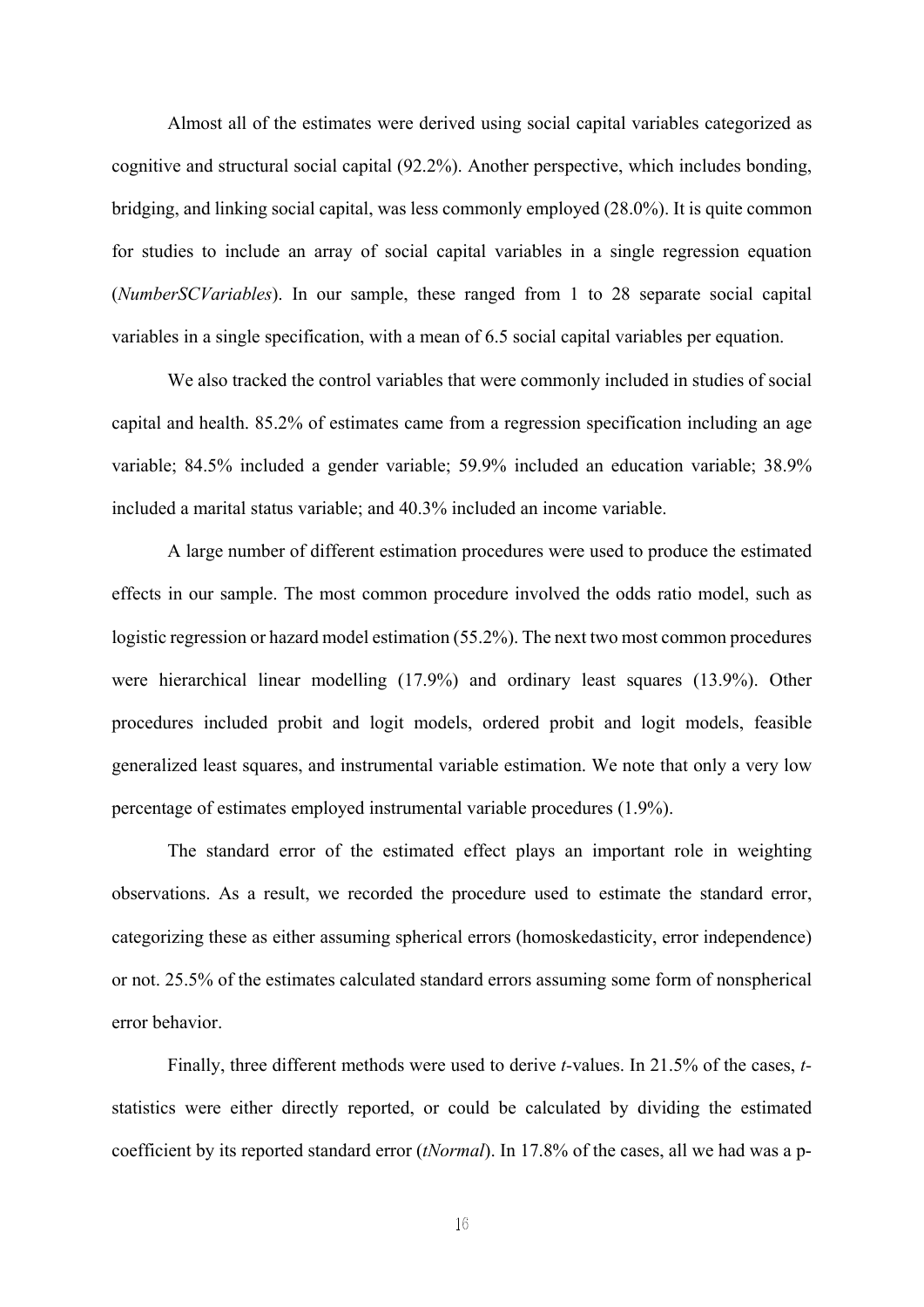Almost all of the estimates were derived using social capital variables categorized as cognitive and structural social capital (92.2%). Another perspective, which includes bonding, bridging, and linking social capital, was less commonly employed (28.0%). It is quite common for studies to include an array of social capital variables in a single regression equation (*NumberSCVariables*). In our sample, these ranged from 1 to 28 separate social capital variables in a single specification, with a mean of 6.5 social capital variables per equation.

We also tracked the control variables that were commonly included in studies of social capital and health. 85.2% of estimates came from a regression specification including an age variable; 84.5% included a gender variable; 59.9% included an education variable; 38.9% included a marital status variable; and 40.3% included an income variable.

A large number of different estimation procedures were used to produce the estimated effects in our sample. The most common procedure involved the odds ratio model, such as logistic regression or hazard model estimation (55.2%). The next two most common procedures were hierarchical linear modelling (17.9%) and ordinary least squares (13.9%). Other procedures included probit and logit models, ordered probit and logit models, feasible generalized least squares, and instrumental variable estimation. We note that only a very low percentage of estimates employed instrumental variable procedures (1.9%).

The standard error of the estimated effect plays an important role in weighting observations. As a result, we recorded the procedure used to estimate the standard error, categorizing these as either assuming spherical errors (homoskedasticity, error independence) or not. 25.5% of the estimates calculated standard errors assuming some form of nonspherical error behavior.

Finally, three different methods were used to derive *t*-values. In 21.5% of the cases, *t*-statistics were either directly reported, or could be calculated by dividing the estimated coefficient by its reported standard error (*tNormal*). In 17.8% of the cases, all we had was a p-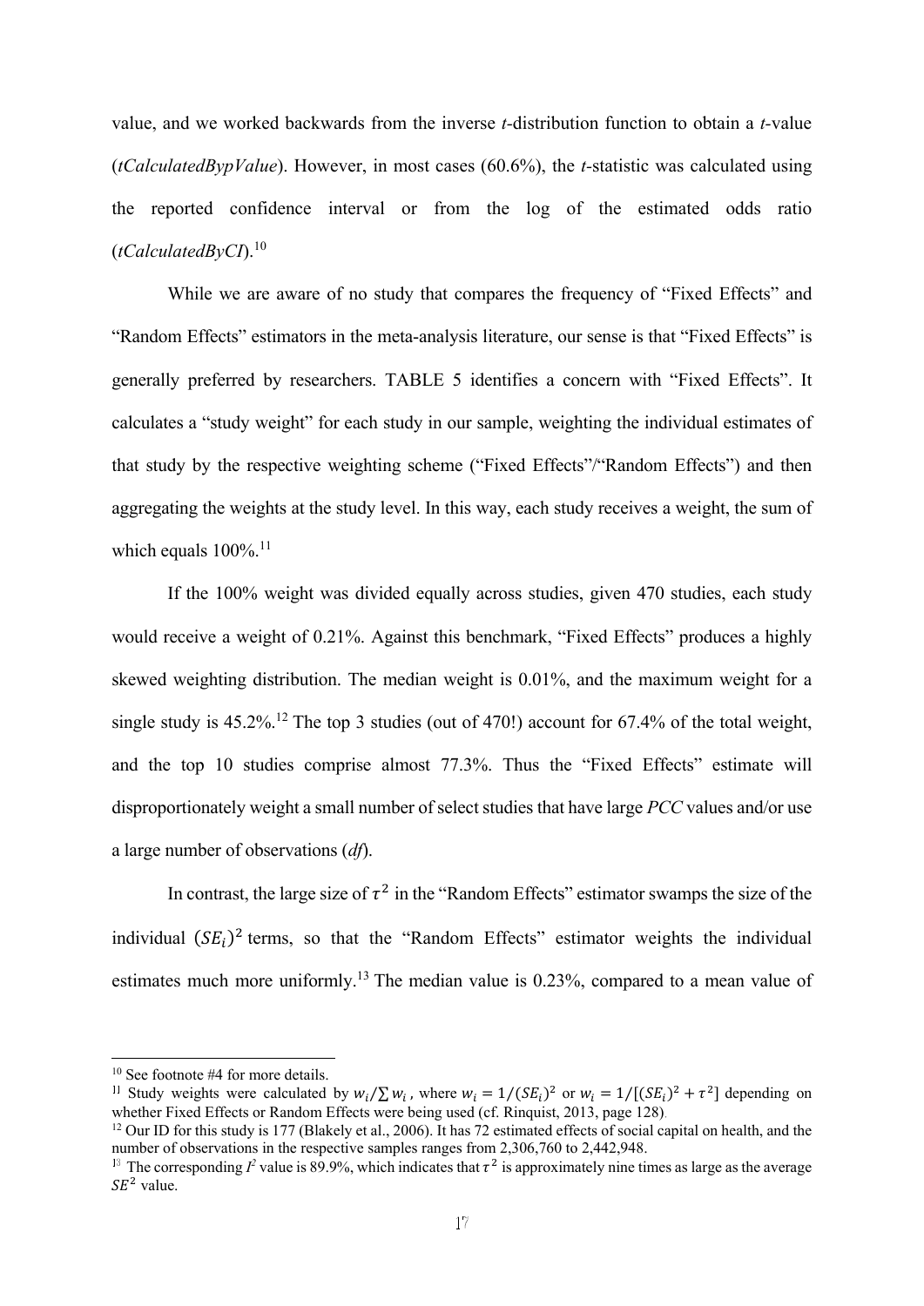value, and we worked backwards from the inverse *t*-distribution function to obtain a *t*-value (*tCalculatedBypValue*). However, in most cases (60.6%), the *t*-statistic was calculated using the reported confidence interval or from the log of the estimated odds ratio (*tCalculatedByCI*).[10]

While we are aware of no study that compares the frequency of "Fixed Effects" and "Random Effects" estimators in the meta-analysis literature, our sense is that "Fixed Effects" is generally preferred by researchers. TABLE 5 identifies a concern with "Fixed Effects". It calculates a "study weight" for each study in our sample, weighting the individual estimates of that study by the respective weighting scheme ("Fixed Effects"/"Random Effects") and then aggregating the weights at the study level. In this way, each study receives a weight, the sum of which equals 100%.[11]

If the 100% weight was divided equally across studies, given 470 studies, each study would receive a weight of 0.21%. Against this benchmark, "Fixed Effects" produces a highly skewed weighting distribution. The median weight is 0.01%, and the maximum weight for a single study is 45.2%.[12] The top 3 studies (out of 470!) account for 67.4% of the total weight, and the top 10 studies comprise almost 77.3%. Thus the "Fixed Effects" estimate will disproportionately weight a small number of select studies that have large *PCC* values and/or use a large number of observations (*df*).

In contrast, the large size of $\tau^2$ in the "Random Effects" estimator swamps the size of the individual $(SE_i)^2$ terms, so that the "Random Effects" estimator weights the individual estimates much more uniformly.[13] The median value is 0.23%, compared to a mean value of

---

[10] See footnote #4 for more details.

[11] Study weights were calculated by $w_i/\sum w_i$, where $w_i = 1/(SE_i)^2$ or $w_i = 1/[(SE_i)^2 + \tau^2]$ depending on whether Fixed Effects or Random Effects were being used (cf. Rinquist, 2013, page 128).

[12] Our ID for this study is 177 (Blakely et al., 2006). It has 72 estimated effects of social capital on health, and the number of observations in the respective samples ranges from 2,306,760 to 2,442,948.

[13] The corresponding $I^2$ value is 89.9%, which indicates that $\tau^2$ is approximately nine times as large as the average $SE^2$ value.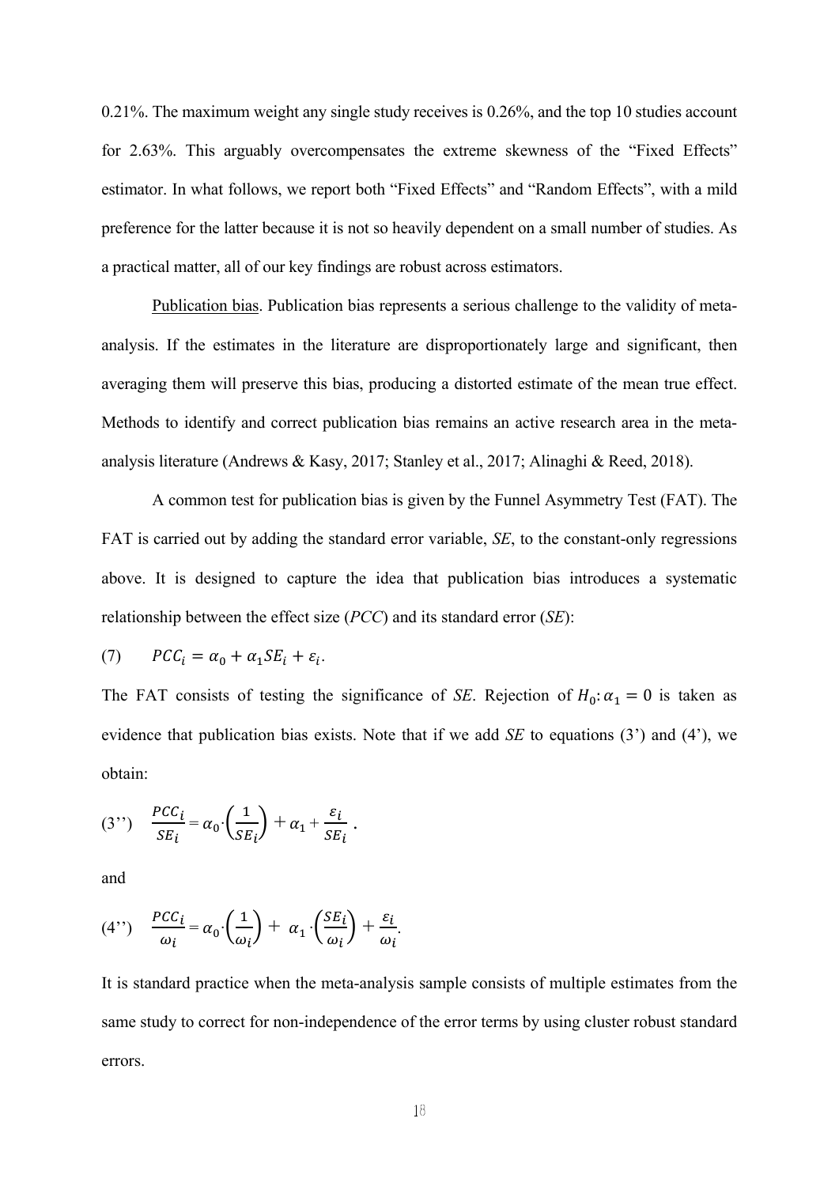0.21%. The maximum weight any single study receives is 0.26%, and the top 10 studies account for 2.63%. This arguably overcompensates the extreme skewness of the "Fixed Effects" estimator. In what follows, we report both "Fixed Effects" and "Random Effects", with a mild preference for the latter because it is not so heavily dependent on a small number of studies. As a practical matter, all of our key findings are robust across estimators.

Publication bias. Publication bias represents a serious challenge to the validity of meta-analysis. If the estimates in the literature are disproportionately large and significant, then averaging them will preserve this bias, producing a distorted estimate of the mean true effect. Methods to identify and correct publication bias remains an active research area in the meta-analysis literature (Andrews & Kasy, 2017; Stanley et al., 2017; Alinaghi & Reed, 2018).

A common test for publication bias is given by the Funnel Asymmetry Test (FAT). The FAT is carried out by adding the standard error variable, *SE*, to the constant-only regressions above. It is designed to capture the idea that publication bias introduces a systematic relationship between the effect size (*PCC*) and its standard error (*SE*):

(7) $$PCC_i = \alpha_0 + \alpha_1 SE_i + \varepsilon_i.$$

The FAT consists of testing the significance of *SE*. Rejection of $H_0: \alpha_1 = 0$ is taken as evidence that publication bias exists. Note that if we add *SE* to equations (3') and (4'), we obtain:

(3'') $$\frac{PCC_i}{SE_i} = \alpha_0 \cdot \left(\frac{1}{SE_i}\right) + \alpha_1 + \frac{\varepsilon_i}{SE_i}.$$

and

(4'') $$\frac{PCC_i}{\omega_i} = \alpha_0 \cdot \left(\frac{1}{\omega_i}\right) + \alpha_1 \cdot \left(\frac{SE_i}{\omega_i}\right) + \frac{\varepsilon_i}{\omega_i}.$$

It is standard practice when the meta-analysis sample consists of multiple estimates from the same study to correct for non-independence of the error terms by using cluster robust standard errors.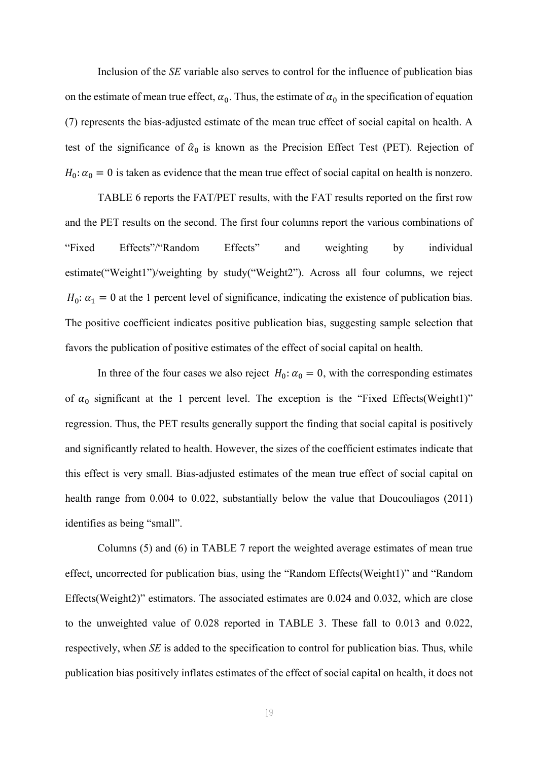Inclusion of the *SE* variable also serves to control for the influence of publication bias on the estimate of mean true effect, $\alpha_0$. Thus, the estimate of $\alpha_0$ in the specification of equation (7) represents the bias-adjusted estimate of the mean true effect of social capital on health. A test of the significance of $\hat{\alpha}_0$ is known as the Precision Effect Test (PET). Rejection of $H_0\colon \alpha_0 = 0$ is taken as evidence that the mean true effect of social capital on health is nonzero.

TABLE 6 reports the FAT/PET results, with the FAT results reported on the first row and the PET results on the second. The first four columns report the various combinations of "Fixed Effects"/"Random Effects" and weighting by individual estimate("Weight1")/weighting by study("Weight2"). Across all four columns, we reject $H_0\colon \alpha_1 = 0$ at the 1 percent level of significance, indicating the existence of publication bias. The positive coefficient indicates positive publication bias, suggesting sample selection that favors the publication of positive estimates of the effect of social capital on health.

In three of the four cases we also reject $H_0\colon \alpha_0 = 0$, with the corresponding estimates of $\alpha_0$ significant at the 1 percent level. The exception is the "Fixed Effects(Weight1)" regression. Thus, the PET results generally support the finding that social capital is positively and significantly related to health. However, the sizes of the coefficient estimates indicate that this effect is very small. Bias-adjusted estimates of the mean true effect of social capital on health range from 0.004 to 0.022, substantially below the value that Doucouliagos (2011) identifies as being "small".

Columns (5) and (6) in TABLE 7 report the weighted average estimates of mean true effect, uncorrected for publication bias, using the "Random Effects(Weight1)" and "Random Effects(Weight2)" estimators. The associated estimates are 0.024 and 0.032, which are close to the unweighted value of 0.028 reported in TABLE 3. These fall to 0.013 and 0.022, respectively, when *SE* is added to the specification to control for publication bias. Thus, while publication bias positively inflates estimates of the effect of social capital on health, it does not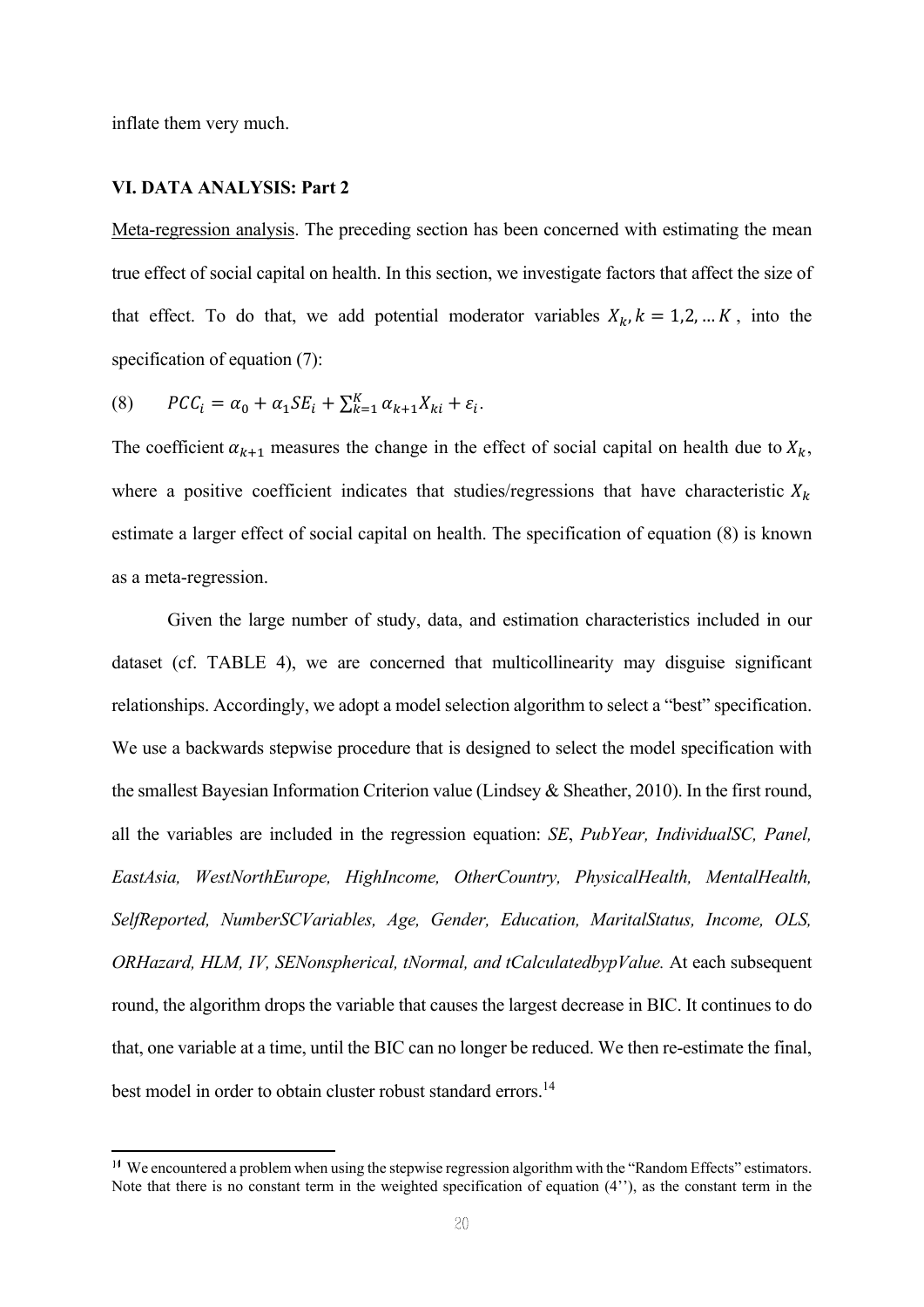inflate them very much.

### VI. DATA ANALYSIS: Part 2

Meta-regression analysis. The preceding section has been concerned with estimating the mean true effect of social capital on health. In this section, we investigate factors that affect the size of that effect. To do that, we add potential moderator variables $X_k, k = 1,2, \ldots K$ , into the specification of equation (7):

$$(8) \qquad PCC_i = \alpha_0 + \alpha_1 SE_i + \sum_{k=1}^{K} \alpha_{k+1} X_{ki} + \varepsilon_i.$$

The coefficient $\alpha_{k+1}$ measures the change in the effect of social capital on health due to $X_k$, where a positive coefficient indicates that studies/regressions that have characteristic $X_k$ estimate a larger effect of social capital on health. The specification of equation (8) is known as a meta-regression.

Given the large number of study, data, and estimation characteristics included in our dataset (cf. TABLE 4), we are concerned that multicollinearity may disguise significant relationships. Accordingly, we adopt a model selection algorithm to select a "best" specification. We use a backwards stepwise procedure that is designed to select the model specification with the smallest Bayesian Information Criterion value (Lindsey & Sheather, 2010). In the first round, all the variables are included in the regression equation: *SE*, *PubYear, IndividualSC, Panel, EastAsia, WestNorthEurope, HighIncome, OtherCountry, PhysicalHealth, MentalHealth, SelfReported, NumberSCVariables, Age, Gender, Education, MaritalStatus, Income, OLS, ORHazard, HLM, IV, SENonspherical, tNormal, and tCalculatedbypValue.* At each subsequent round, the algorithm drops the variable that causes the largest decrease in BIC. It continues to do that, one variable at a time, until the BIC can no longer be reduced. We then re-estimate the final, best model in order to obtain cluster robust standard errors.[14]

[14] We encountered a problem when using the stepwise regression algorithm with the "Random Effects" estimators. Note that there is no constant term in the weighted specification of equation (4''), as the constant term in the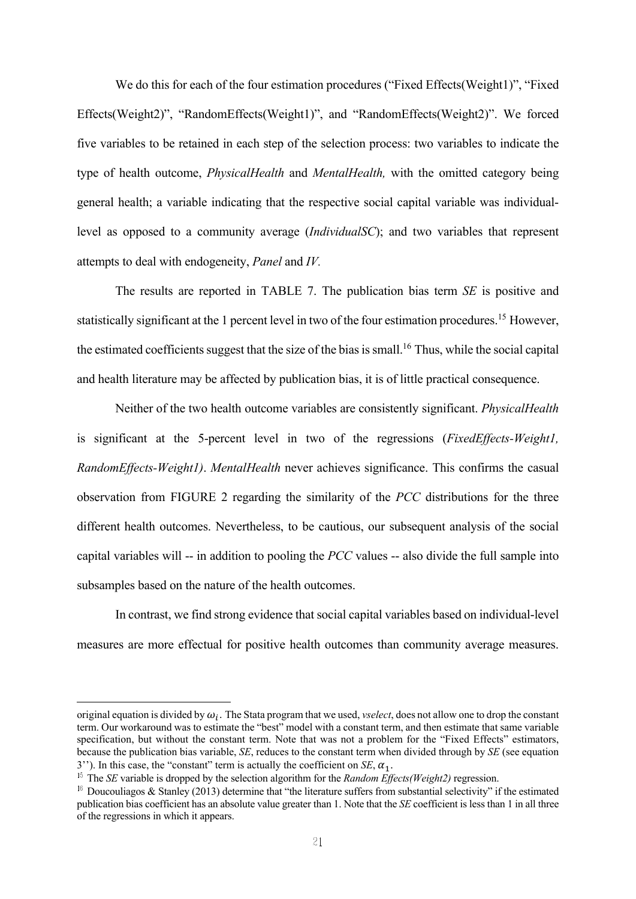We do this for each of the four estimation procedures ("Fixed Effects(Weight1)", "Fixed Effects(Weight2)", "RandomEffects(Weight1)", and "RandomEffects(Weight2)". We forced five variables to be retained in each step of the selection process: two variables to indicate the type of health outcome, *PhysicalHealth* and *MentalHealth,* with the omitted category being general health; a variable indicating that the respective social capital variable was individual-level as opposed to a community average (*IndividualSC*); and two variables that represent attempts to deal with endogeneity, *Panel* and *IV.*

The results are reported in TABLE 7. The publication bias term *SE* is positive and statistically significant at the 1 percent level in two of the four estimation procedures.[15] However, the estimated coefficients suggest that the size of the bias is small.[16] Thus, while the social capital and health literature may be affected by publication bias, it is of little practical consequence.

Neither of the two health outcome variables are consistently significant. *PhysicalHealth* is significant at the 5-percent level in two of the regressions (*FixedEffects-Weight1, RandomEffects-Weight1)*. *MentalHealth* never achieves significance. This confirms the casual observation from FIGURE 2 regarding the similarity of the *PCC* distributions for the three different health outcomes. Nevertheless, to be cautious, our subsequent analysis of the social capital variables will -- in addition to pooling the *PCC* values -- also divide the full sample into subsamples based on the nature of the health outcomes.

In contrast, we find strong evidence that social capital variables based on individual-level measures are more effectual for positive health outcomes than community average measures.

---

original equation is divided by $\omega_i$. The Stata program that we used, *vselect*, does not allow one to drop the constant term. Our workaround was to estimate the "best" model with a constant term, and then estimate that same variable specification, but without the constant term. Note that was not a problem for the "Fixed Effects" estimators, because the publication bias variable, *SE*, reduces to the constant term when divided through by *SE* (see equation 3''). In this case, the "constant" term is actually the coefficient on *SE*, $\alpha_1$.

[15] The *SE* variable is dropped by the selection algorithm for the *Random Effects(Weight2)* regression.

[16] Doucouliagos & Stanley (2013) determine that "the literature suffers from substantial selectivity" if the estimated publication bias coefficient has an absolute value greater than 1. Note that the *SE* coefficient is less than 1 in all three of the regressions in which it appears.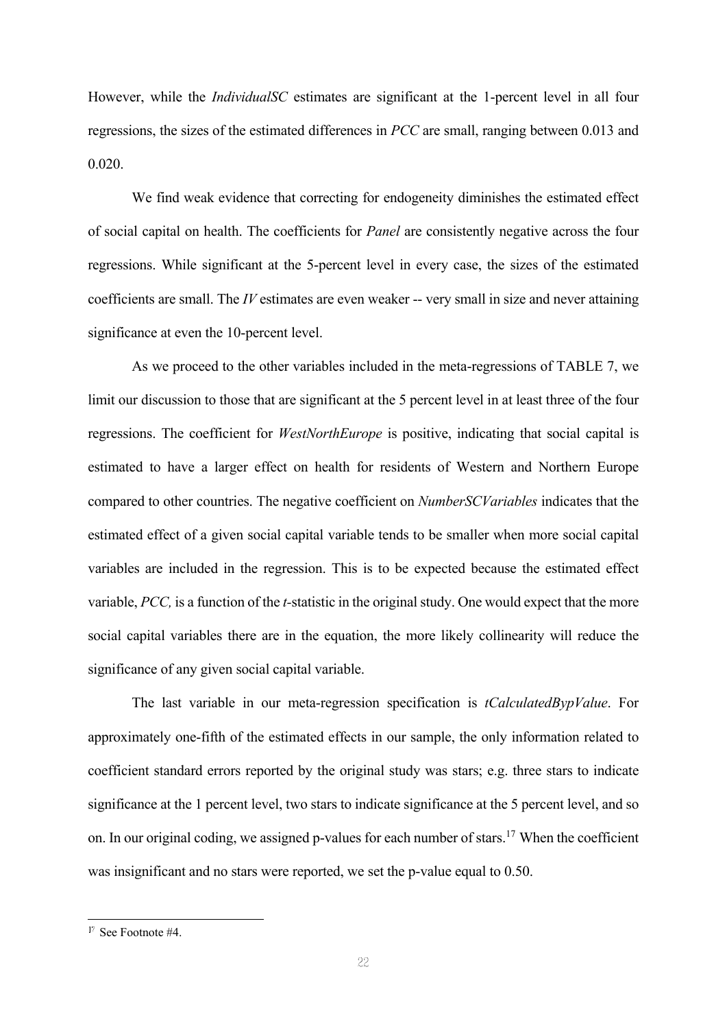However, while the *IndividualSC* estimates are significant at the 1-percent level in all four regressions, the sizes of the estimated differences in *PCC* are small, ranging between 0.013 and 0.020.

We find weak evidence that correcting for endogeneity diminishes the estimated effect of social capital on health. The coefficients for *Panel* are consistently negative across the four regressions. While significant at the 5-percent level in every case, the sizes of the estimated coefficients are small. The *IV* estimates are even weaker -- very small in size and never attaining significance at even the 10-percent level.

As we proceed to the other variables included in the meta-regressions of TABLE 7, we limit our discussion to those that are significant at the 5 percent level in at least three of the four regressions. The coefficient for *WestNorthEurope* is positive, indicating that social capital is estimated to have a larger effect on health for residents of Western and Northern Europe compared to other countries. The negative coefficient on *NumberSCVariables* indicates that the estimated effect of a given social capital variable tends to be smaller when more social capital variables are included in the regression. This is to be expected because the estimated effect variable, *PCC,* is a function of the *t*-statistic in the original study. One would expect that the more social capital variables there are in the equation, the more likely collinearity will reduce the significance of any given social capital variable.

The last variable in our meta-regression specification is *tCalculatedBypValue*. For approximately one-fifth of the estimated effects in our sample, the only information related to coefficient standard errors reported by the original study was stars; e.g. three stars to indicate significance at the 1 percent level, two stars to indicate significance at the 5 percent level, and so on. In our original coding, we assigned p-values for each number of stars.[17] When the coefficient was insignificant and no stars were reported, we set the p-value equal to 0.50.

[17] See Footnote #4.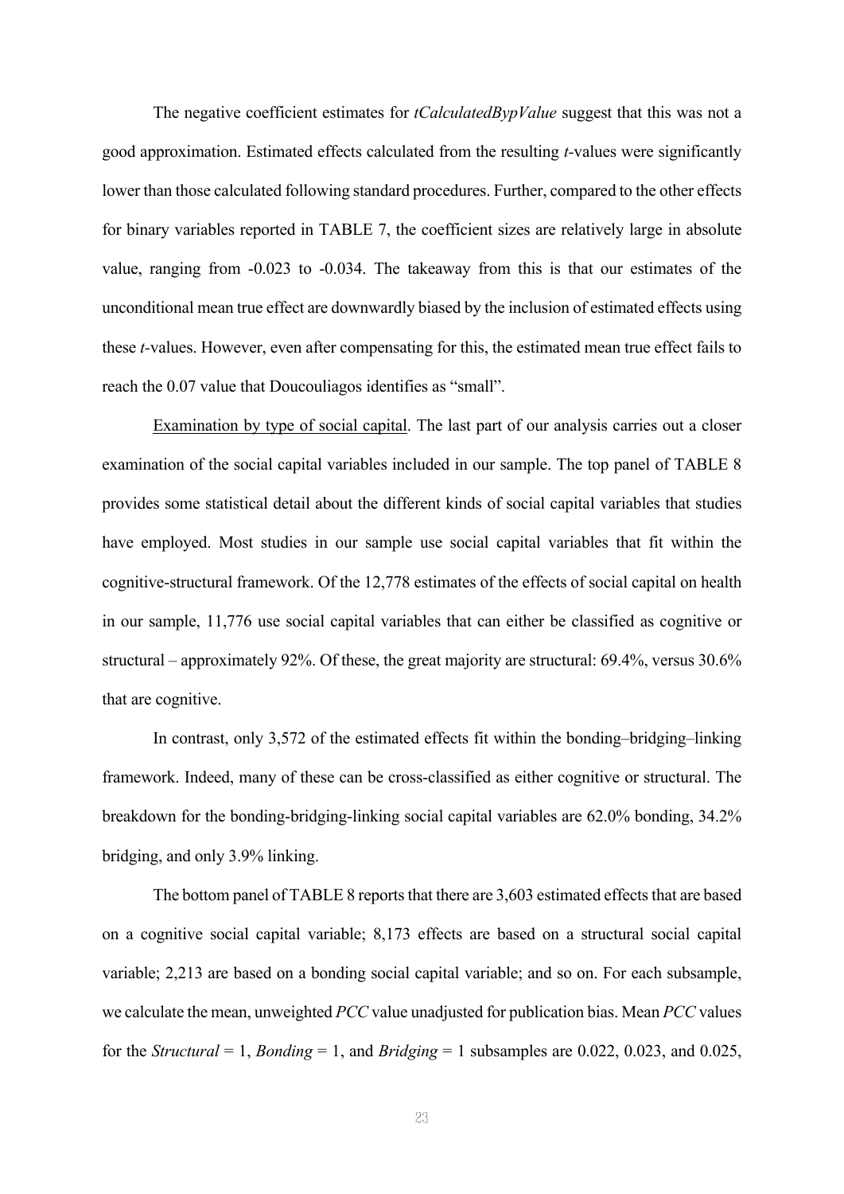The negative coefficient estimates for *tCalculatedBypValue* suggest that this was not a good approximation. Estimated effects calculated from the resulting *t*-values were significantly lower than those calculated following standard procedures. Further, compared to the other effects for binary variables reported in TABLE 7, the coefficient sizes are relatively large in absolute value, ranging from -0.023 to -0.034. The takeaway from this is that our estimates of the unconditional mean true effect are downwardly biased by the inclusion of estimated effects using these *t*-values. However, even after compensating for this, the estimated mean true effect fails to reach the 0.07 value that Doucouliagos identifies as "small".

Examination by type of social capital. The last part of our analysis carries out a closer examination of the social capital variables included in our sample. The top panel of TABLE 8 provides some statistical detail about the different kinds of social capital variables that studies have employed. Most studies in our sample use social capital variables that fit within the cognitive-structural framework. Of the 12,778 estimates of the effects of social capital on health in our sample, 11,776 use social capital variables that can either be classified as cognitive or structural – approximately 92%. Of these, the great majority are structural: 69.4%, versus 30.6% that are cognitive.

In contrast, only 3,572 of the estimated effects fit within the bonding–bridging–linking framework. Indeed, many of these can be cross-classified as either cognitive or structural. The breakdown for the bonding-bridging-linking social capital variables are 62.0% bonding, 34.2% bridging, and only 3.9% linking.

The bottom panel of TABLE 8 reports that there are 3,603 estimated effects that are based on a cognitive social capital variable; 8,173 effects are based on a structural social capital variable; 2,213 are based on a bonding social capital variable; and so on. For each subsample, we calculate the mean, unweighted *PCC* value unadjusted for publication bias. Mean *PCC* values for the *Structural* = 1, *Bonding* = 1, and *Bridging* = 1 subsamples are 0.022, 0.023, and 0.025,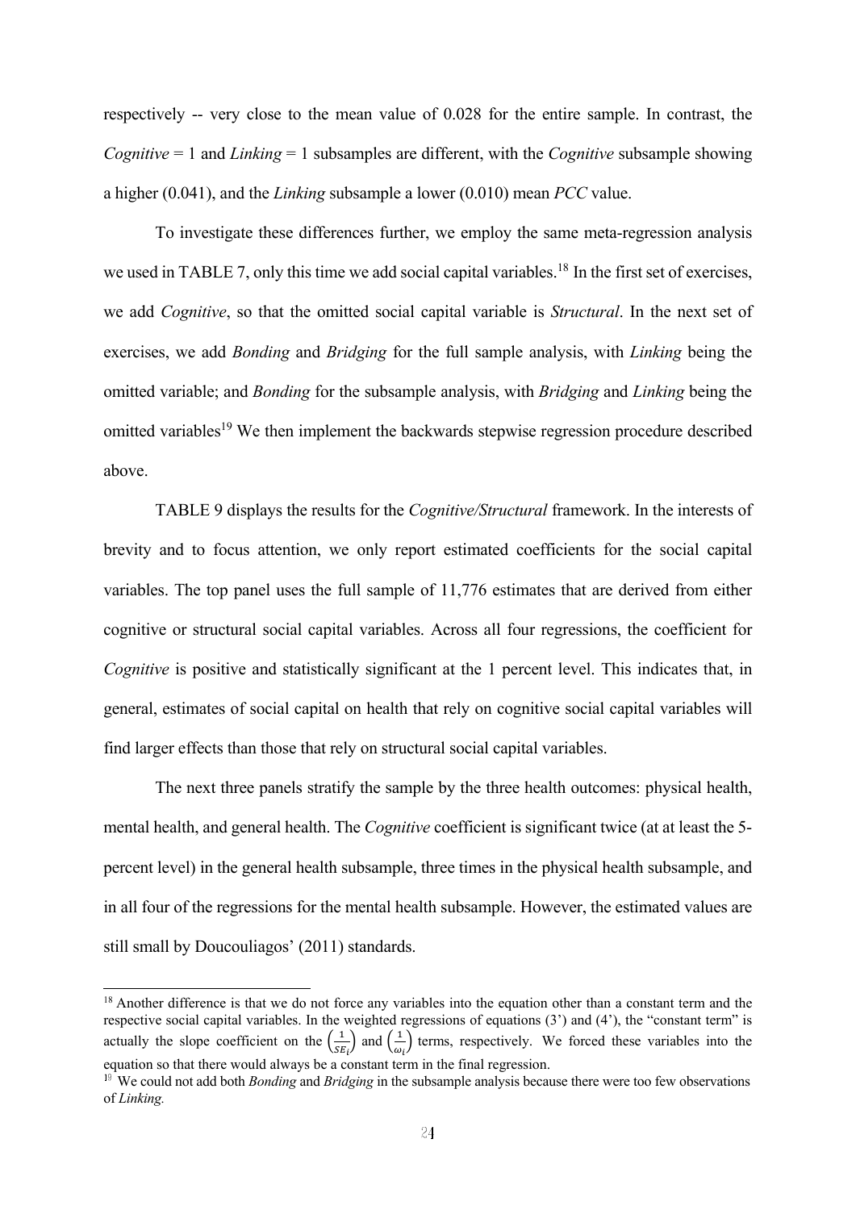respectively -- very close to the mean value of 0.028 for the entire sample. In contrast, the *Cognitive* = 1 and *Linking* = 1 subsamples are different, with the *Cognitive* subsample showing a higher (0.041), and the *Linking* subsample a lower (0.010) mean *PCC* value.

To investigate these differences further, we employ the same meta-regression analysis we used in TABLE 7, only this time we add social capital variables.[18] In the first set of exercises, we add *Cognitive*, so that the omitted social capital variable is *Structural*. In the next set of exercises, we add *Bonding* and *Bridging* for the full sample analysis, with *Linking* being the omitted variable; and *Bonding* for the subsample analysis, with *Bridging* and *Linking* being the omitted variables[19] We then implement the backwards stepwise regression procedure described above.

TABLE 9 displays the results for the *Cognitive/Structural* framework. In the interests of brevity and to focus attention, we only report estimated coefficients for the social capital variables. The top panel uses the full sample of 11,776 estimates that are derived from either cognitive or structural social capital variables. Across all four regressions, the coefficient for *Cognitive* is positive and statistically significant at the 1 percent level. This indicates that, in general, estimates of social capital on health that rely on cognitive social capital variables will find larger effects than those that rely on structural social capital variables.

The next three panels stratify the sample by the three health outcomes: physical health, mental health, and general health. The *Cognitive* coefficient is significant twice (at at least the 5-percent level) in the general health subsample, three times in the physical health subsample, and in all four of the regressions for the mental health subsample. However, the estimated values are still small by Doucouliagos' (2011) standards.

[18] Another difference is that we do not force any variables into the equation other than a constant term and the respective social capital variables. In the weighted regressions of equations (3') and (4'), the "constant term" is actually the slope coefficient on the $\left(\frac{1}{SE_i}\right)$ and $\left(\frac{1}{\omega_i}\right)$ terms, respectively. We forced these variables into the equation so that there would always be a constant term in the final regression.

[19] We could not add both *Bonding* and *Bridging* in the subsample analysis because there were too few observations of *Linking.*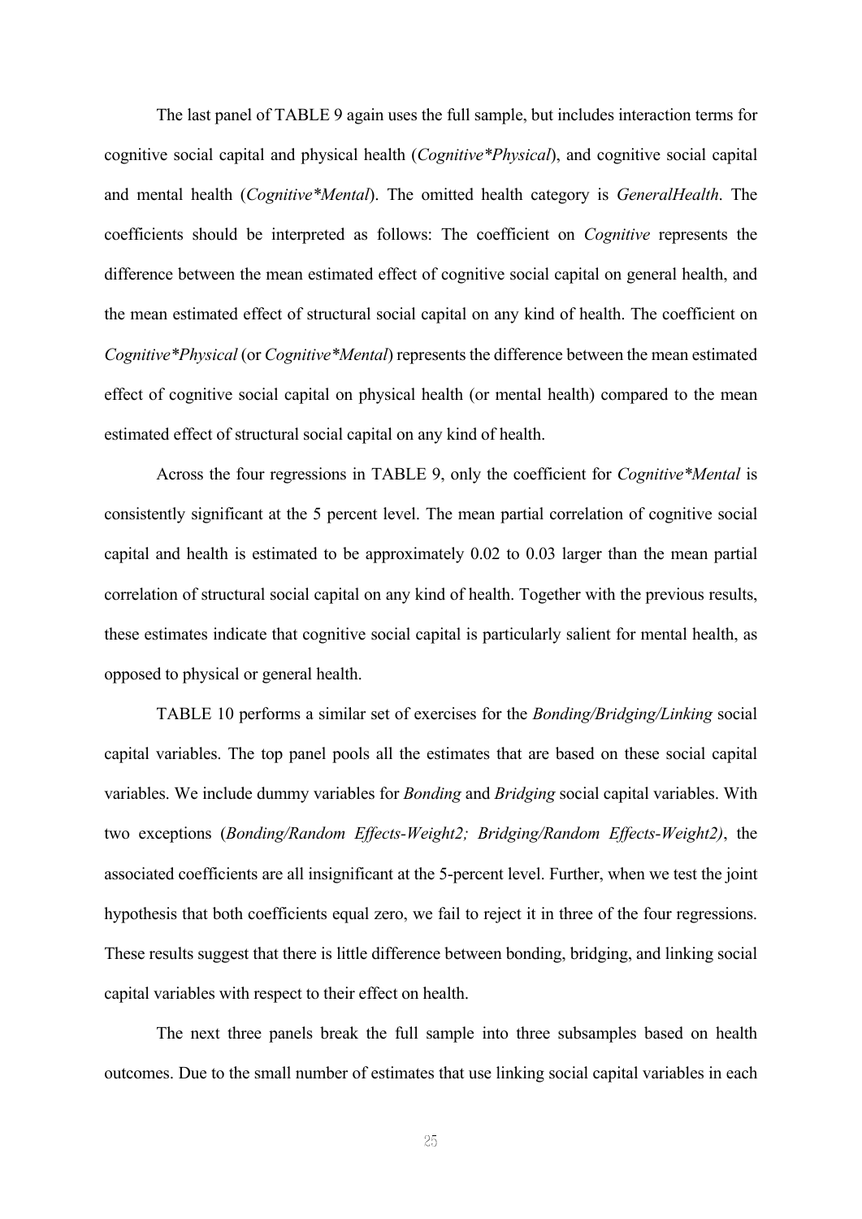The last panel of TABLE 9 again uses the full sample, but includes interaction terms for cognitive social capital and physical health (*Cognitive*\*Physical*), and cognitive social capital and mental health (*Cognitive*\*Mental*). The omitted health category is *GeneralHealth*. The coefficients should be interpreted as follows: The coefficient on *Cognitive* represents the difference between the mean estimated effect of cognitive social capital on general health, and the mean estimated effect of structural social capital on any kind of health. The coefficient on *Cognitive*\*Physical* (or *Cognitive*\*Mental*) represents the difference between the mean estimated effect of cognitive social capital on physical health (or mental health) compared to the mean estimated effect of structural social capital on any kind of health.

Across the four regressions in TABLE 9, only the coefficient for *Cognitive*\*Mental* is consistently significant at the 5 percent level. The mean partial correlation of cognitive social capital and health is estimated to be approximately 0.02 to 0.03 larger than the mean partial correlation of structural social capital on any kind of health. Together with the previous results, these estimates indicate that cognitive social capital is particularly salient for mental health, as opposed to physical or general health.

TABLE 10 performs a similar set of exercises for the *Bonding/Bridging/Linking* social capital variables. The top panel pools all the estimates that are based on these social capital variables. We include dummy variables for *Bonding* and *Bridging* social capital variables. With two exceptions (*Bonding/Random Effects-Weight2; Bridging/Random Effects-Weight2)*, the associated coefficients are all insignificant at the 5-percent level. Further, when we test the joint hypothesis that both coefficients equal zero, we fail to reject it in three of the four regressions. These results suggest that there is little difference between bonding, bridging, and linking social capital variables with respect to their effect on health.

The next three panels break the full sample into three subsamples based on health outcomes. Due to the small number of estimates that use linking social capital variables in each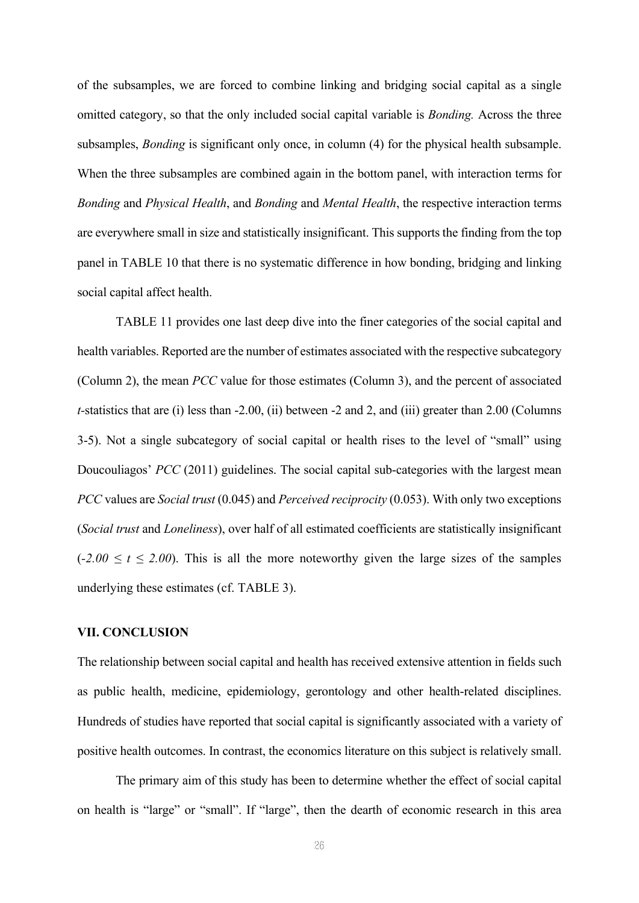of the subsamples, we are forced to combine linking and bridging social capital as a single omitted category, so that the only included social capital variable is *Bonding.* Across the three subsamples, *Bonding* is significant only once, in column (4) for the physical health subsample. When the three subsamples are combined again in the bottom panel, with interaction terms for *Bonding* and *Physical Health*, and *Bonding* and *Mental Health*, the respective interaction terms are everywhere small in size and statistically insignificant. This supports the finding from the top panel in TABLE 10 that there is no systematic difference in how bonding, bridging and linking social capital affect health.

TABLE 11 provides one last deep dive into the finer categories of the social capital and health variables. Reported are the number of estimates associated with the respective subcategory (Column 2), the mean *PCC* value for those estimates (Column 3), and the percent of associated *t*-statistics that are (i) less than -2.00, (ii) between -2 and 2, and (iii) greater than 2.00 (Columns 3-5). Not a single subcategory of social capital or health rises to the level of "small" using Doucouliagos' *PCC* (2011) guidelines. The social capital sub-categories with the largest mean *PCC* values are *Social trust* (0.045) and *Perceived reciprocity* (0.053). With only two exceptions (*Social trust* and *Loneliness*), over half of all estimated coefficients are statistically insignificant ($-2.00 \leq t \leq 2.00$). This is all the more noteworthy given the large sizes of the samples underlying these estimates (cf. TABLE 3).

### VII. CONCLUSION

The relationship between social capital and health has received extensive attention in fields such as public health, medicine, epidemiology, gerontology and other health-related disciplines. Hundreds of studies have reported that social capital is significantly associated with a variety of positive health outcomes. In contrast, the economics literature on this subject is relatively small.

The primary aim of this study has been to determine whether the effect of social capital on health is "large" or "small". If "large", then the dearth of economic research in this area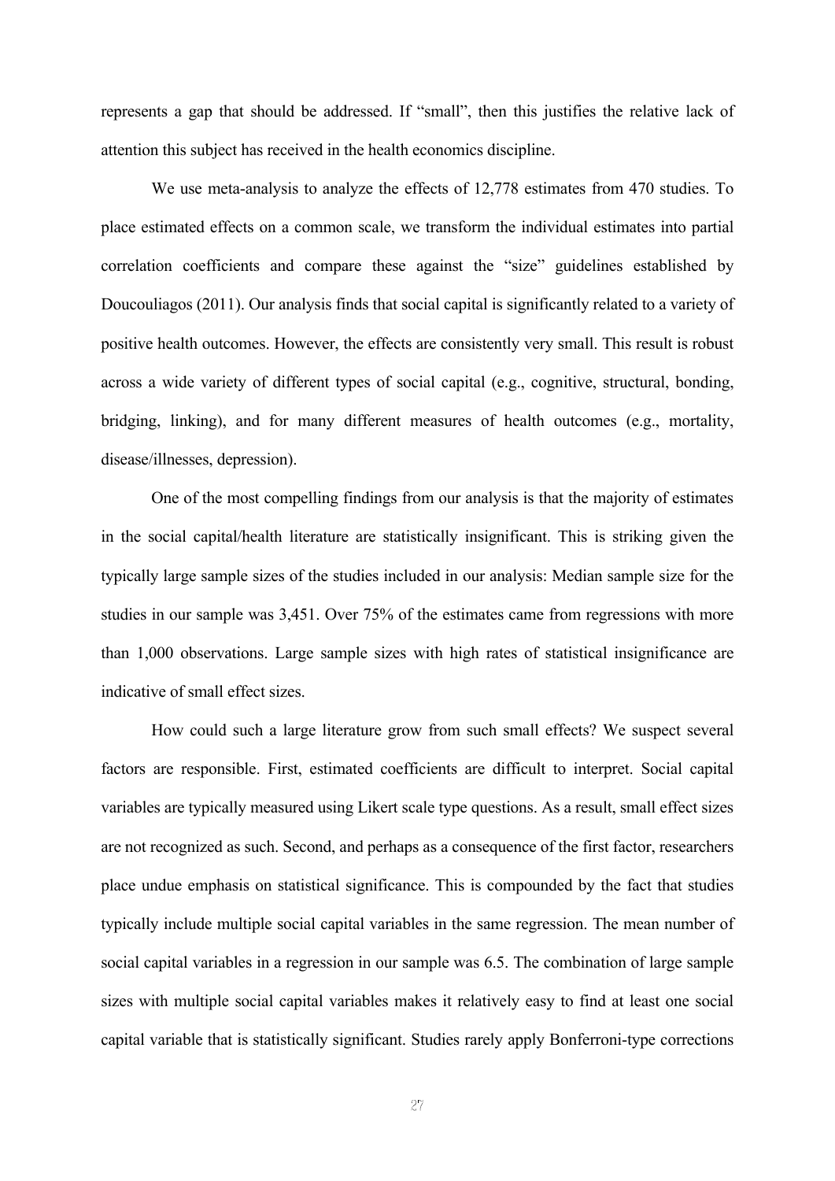represents a gap that should be addressed. If "small", then this justifies the relative lack of attention this subject has received in the health economics discipline.

We use meta-analysis to analyze the effects of 12,778 estimates from 470 studies. To place estimated effects on a common scale, we transform the individual estimates into partial correlation coefficients and compare these against the "size" guidelines established by Doucouliagos (2011). Our analysis finds that social capital is significantly related to a variety of positive health outcomes. However, the effects are consistently very small. This result is robust across a wide variety of different types of social capital (e.g., cognitive, structural, bonding, bridging, linking), and for many different measures of health outcomes (e.g., mortality, disease/illnesses, depression).

One of the most compelling findings from our analysis is that the majority of estimates in the social capital/health literature are statistically insignificant. This is striking given the typically large sample sizes of the studies included in our analysis: Median sample size for the studies in our sample was 3,451. Over 75% of the estimates came from regressions with more than 1,000 observations. Large sample sizes with high rates of statistical insignificance are indicative of small effect sizes.

How could such a large literature grow from such small effects? We suspect several factors are responsible. First, estimated coefficients are difficult to interpret. Social capital variables are typically measured using Likert scale type questions. As a result, small effect sizes are not recognized as such. Second, and perhaps as a consequence of the first factor, researchers place undue emphasis on statistical significance. This is compounded by the fact that studies typically include multiple social capital variables in the same regression. The mean number of social capital variables in a regression in our sample was 6.5. The combination of large sample sizes with multiple social capital variables makes it relatively easy to find at least one social capital variable that is statistically significant. Studies rarely apply Bonferroni-type corrections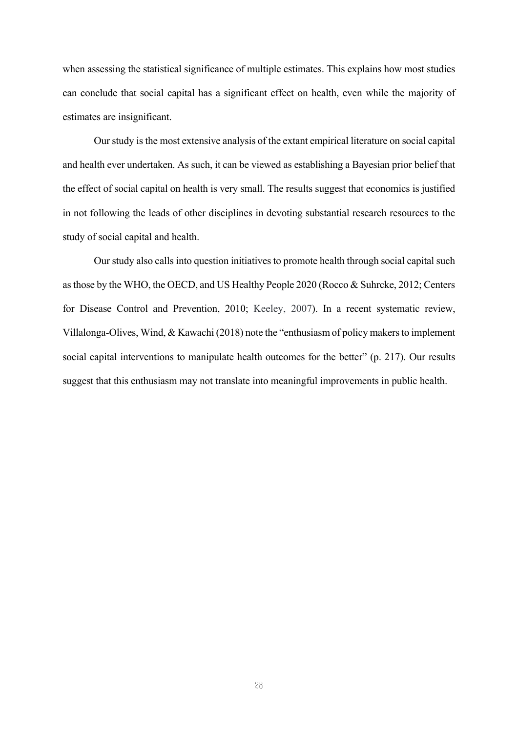when assessing the statistical significance of multiple estimates. This explains how most studies can conclude that social capital has a significant effect on health, even while the majority of estimates are insignificant.

Our study is the most extensive analysis of the extant empirical literature on social capital and health ever undertaken. As such, it can be viewed as establishing a Bayesian prior belief that the effect of social capital on health is very small. The results suggest that economics is justified in not following the leads of other disciplines in devoting substantial research resources to the study of social capital and health.

Our study also calls into question initiatives to promote health through social capital such as those by the WHO, the OECD, and US Healthy People 2020 (Rocco & Suhrcke, 2012; Centers for Disease Control and Prevention, 2010; Keeley, 2007). In a recent systematic review, Villalonga-Olives, Wind, & Kawachi (2018) note the "enthusiasm of policy makers to implement social capital interventions to manipulate health outcomes for the better" (p. 217). Our results suggest that this enthusiasm may not translate into meaningful improvements in public health.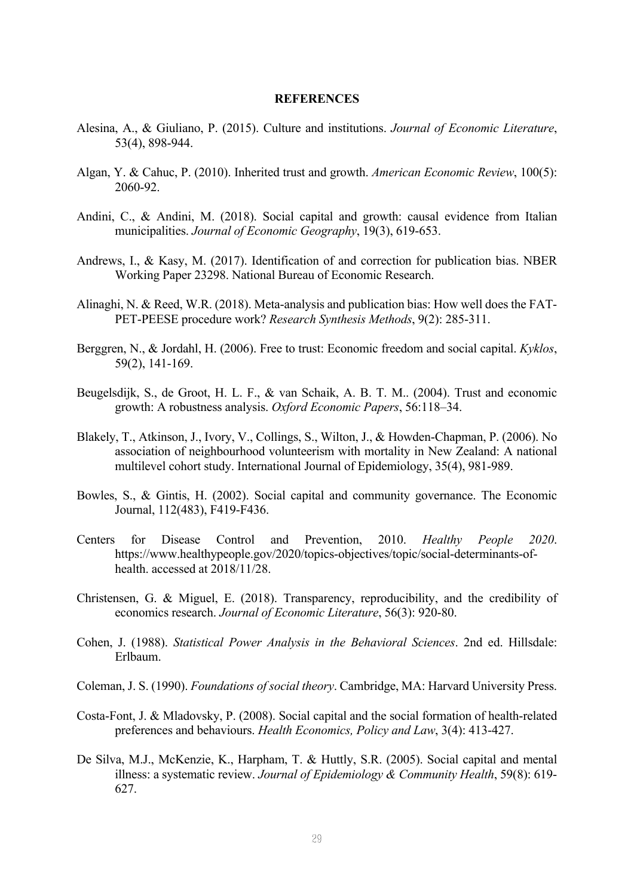## REFERENCES

Alesina, A., & Giuliano, P. (2015). Culture and institutions. *Journal of Economic Literature*, 53(4), 898-944.

Algan, Y. & Cahuc, P. (2010). Inherited trust and growth. *American Economic Review*, 100(5): 2060-92.

Andini, C., & Andini, M. (2018). Social capital and growth: causal evidence from Italian municipalities. *Journal of Economic Geography*, 19(3), 619-653.

Andrews, I., & Kasy, M. (2017). Identification of and correction for publication bias. NBER Working Paper 23298. National Bureau of Economic Research.

Alinaghi, N. & Reed, W.R. (2018). Meta-analysis and publication bias: How well does the FAT-PET-PEESE procedure work? *Research Synthesis Methods*, 9(2): 285-311.

Berggren, N., & Jordahl, H. (2006). Free to trust: Economic freedom and social capital. *Kyklos*, 59(2), 141-169.

Beugelsdijk, S., de Groot, H. L. F., & van Schaik, A. B. T. M.. (2004). Trust and economic growth: A robustness analysis. *Oxford Economic Papers*, 56:118–34.

Blakely, T., Atkinson, J., Ivory, V., Collings, S., Wilton, J., & Howden-Chapman, P. (2006). No association of neighbourhood volunteerism with mortality in New Zealand: A national multilevel cohort study. International Journal of Epidemiology, 35(4), 981-989.

Bowles, S., & Gintis, H. (2002). Social capital and community governance. The Economic Journal, 112(483), F419-F436.

Centers for Disease Control and Prevention, 2010. *Healthy People 2020*. https://www.healthypeople.gov/2020/topics-objectives/topic/social-determinants-of-health. accessed at 2018/11/28.

Christensen, G. & Miguel, E. (2018). Transparency, reproducibility, and the credibility of economics research. *Journal of Economic Literature*, 56(3): 920-80.

Cohen, J. (1988). *Statistical Power Analysis in the Behavioral Sciences*. 2nd ed. Hillsdale: Erlbaum.

Coleman, J. S. (1990). *Foundations of social theory*. Cambridge, MA: Harvard University Press.

Costa-Font, J. & Mladovsky, P. (2008). Social capital and the social formation of health-related preferences and behaviours. *Health Economics, Policy and Law*, 3(4): 413-427.

De Silva, M.J., McKenzie, K., Harpham, T. & Huttly, S.R. (2005). Social capital and mental illness: a systematic review. *Journal of Epidemiology & Community Health*, 59(8): 619-627.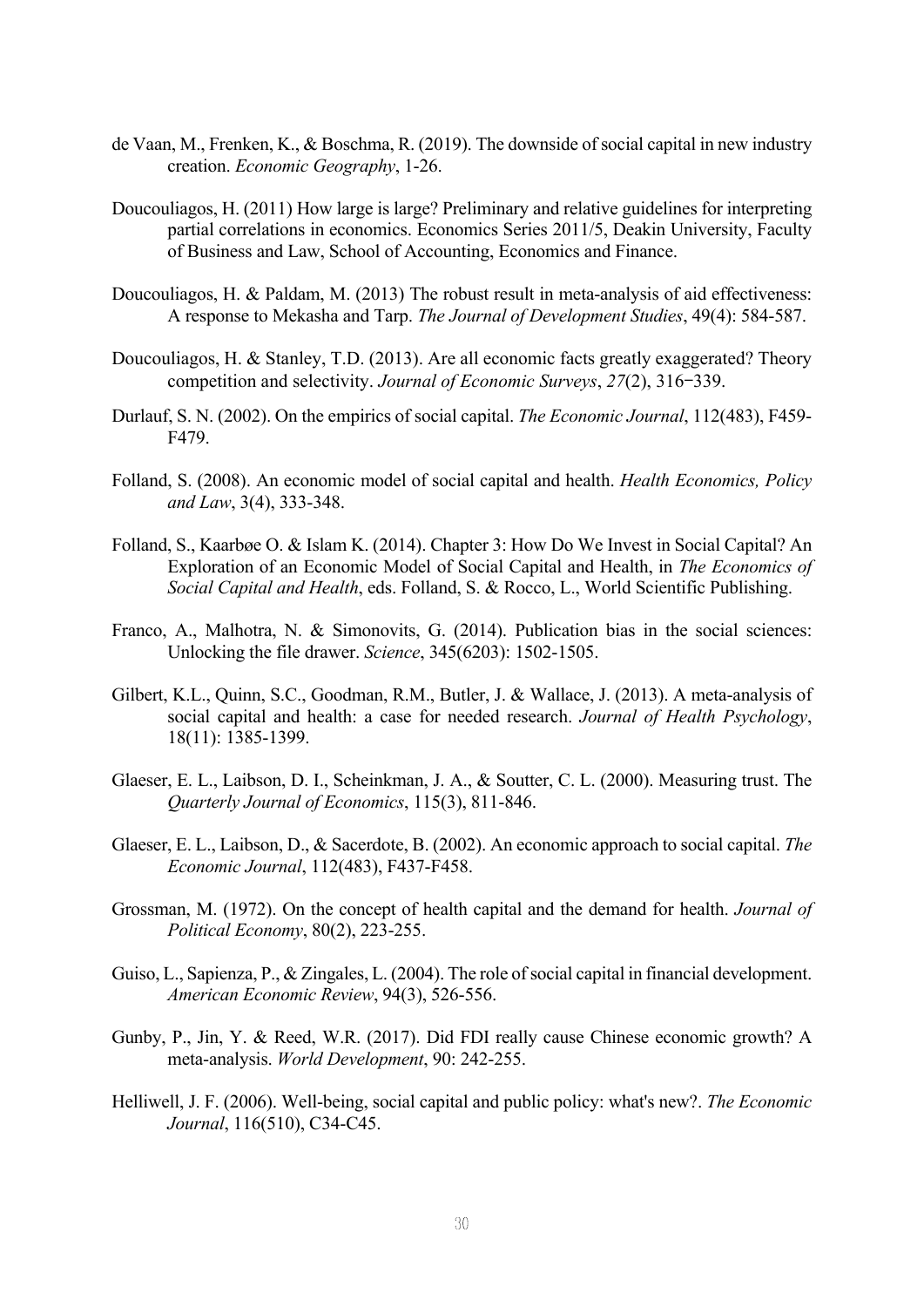de Vaan, M., Frenken, K., & Boschma, R. (2019). The downside of social capital in new industry creation. *Economic Geography*, 1-26.

Doucouliagos, H. (2011) How large is large? Preliminary and relative guidelines for interpreting partial correlations in economics. Economics Series 2011/5, Deakin University, Faculty of Business and Law, School of Accounting, Economics and Finance.

Doucouliagos, H. & Paldam, M. (2013) The robust result in meta-analysis of aid effectiveness: A response to Mekasha and Tarp. *The Journal of Development Studies*, 49(4): 584-587.

Doucouliagos, H. & Stanley, T.D. (2013). Are all economic facts greatly exaggerated? Theory competition and selectivity. *Journal of Economic Surveys*, *27*(2), 316‒339.

Durlauf, S. N. (2002). On the empirics of social capital. *The Economic Journal*, 112(483), F459-F479.

Folland, S. (2008). An economic model of social capital and health. *Health Economics, Policy and Law*, 3(4), 333-348.

Folland, S., Kaarbøe O. & Islam K. (2014). Chapter 3: How Do We Invest in Social Capital? An Exploration of an Economic Model of Social Capital and Health, in *The Economics of Social Capital and Health*, eds. Folland, S. & Rocco, L., World Scientific Publishing.

Franco, A., Malhotra, N. & Simonovits, G. (2014). Publication bias in the social sciences: Unlocking the file drawer. *Science*, 345(6203): 1502-1505.

Gilbert, K.L., Quinn, S.C., Goodman, R.M., Butler, J. & Wallace, J. (2013). A meta-analysis of social capital and health: a case for needed research. *Journal of Health Psychology*, 18(11): 1385-1399.

Glaeser, E. L., Laibson, D. I., Scheinkman, J. A., & Soutter, C. L. (2000). Measuring trust. The *Quarterly Journal of Economics*, 115(3), 811-846.

Glaeser, E. L., Laibson, D., & Sacerdote, B. (2002). An economic approach to social capital. *The Economic Journal*, 112(483), F437-F458.

Grossman, M. (1972). On the concept of health capital and the demand for health. *Journal of Political Economy*, 80(2), 223-255.

Guiso, L., Sapienza, P., & Zingales, L. (2004). The role of social capital in financial development. *American Economic Review*, 94(3), 526-556.

Gunby, P., Jin, Y. & Reed, W.R. (2017). Did FDI really cause Chinese economic growth? A meta-analysis. *World Development*, 90: 242-255.

Helliwell, J. F. (2006). Well-being, social capital and public policy: what's new?. *The Economic Journal*, 116(510), C34-C45.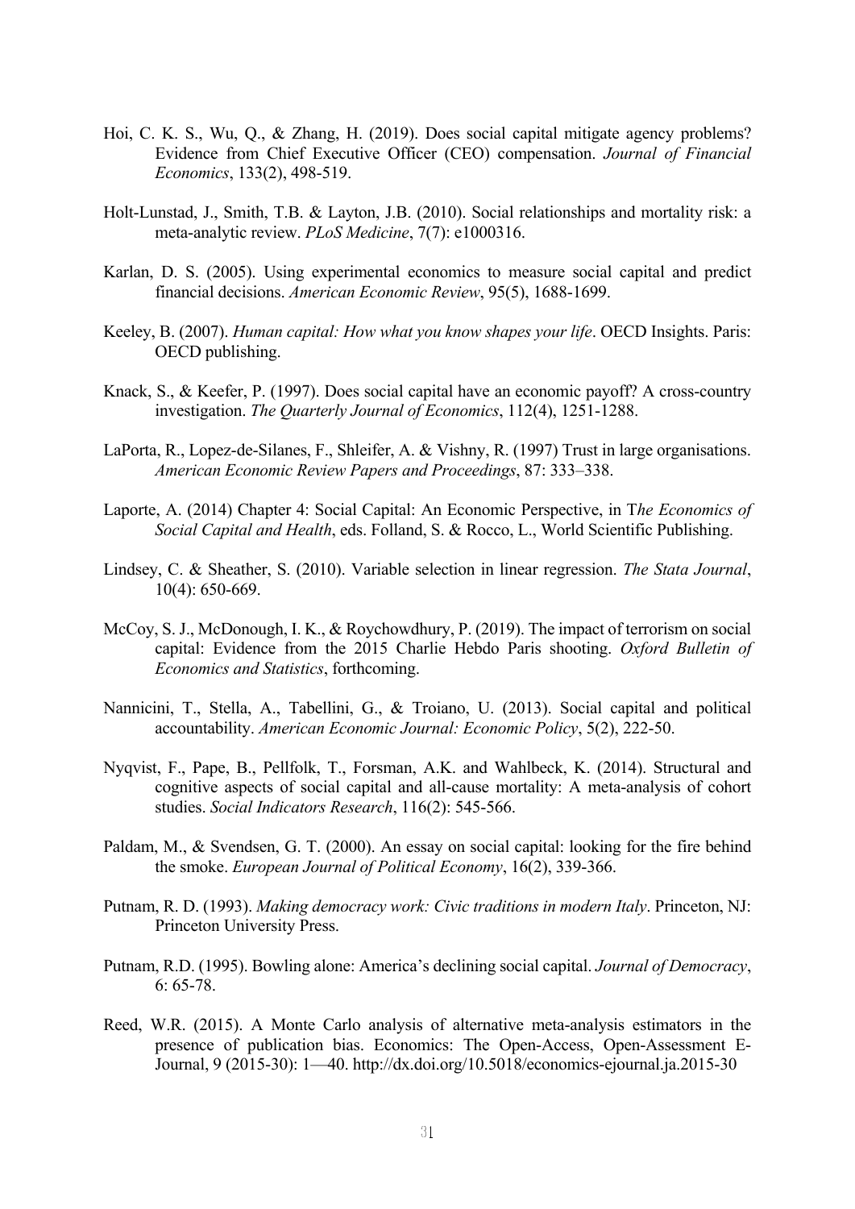Hoi, C. K. S., Wu, Q., & Zhang, H. (2019). Does social capital mitigate agency problems? Evidence from Chief Executive Officer (CEO) compensation. *Journal of Financial Economics*, 133(2), 498-519.

Holt-Lunstad, J., Smith, T.B. & Layton, J.B. (2010). Social relationships and mortality risk: a meta-analytic review. *PLoS Medicine*, 7(7): e1000316.

Karlan, D. S. (2005). Using experimental economics to measure social capital and predict financial decisions. *American Economic Review*, 95(5), 1688-1699.

Keeley, B. (2007). *Human capital: How what you know shapes your life*. OECD Insights. Paris: OECD publishing.

Knack, S., & Keefer, P. (1997). Does social capital have an economic payoff? A cross-country investigation. *The Quarterly Journal of Economics*, 112(4), 1251-1288.

LaPorta, R., Lopez-de-Silanes, F., Shleifer, A. & Vishny, R. (1997) Trust in large organisations. *American Economic Review Papers and Proceedings*, 87: 333–338.

Laporte, A. (2014) Chapter 4: Social Capital: An Economic Perspective, in T*he Economics of Social Capital and Health*, eds. Folland, S. & Rocco, L., World Scientific Publishing.

Lindsey, C. & Sheather, S. (2010). Variable selection in linear regression. *The Stata Journal*, 10(4): 650-669.

McCoy, S. J., McDonough, I. K., & Roychowdhury, P. (2019). The impact of terrorism on social capital: Evidence from the 2015 Charlie Hebdo Paris shooting. *Oxford Bulletin of Economics and Statistics*, forthcoming.

Nannicini, T., Stella, A., Tabellini, G., & Troiano, U. (2013). Social capital and political accountability. *American Economic Journal: Economic Policy*, 5(2), 222-50.

Nyqvist, F., Pape, B., Pellfolk, T., Forsman, A.K. and Wahlbeck, K. (2014). Structural and cognitive aspects of social capital and all-cause mortality: A meta-analysis of cohort studies. *Social Indicators Research*, 116(2): 545-566.

Paldam, M., & Svendsen, G. T. (2000). An essay on social capital: looking for the fire behind the smoke. *European Journal of Political Economy*, 16(2), 339-366.

Putnam, R. D. (1993). *Making democracy work: Civic traditions in modern Italy*. Princeton, NJ: Princeton University Press.

Putnam, R.D. (1995). Bowling alone: America's declining social capital. *Journal of Democracy*, 6: 65-78.

Reed, W.R. (2015). A Monte Carlo analysis of alternative meta-analysis estimators in the presence of publication bias. Economics: The Open-Access, Open-Assessment E-Journal, 9 (2015-30): 1—40. http://dx.doi.org/10.5018/economics-ejournal.ja.2015-30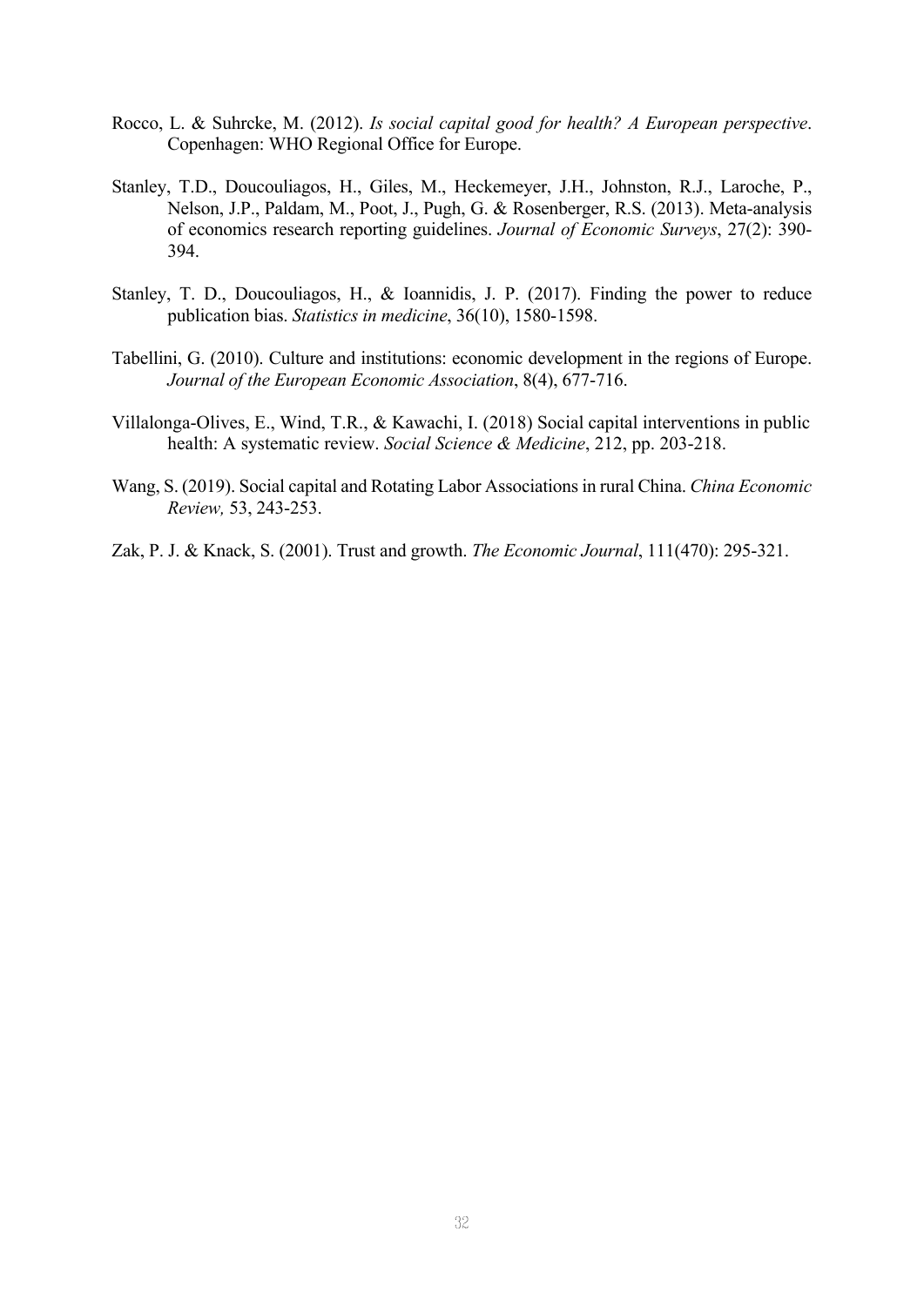Rocco, L. & Suhrcke, M. (2012). *Is social capital good for health? A European perspective*. Copenhagen: WHO Regional Office for Europe.

Stanley, T.D., Doucouliagos, H., Giles, M., Heckemeyer, J.H., Johnston, R.J., Laroche, P., Nelson, J.P., Paldam, M., Poot, J., Pugh, G. & Rosenberger, R.S. (2013). Meta-analysis of economics research reporting guidelines. *Journal of Economic Surveys*, 27(2): 390-394.

Stanley, T. D., Doucouliagos, H., & Ioannidis, J. P. (2017). Finding the power to reduce publication bias. *Statistics in medicine*, 36(10), 1580-1598.

Tabellini, G. (2010). Culture and institutions: economic development in the regions of Europe. *Journal of the European Economic Association*, 8(4), 677-716.

Villalonga-Olives, E., Wind, T.R., & Kawachi, I. (2018) Social capital interventions in public health: A systematic review. *Social Science & Medicine*, 212, pp. 203-218.

Wang, S. (2019). Social capital and Rotating Labor Associations in rural China. *China Economic Review,* 53, 243-253.

Zak, P. J. & Knack, S. (2001). Trust and growth. *The Economic Journal*, 111(470): 295-321.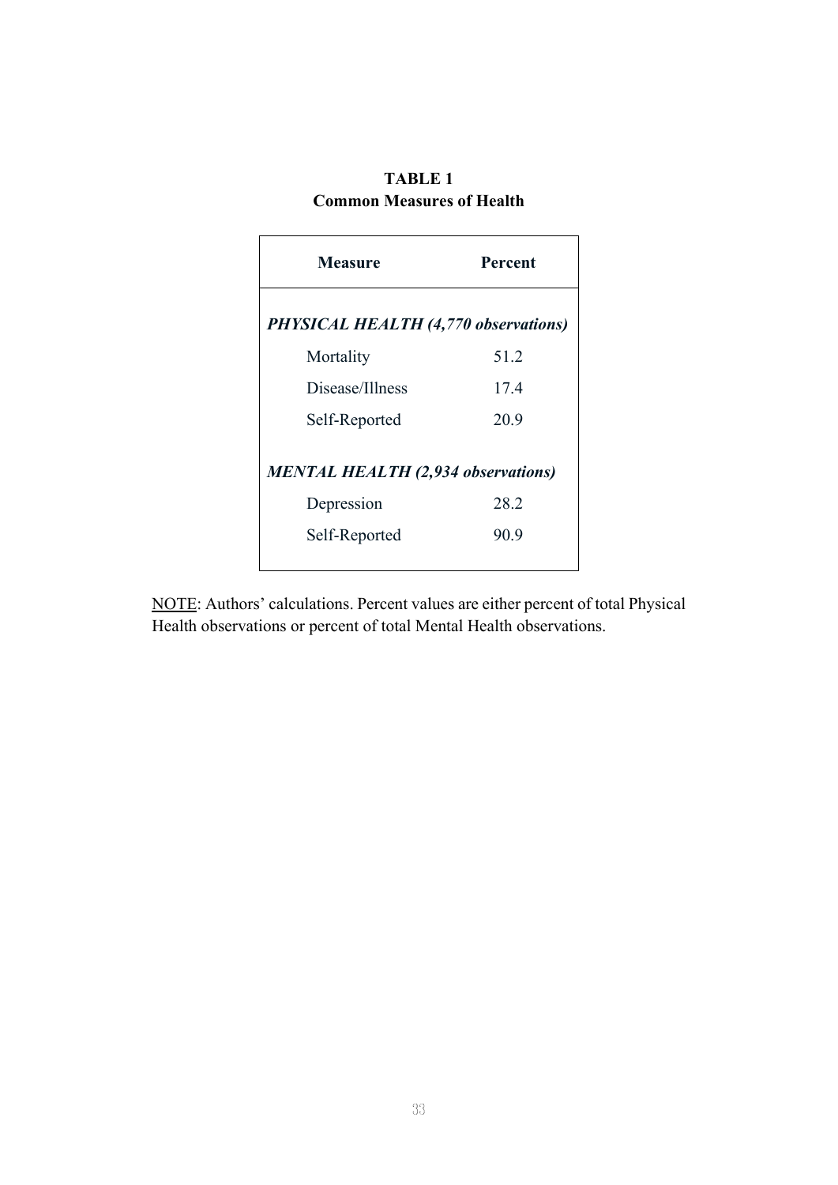**TABLE 1**
**Common Measures of Health**

| Measure | Percent |
|---|---|
| ***PHYSICAL HEALTH (4,770 observations)*** | |
| Mortality | 51.2 |
| Disease/Illness | 17.4 |
| Self-Reported | 20.9 |
| ***MENTAL HEALTH (2,934 observations)*** | |
| Depression | 28.2 |
| Self-Reported | 90.9 |

NOTE: Authors' calculations. Percent values are either percent of total Physical Health observations or percent of total Mental Health observations.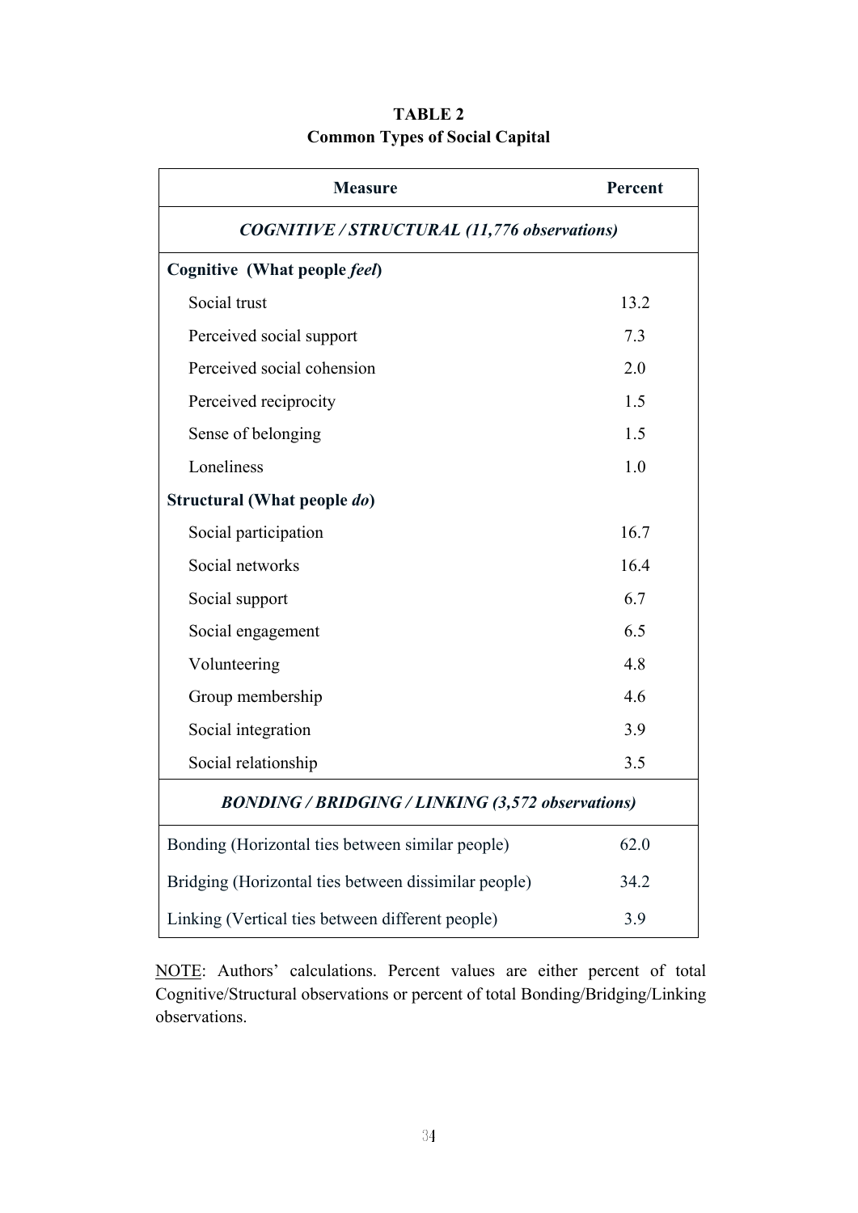**TABLE 2**
**Common Types of Social Capital**

| Measure | Percent |
|---|---|
| ***COGNITIVE / STRUCTURAL (11,776 observations)*** | |
| **Cognitive (What people *feel*)** | |
| Social trust | 13.2 |
| Perceived social support | 7.3 |
| Perceived social cohension | 2.0 |
| Perceived reciprocity | 1.5 |
| Sense of belonging | 1.5 |
| Loneliness | 1.0 |
| **Structural (What people *do*)** | |
| Social participation | 16.7 |
| Social networks | 16.4 |
| Social support | 6.7 |
| Social engagement | 6.5 |
| Volunteering | 4.8 |
| Group membership | 4.6 |
| Social integration | 3.9 |
| Social relationship | 3.5 |
| ***BONDING / BRIDGING / LINKING (3,572 observations)*** | |
| Bonding (Horizontal ties between similar people) | 62.0 |
| Bridging (Horizontal ties between dissimilar people) | 34.2 |
| Linking (Vertical ties between different people) | 3.9 |

NOTE: Authors' calculations. Percent values are either percent of total Cognitive/Structural observations or percent of total Bonding/Bridging/Linking observations.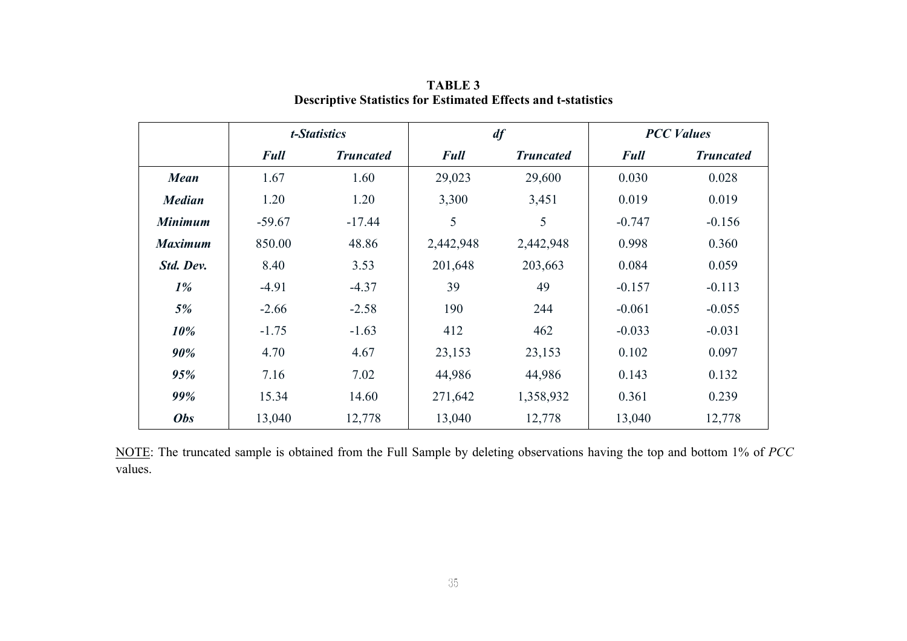**TABLE 3**
**Descriptive Statistics for Estimated Effects and t-statistics**

| | ***t-Statistics*** | | ***df*** | | ***PCC Values*** | |
|---|---|---|---|---|---|---|
| | ***Full*** | ***Truncated*** | ***Full*** | ***Truncated*** | ***Full*** | ***Truncated*** |
| ***Mean*** | 1.67 | 1.60 | 29,023 | 29,600 | 0.030 | 0.028 |
| ***Median*** | 1.20 | 1.20 | 3,300 | 3,451 | 0.019 | 0.019 |
| ***Minimum*** | -59.67 | -17.44 | 5 | 5 | -0.747 | -0.156 |
| ***Maximum*** | 850.00 | 48.86 | 2,442,948 | 2,442,948 | 0.998 | 0.360 |
| ***Std. Dev.*** | 8.40 | 3.53 | 201,648 | 203,663 | 0.084 | 0.059 |
| ***1%*** | -4.91 | -4.37 | 39 | 49 | -0.157 | -0.113 |
| ***5%*** | -2.66 | -2.58 | 190 | 244 | -0.061 | -0.055 |
| ***10%*** | -1.75 | -1.63 | 412 | 462 | -0.033 | -0.031 |
| ***90%*** | 4.70 | 4.67 | 23,153 | 23,153 | 0.102 | 0.097 |
| ***95%*** | 7.16 | 7.02 | 44,986 | 44,986 | 0.143 | 0.132 |
| ***99%*** | 15.34 | 14.60 | 271,642 | 1,358,932 | 0.361 | 0.239 |
| ***Obs*** | 13,040 | 12,778 | 13,040 | 12,778 | 13,040 | 12,778 |

NOTE: The truncated sample is obtained from the Full Sample by deleting observations having the top and bottom 1% of *PCC* values.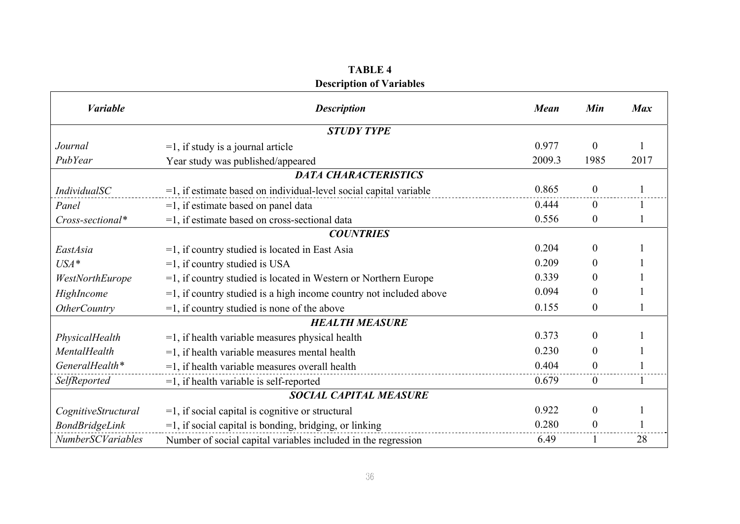**TABLE 4**
**Description of Variables**

| *Variable* | *Description* | *Mean* | *Min* | *Max* |
|---|---|---|---|---|
| | ***STUDY TYPE*** | | | |
| *Journal* | =1, if study is a journal article | 0.977 | 0 | 1 |
| *PubYear* | Year study was published/appeared | 2009.3 | 1985 | 2017 |
| | ***DATA CHARACTERISTICS*** | | | |
| *IndividualSC* | =1, if estimate based on individual-level social capital variable | 0.865 | 0 | 1 |
| *Panel* | =1, if estimate based on panel data | 0.444 | 0 | 1 |
| *Cross-sectional** | =1, if estimate based on cross-sectional data | 0.556 | 0 | 1 |
| | ***COUNTRIES*** | | | |
| *EastAsia* | =1, if country studied is located in East Asia | 0.204 | 0 | 1 |
| *USA** | =1, if country studied is USA | 0.209 | 0 | 1 |
| *WestNorthEurope* | =1, if country studied is located in Western or Northern Europe | 0.339 | 0 | 1 |
| *HighIncome* | =1, if country studied is a high income country not included above | 0.094 | 0 | 1 |
| *OtherCountry* | =1, if country studied is none of the above | 0.155 | 0 | 1 |
| | ***HEALTH MEASURE*** | | | |
| *PhysicalHealth* | =1, if health variable measures physical health | 0.373 | 0 | 1 |
| *MentalHealth* | =1, if health variable measures mental health | 0.230 | 0 | 1 |
| *GeneralHealth** | =1, if health variable measures overall health | 0.404 | 0 | 1 |
| *SelfReported* | =1, if health variable is self-reported | 0.679 | 0 | 1 |
| | ***SOCIAL CAPITAL MEASURE*** | | | |
| *CognitiveStructural* | =1, if social capital is cognitive or structural | 0.922 | 0 | 1 |
| *BondBridgeLink* | =1, if social capital is bonding, bridging, or linking | 0.280 | 0 | 1 |
| *NumberSCVariables* | Number of social capital variables included in the regression | 6.49 | 1 | 28 |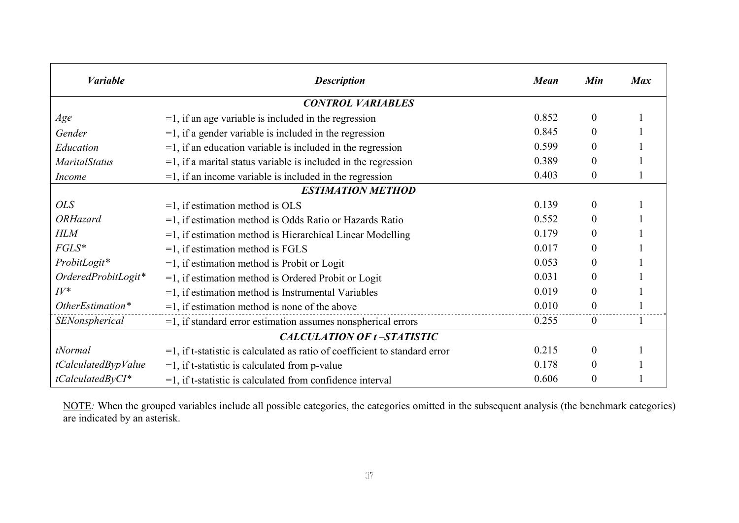| *Variable* | *Description* | *Mean* | *Min* | *Max* |
|---|---|---|---|---|
| | ***CONTROL VARIABLES*** | | | |
| *Age* | =1, if an age variable is included in the regression | 0.852 | 0 | 1 |
| *Gender* | =1, if a gender variable is included in the regression | 0.845 | 0 | 1 |
| *Education* | =1, if an education variable is included in the regression | 0.599 | 0 | 1 |
| *MaritalStatus* | =1, if a marital status variable is included in the regression | 0.389 | 0 | 1 |
| *Income* | =1, if an income variable is included in the regression | 0.403 | 0 | 1 |
| | ***ESTIMATION METHOD*** | | | |
| *OLS* | =1, if estimation method is OLS | 0.139 | 0 | 1 |
| *ORHazard* | =1, if estimation method is Odds Ratio or Hazards Ratio | 0.552 | 0 | 1 |
| *HLM* | =1, if estimation method is Hierarchical Linear Modelling | 0.179 | 0 | 1 |
| *FGLS** | =1, if estimation method is FGLS | 0.017 | 0 | 1 |
| *ProbitLogit** | =1, if estimation method is Probit or Logit | 0.053 | 0 | 1 |
| *OrderedProbitLogit** | =1, if estimation method is Ordered Probit or Logit | 0.031 | 0 | 1 |
| *IV** | =1, if estimation method is Instrumental Variables | 0.019 | 0 | 1 |
| *OtherEstimation** | =1, if estimation method is none of the above | 0.010 | 0 | 1 |
| *SENonspherical* | =1, if standard error estimation assumes nonspherical errors | 0.255 | 0 | 1 |
| | ***CALCULATION OF t –STATISTIC*** | | | |
| *tNormal* | =1, if t-statistic is calculated as ratio of coefficient to standard error | 0.215 | 0 | 1 |
| *tCalculatedBypValue* | =1, if t-statistic is calculated from p-value | 0.178 | 0 | 1 |
| *tCalculatedByCI** | =1, if t-statistic is calculated from confidence interval | 0.606 | 0 | 1 |

NOTE*:* When the grouped variables include all possible categories, the categories omitted in the subsequent analysis (the benchmark categories) are indicated by an asterisk.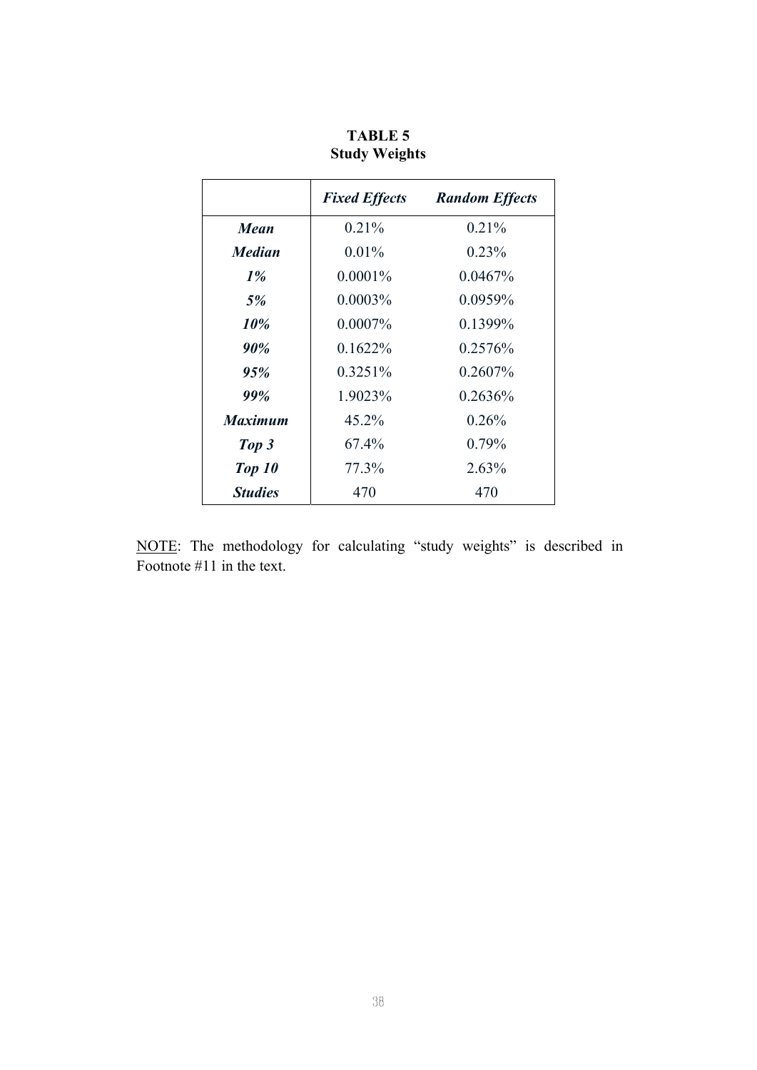**TABLE 5**
**Study Weights**

| | ***Fixed Effects*** | ***Random Effects*** |
|---|---|---|
| ***Mean*** | 0.21% | 0.21% |
| ***Median*** | 0.01% | 0.23% |
| ***1%*** | 0.0001% | 0.0467% |
| ***5%*** | 0.0003% | 0.0959% |
| ***10%*** | 0.0007% | 0.1399% |
| ***90%*** | 0.1622% | 0.2576% |
| ***95%*** | 0.3251% | 0.2607% |
| ***99%*** | 1.9023% | 0.2636% |
| ***Maximum*** | 45.2% | 0.26% |
| ***Top 3*** | 67.4% | 0.79% |
| ***Top 10*** | 77.3% | 2.63% |
| ***Studies*** | 470 | 470 |

NOTE: The methodology for calculating "study weights" is described in Footnote #11 in the text.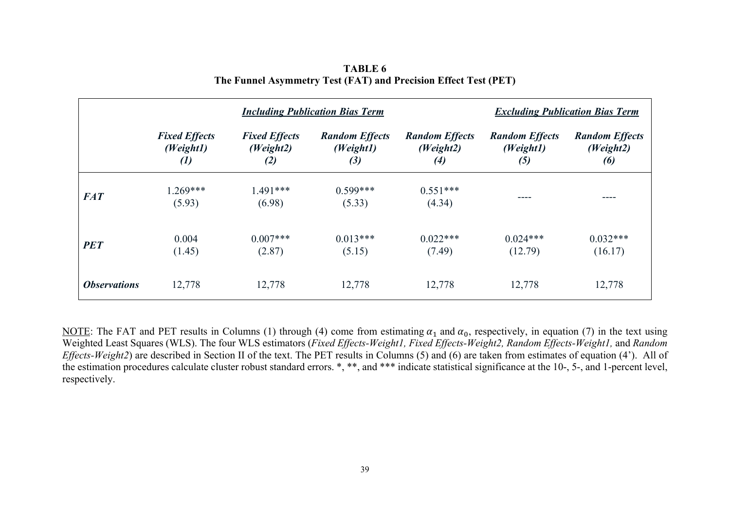**TABLE 6**
**The Funnel Asymmetry Test (FAT) and Precision Effect Test (PET)**

| | ***Including Publication Bias Term*** | | | | ***Excluding Publication Bias Term*** | |
|---|---|---|---|---|---|---|
| | ***Fixed Effects (Weight1) (1)*** | ***Fixed Effects (Weight2) (2)*** | ***Random Effects (Weight1) (3)*** | ***Random Effects (Weight2) (4)*** | ***Random Effects (Weight1) (5)*** | ***Random Effects (Weight2) (6)*** |
| ***FAT*** | 1.269*** (5.93) | 1.491*** (6.98) | 0.599*** (5.33) | 0.551*** (4.34) | ---- | ---- |
| ***PET*** | 0.004 (1.45) | 0.007*** (2.87) | 0.013*** (5.15) | 0.022*** (7.49) | 0.024*** (12.79) | 0.032*** (16.17) |
| ***Observations*** | 12,778 | 12,778 | 12,778 | 12,778 | 12,778 | 12,778 |

NOTE: The FAT and PET results in Columns (1) through (4) come from estimating $\alpha_1$ and $\alpha_0$, respectively, in equation (7) in the text using Weighted Least Squares (WLS). The four WLS estimators (*Fixed Effects-Weight1, Fixed Effects-Weight2, Random Effects-Weight1,* and *Random Effects-Weight2*) are described in Section II of the text. The PET results in Columns (5) and (6) are taken from estimates of equation (4'). All of the estimation procedures calculate cluster robust standard errors. *, **, and *** indicate statistical significance at the 10-, 5-, and 1-percent level, respectively.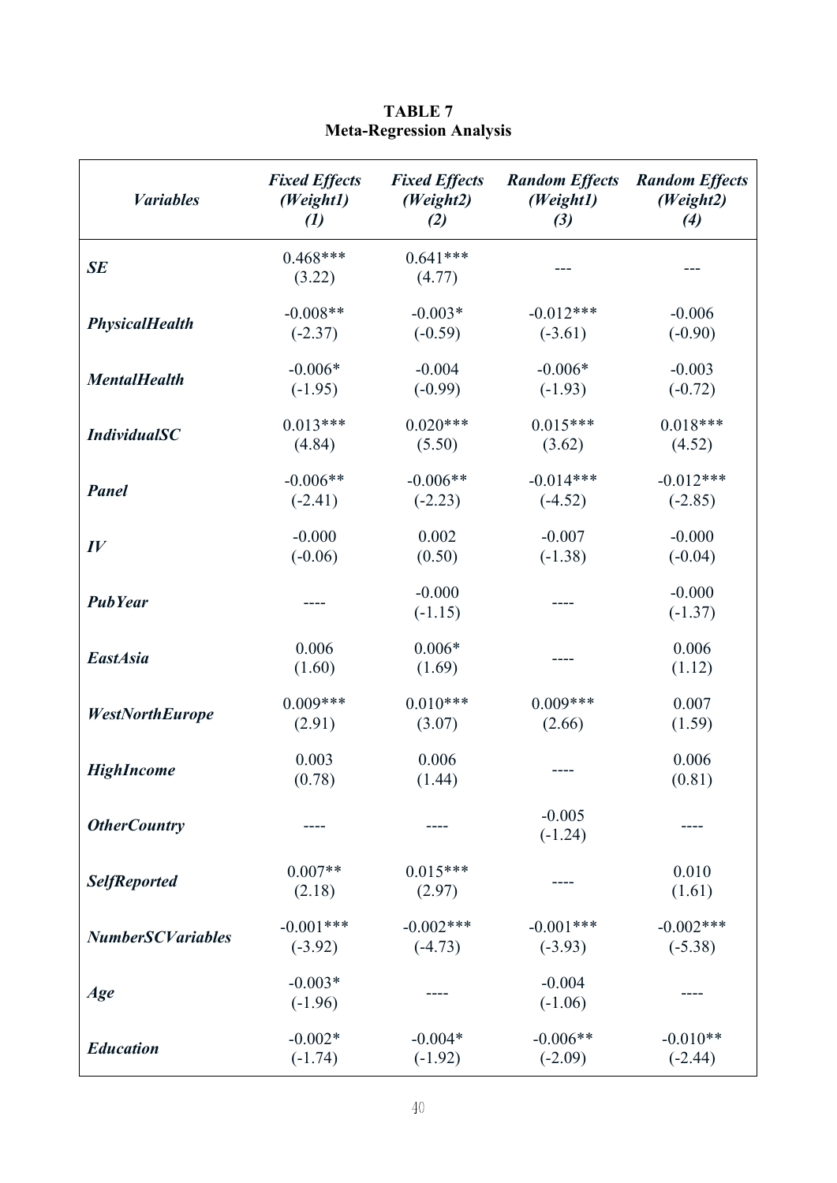**TABLE 7**
**Meta-Regression Analysis**

| *Variables* | *Fixed Effects (Weight1) (1)* | *Fixed Effects (Weight2) (2)* | *Random Effects (Weight1) (3)* | *Random Effects (Weight2) (4)* |
|---|---|---|---|---|
| ***SE*** | 0.468*** (3.22) | 0.641*** (4.77) | --- | --- |
| ***PhysicalHealth*** | -0.008** (-2.37) | -0.003* (-0.59) | -0.012*** (-3.61) | -0.006 (-0.90) |
| ***MentalHealth*** | -0.006* (-1.95) | -0.004 (-0.99) | -0.006* (-1.93) | -0.003 (-0.72) |
| ***IndividualSC*** | 0.013*** (4.84) | 0.020*** (5.50) | 0.015*** (3.62) | 0.018*** (4.52) |
| ***Panel*** | -0.006** (-2.41) | -0.006** (-2.23) | -0.014*** (-4.52) | -0.012*** (-2.85) |
| ***IV*** | -0.000 (-0.06) | 0.002 (0.50) | -0.007 (-1.38) | -0.000 (-0.04) |
| ***PubYear*** | ---- | -0.000 (-1.15) | ---- | -0.000 (-1.37) |
| ***EastAsia*** | 0.006 (1.60) | 0.006* (1.69) | ---- | 0.006 (1.12) |
| ***WestNorthEurope*** | 0.009*** (2.91) | 0.010*** (3.07) | 0.009*** (2.66) | 0.007 (1.59) |
| ***HighIncome*** | 0.003 (0.78) | 0.006 (1.44) | ---- | 0.006 (0.81) |
| ***OtherCountry*** | ---- | ---- | -0.005 (-1.24) | ---- |
| ***SelfReported*** | 0.007** (2.18) | 0.015*** (2.97) | ---- | 0.010 (1.61) |
| ***NumberSCVariables*** | -0.001*** (-3.92) | -0.002*** (-4.73) | -0.001*** (-3.93) | -0.002*** (-5.38) |
| ***Age*** | -0.003* (-1.96) | ---- | -0.004 (-1.06) | ---- |
| ***Education*** | -0.002* (-1.74) | -0.004* (-1.92) | -0.006** (-2.09) | -0.010** (-2.44) |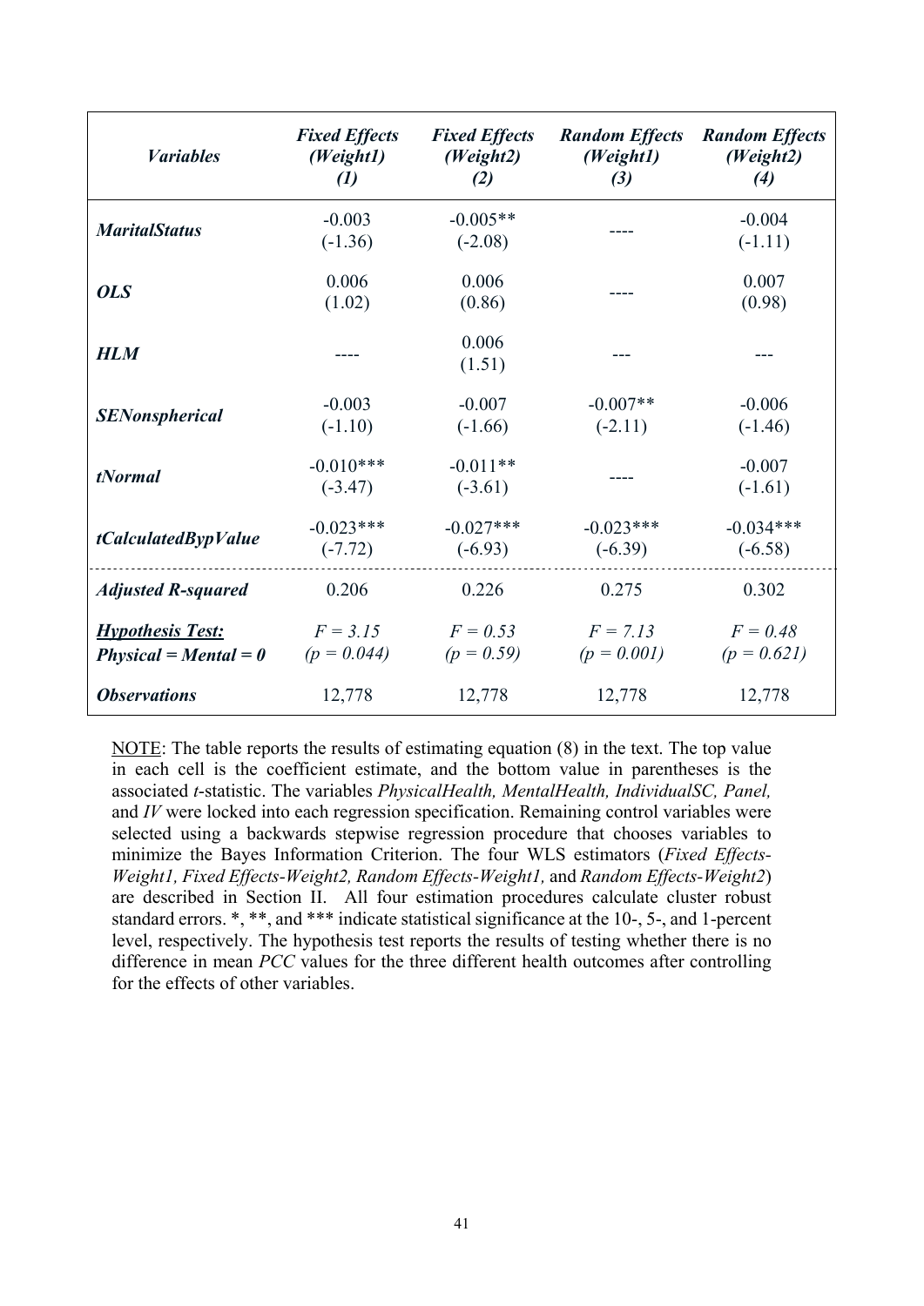| *Variables* | *Fixed Effects (Weight1) (1)* | *Fixed Effects (Weight2) (2)* | *Random Effects (Weight1) (3)* | *Random Effects (Weight2) (4)* |
|---|---|---|---|---|
| ***MaritalStatus*** | -0.003<br>(-1.36) | -0.005**<br>(-2.08) | ---- | -0.004<br>(-1.11) |
| ***OLS*** | 0.006<br>(1.02) | 0.006<br>(0.86) | ---- | 0.007<br>(0.98) |
| ***HLM*** | ---- | 0.006<br>(1.51) | --- | --- |
| ***SENonspherical*** | -0.003<br>(-1.10) | -0.007<br>(-1.66) | -0.007**<br>(-2.11) | -0.006<br>(-1.46) |
| ***tNormal*** | -0.010***<br>(-3.47) | -0.011**<br>(-3.61) | ---- | -0.007<br>(-1.61) |
| ***tCalculatedBypValue*** | -0.023***<br>(-7.72) | -0.027***<br>(-6.93) | -0.023***<br>(-6.39) | -0.034***<br>(-6.58) |
| ***Adjusted R-squared*** | 0.206 | 0.226 | 0.275 | 0.302 |
| ***Hypothesis Test: Physical = Mental = 0*** | *F = 3.15*<br>*(p = 0.044)* | *F = 0.53*<br>*(p = 0.59)* | *F = 7.13*<br>*(p = 0.001)* | *F = 0.48*<br>*(p = 0.621)* |
| ***Observations*** | 12,778 | 12,778 | 12,778 | 12,778 |

NOTE: The table reports the results of estimating equation (8) in the text. The top value in each cell is the coefficient estimate, and the bottom value in parentheses is the associated *t*-statistic. The variables *PhysicalHealth, MentalHealth, IndividualSC, Panel,* and *IV* were locked into each regression specification. Remaining control variables were selected using a backwards stepwise regression procedure that chooses variables to minimize the Bayes Information Criterion. The four WLS estimators (*Fixed Effects-Weight1, Fixed Effects-Weight2, Random Effects-Weight1,* and *Random Effects-Weight2*) are described in Section II. All four estimation procedures calculate cluster robust standard errors. *, **, and *** indicate statistical significance at the 10-, 5-, and 1-percent level, respectively. The hypothesis test reports the results of testing whether there is no difference in mean *PCC* values for the three different health outcomes after controlling for the effects of other variables.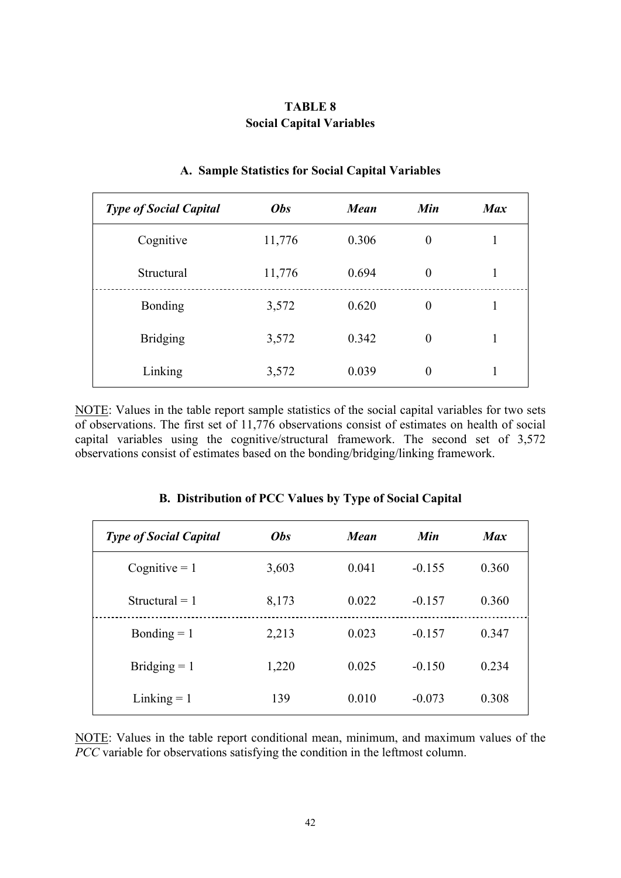# TABLE 8
## Social Capital Variables

### A. Sample Statistics for Social Capital Variables

| *Type of Social Capital* | *Obs* | *Mean* | *Min* | *Max* |
|---|---|---|---|---|
| Cognitive | 11,776 | 0.306 | 0 | 1 |
| Structural | 11,776 | 0.694 | 0 | 1 |
| Bonding | 3,572 | 0.620 | 0 | 1 |
| Bridging | 3,572 | 0.342 | 0 | 1 |
| Linking | 3,572 | 0.039 | 0 | 1 |

NOTE: Values in the table report sample statistics of the social capital variables for two sets of observations. The first set of 11,776 observations consist of estimates on health of social capital variables using the cognitive/structural framework. The second set of 3,572 observations consist of estimates based on the bonding/bridging/linking framework.

### B. Distribution of PCC Values by Type of Social Capital

| *Type of Social Capital* | *Obs* | *Mean* | *Min* | *Max* |
|---|---|---|---|---|
| Cognitive = 1 | 3,603 | 0.041 | -0.155 | 0.360 |
| Structural = 1 | 8,173 | 0.022 | -0.157 | 0.360 |
| Bonding = 1 | 2,213 | 0.023 | -0.157 | 0.347 |
| Bridging = 1 | 1,220 | 0.025 | -0.150 | 0.234 |
| Linking = 1 | 139 | 0.010 | -0.073 | 0.308 |

NOTE: Values in the table report conditional mean, minimum, and maximum values of the *PCC* variable for observations satisfying the condition in the leftmost column.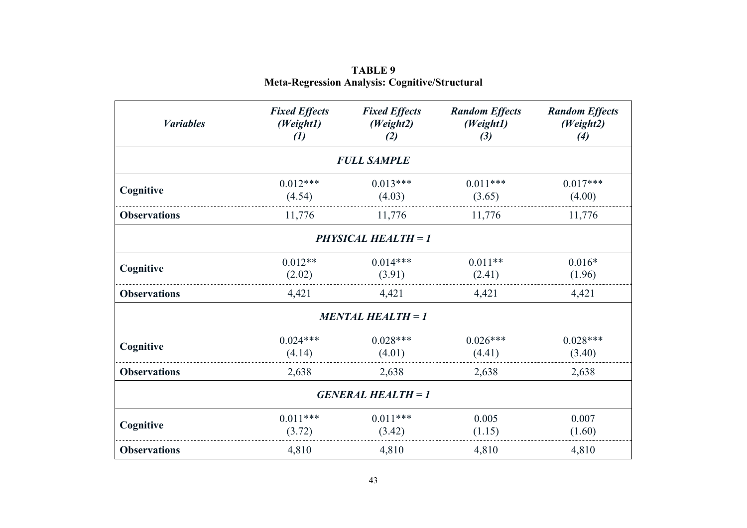**TABLE 9**
**Meta-Regression Analysis: Cognitive/Structural**

| *Variables* | *Fixed Effects (Weight1) (1)* | *Fixed Effects (Weight2) (2)* | *Random Effects (Weight1) (3)* | *Random Effects (Weight2) (4)* |
|---|---|---|---|---|
| | | ***FULL SAMPLE*** | | |
| **Cognitive** | 0.012*** (4.54) | 0.013*** (4.03) | 0.011*** (3.65) | 0.017*** (4.00) |
| **Observations** | 11,776 | 11,776 | 11,776 | 11,776 |
| | | ***PHYSICAL HEALTH = 1*** | | |
| **Cognitive** | 0.012** (2.02) | 0.014*** (3.91) | 0.011** (2.41) | 0.016* (1.96) |
| **Observations** | 4,421 | 4,421 | 4,421 | 4,421 |
| | | ***MENTAL HEALTH = 1*** | | |
| **Cognitive** | 0.024*** (4.14) | 0.028*** (4.01) | 0.026*** (4.41) | 0.028*** (3.40) |
| **Observations** | 2,638 | 2,638 | 2,638 | 2,638 |
| | | ***GENERAL HEALTH = 1*** | | |
| **Cognitive** | 0.011*** (3.72) | 0.011*** (3.42) | 0.005 (1.15) | 0.007 (1.60) |
| **Observations** | 4,810 | 4,810 | 4,810 | 4,810 |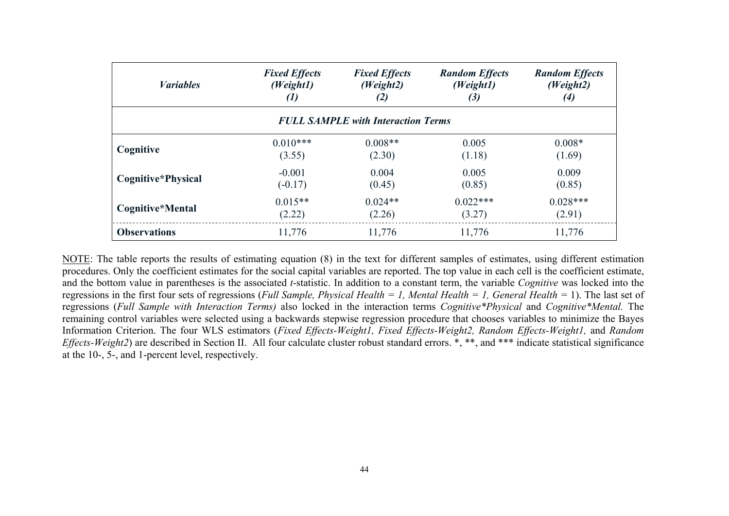| *Variables* | *Fixed Effects (Weight1) (1)* | *Fixed Effects (Weight2) (2)* | *Random Effects (Weight1) (3)* | *Random Effects (Weight2) (4)* |
|---|---|---|---|---|
| ***FULL SAMPLE with Interaction Terms*** | | | | |
| **Cognitive** | 0.010*** (3.55) | 0.008** (2.30) | 0.005 (1.18) | 0.008* (1.69) |
| **Cognitive*Physical** | -0.001 (-0.17) | 0.004 (0.45) | 0.005 (0.85) | 0.009 (0.85) |
| **Cognitive*Mental** | 0.015** (2.22) | 0.024** (2.26) | 0.022*** (3.27) | 0.028*** (2.91) |
| **Observations** | 11,776 | 11,776 | 11,776 | 11,776 |

NOTE: The table reports the results of estimating equation (8) in the text for different samples of estimates, using different estimation procedures. Only the coefficient estimates for the social capital variables are reported. The top value in each cell is the coefficient estimate, and the bottom value in parentheses is the associated *t*-statistic. In addition to a constant term, the variable *Cognitive* was locked into the regressions in the first four sets of regressions (*Full Sample, Physical Health = 1, Mental Health = 1, General Health* = 1). The last set of regressions (*Full Sample with Interaction Terms)* also locked in the interaction terms *Cognitive*Physical* and *Cognitive*Mental.* The remaining control variables were selected using a backwards stepwise regression procedure that chooses variables to minimize the Bayes Information Criterion. The four WLS estimators (*Fixed Effects-Weight1, Fixed Effects-Weight2, Random Effects-Weight1,* and *Random Effects-Weight2*) are described in Section II. All four calculate cluster robust standard errors. *, **, and *** indicate statistical significance at the 10-, 5-, and 1-percent level, respectively.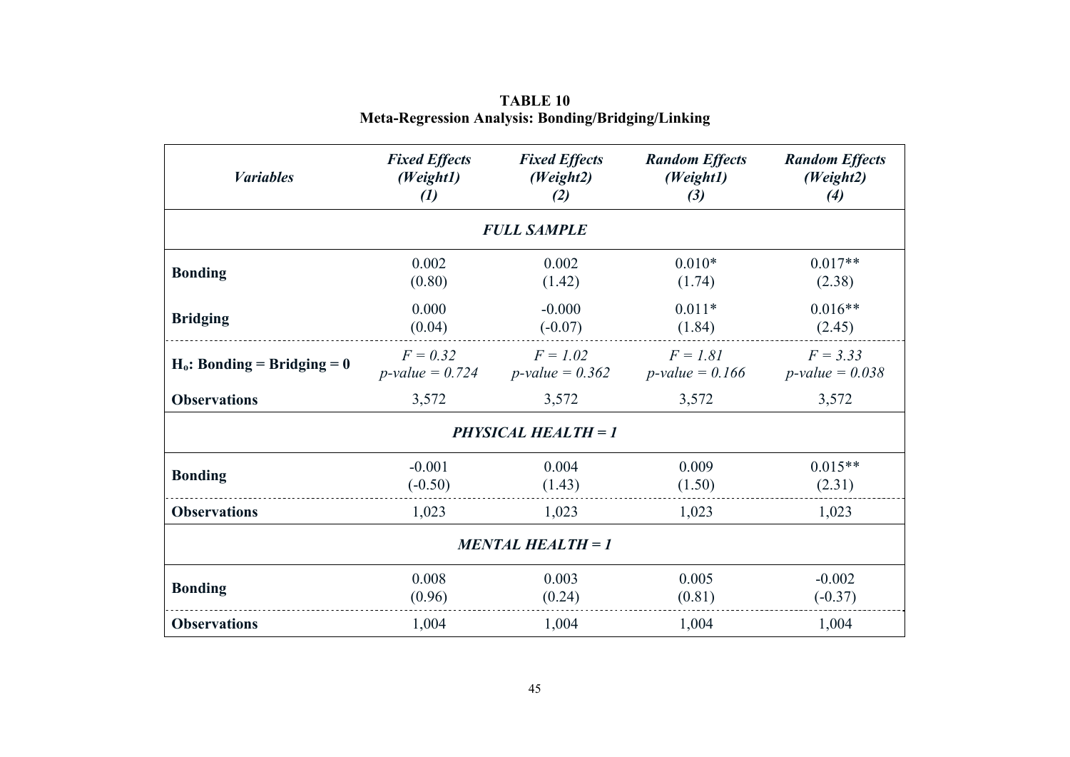**TABLE 10**
**Meta-Regression Analysis: Bonding/Bridging/Linking**

| *Variables* | *Fixed Effects (Weight1) (1)* | *Fixed Effects (Weight2) (2)* | *Random Effects (Weight1) (3)* | *Random Effects (Weight2) (4)* |
|---|---|---|---|---|
| ***FULL SAMPLE*** | | | | |
| **Bonding** | 0.002<br>(0.80) | 0.002<br>(1.42) | 0.010*<br>(1.74) | 0.017**<br>(2.38) |
| **Bridging** | 0.000<br>(0.04) | -0.000<br>(-0.07) | 0.011*<br>(1.84) | 0.016**<br>(2.45) |
| **$H_o$: Bonding = Bridging = 0** | *F = 0.32*<br>*p-value = 0.724* | *F = 1.02*<br>*p-value = 0.362* | *F = 1.81*<br>*p-value = 0.166* | *F = 3.33*<br>*p-value = 0.038* |
| **Observations** | 3,572 | 3,572 | 3,572 | 3,572 |
| ***PHYSICAL HEALTH = 1*** | | | | |
| **Bonding** | -0.001<br>(-0.50) | 0.004<br>(1.43) | 0.009<br>(1.50) | 0.015**<br>(2.31) |
| **Observations** | 1,023 | 1,023 | 1,023 | 1,023 |
| ***MENTAL HEALTH = 1*** | | | | |
| **Bonding** | 0.008<br>(0.96) | 0.003<br>(0.24) | 0.005<br>(0.81) | -0.002<br>(-0.37) |
| **Observations** | 1,004 | 1,004 | 1,004 | 1,004 |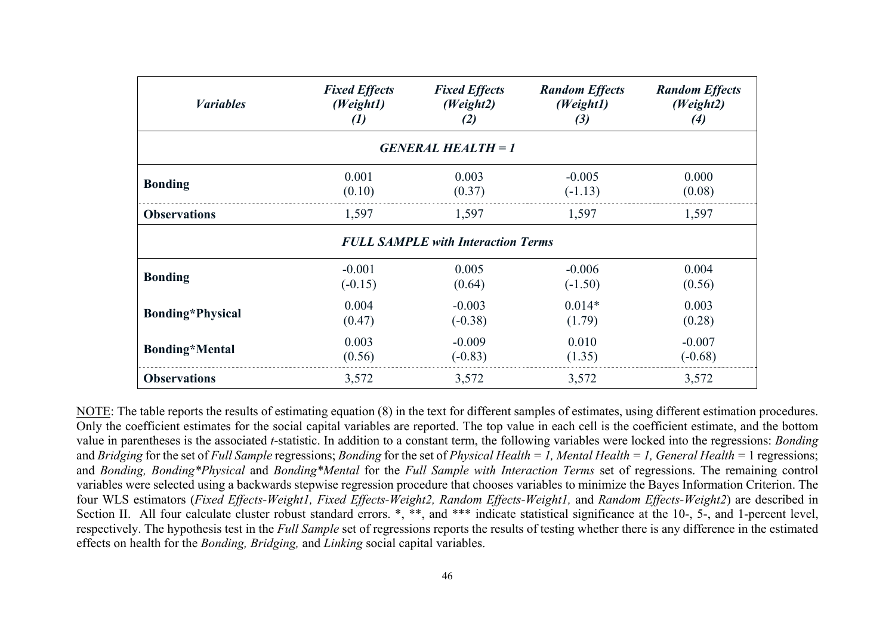| *Variables* | *Fixed Effects (Weight1) (1)* | *Fixed Effects (Weight2) (2)* | *Random Effects (Weight1) (3)* | *Random Effects (Weight2) (4)* |
|---|---|---|---|---|
| | | ***GENERAL HEALTH = 1*** | | |
| **Bonding** | 0.001 (0.10) | 0.003 (0.37) | -0.005 (-1.13) | 0.000 (0.08) |
| **Observations** | 1,597 | 1,597 | 1,597 | 1,597 |
| | | ***FULL SAMPLE with Interaction Terms*** | | |
| **Bonding** | -0.001 (-0.15) | 0.005 (0.64) | -0.006 (-1.50) | 0.004 (0.56) |
| **Bonding*Physical** | 0.004 (0.47) | -0.003 (-0.38) | 0.014* (1.79) | 0.003 (0.28) |
| **Bonding*Mental** | 0.003 (0.56) | -0.009 (-0.83) | 0.010 (1.35) | -0.007 (-0.68) |
| **Observations** | 3,572 | 3,572 | 3,572 | 3,572 |

NOTE: The table reports the results of estimating equation (8) in the text for different samples of estimates, using different estimation procedures. Only the coefficient estimates for the social capital variables are reported. The top value in each cell is the coefficient estimate, and the bottom value in parentheses is the associated *t*-statistic. In addition to a constant term, the following variables were locked into the regressions: *Bonding* and *Bridging* for the set of *Full Sample* regressions; *Bonding* for the set of *Physical Health = 1, Mental Health = 1, General Health* = 1 regressions; and *Bonding, Bonding*Physical* and *Bonding*Mental* for the *Full Sample with Interaction Terms* set of regressions. The remaining control variables were selected using a backwards stepwise regression procedure that chooses variables to minimize the Bayes Information Criterion. The four WLS estimators (*Fixed Effects-Weight1, Fixed Effects-Weight2, Random Effects-Weight1,* and *Random Effects-Weight2*) are described in Section II. All four calculate cluster robust standard errors. *, **, and *** indicate statistical significance at the 10-, 5-, and 1-percent level, respectively. The hypothesis test in the *Full Sample* set of regressions reports the results of testing whether there is any difference in the estimated effects on health for the *Bonding, Bridging,* and *Linking* social capital variables.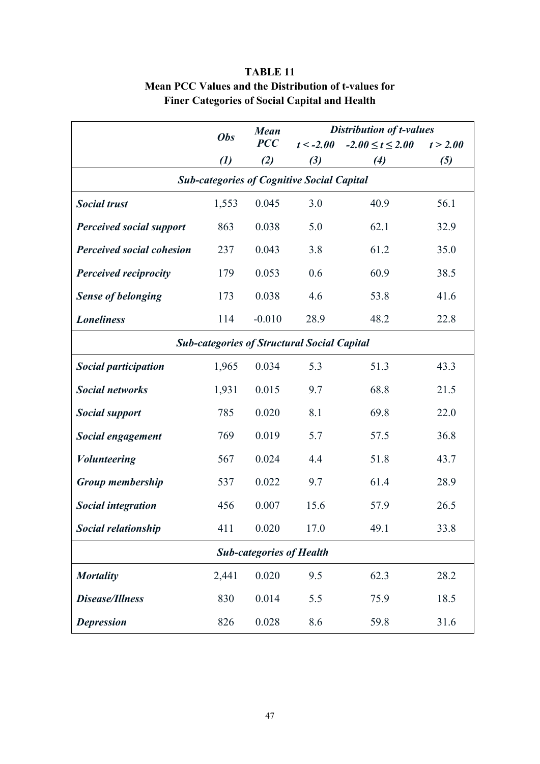**TABLE 11**
**Mean PCC Values and the Distribution of t-values for Finer Categories of Social Capital and Health**

| | *Obs* | *Mean PCC* | *Distribution of t-values* | | |
|---|---|---|---|---|---|
| | | | $t < -2.00$ | $-2.00 \leq t \leq 2.00$ | $t > 2.00$ |
| | *(1)* | *(2)* | *(3)* | *(4)* | *(5)* |
| ***Sub-categories of Cognitive Social Capital*** | | | | | |
| ***Social trust*** | 1,553 | 0.045 | 3.0 | 40.9 | 56.1 |
| ***Perceived social support*** | 863 | 0.038 | 5.0 | 62.1 | 32.9 |
| ***Perceived social cohesion*** | 237 | 0.043 | 3.8 | 61.2 | 35.0 |
| ***Perceived reciprocity*** | 179 | 0.053 | 0.6 | 60.9 | 38.5 |
| ***Sense of belonging*** | 173 | 0.038 | 4.6 | 53.8 | 41.6 |
| ***Loneliness*** | 114 | -0.010 | 28.9 | 48.2 | 22.8 |
| ***Sub-categories of Structural Social Capital*** | | | | | |
| ***Social participation*** | 1,965 | 0.034 | 5.3 | 51.3 | 43.3 |
| ***Social networks*** | 1,931 | 0.015 | 9.7 | 68.8 | 21.5 |
| ***Social support*** | 785 | 0.020 | 8.1 | 69.8 | 22.0 |
| ***Social engagement*** | 769 | 0.019 | 5.7 | 57.5 | 36.8 |
| ***Volunteering*** | 567 | 0.024 | 4.4 | 51.8 | 43.7 |
| ***Group membership*** | 537 | 0.022 | 9.7 | 61.4 | 28.9 |
| ***Social integration*** | 456 | 0.007 | 15.6 | 57.9 | 26.5 |
| ***Social relationship*** | 411 | 0.020 | 17.0 | 49.1 | 33.8 |
| ***Sub-categories of Health*** | | | | | |
| ***Mortality*** | 2,441 | 0.020 | 9.5 | 62.3 | 28.2 |
| ***Disease/Illness*** | 830 | 0.014 | 5.5 | 75.9 | 18.5 |
| ***Depression*** | 826 | 0.028 | 8.6 | 59.8 | 31.6 |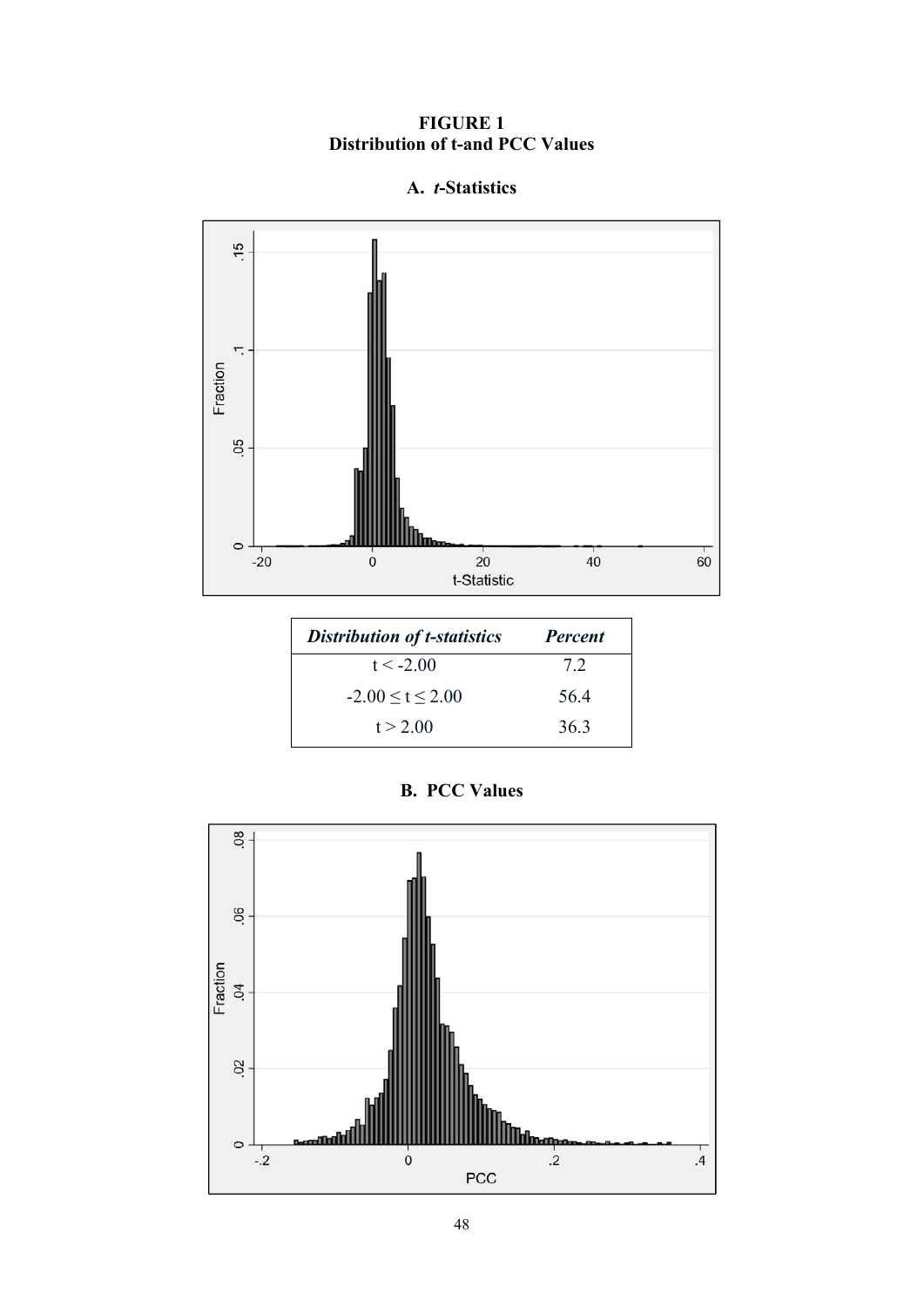**FIGURE 1**
**Distribution of t-and PCC Values**

**A. *t*-Statistics**

| *Distribution of t-statistics* | *Percent* |
|---|---|
| t < -2.00 | 7.2 |
| -2.00 ≤ t ≤ 2.00 | 56.4 |
| t > 2.00 | 36.3 |

**B. PCC Values**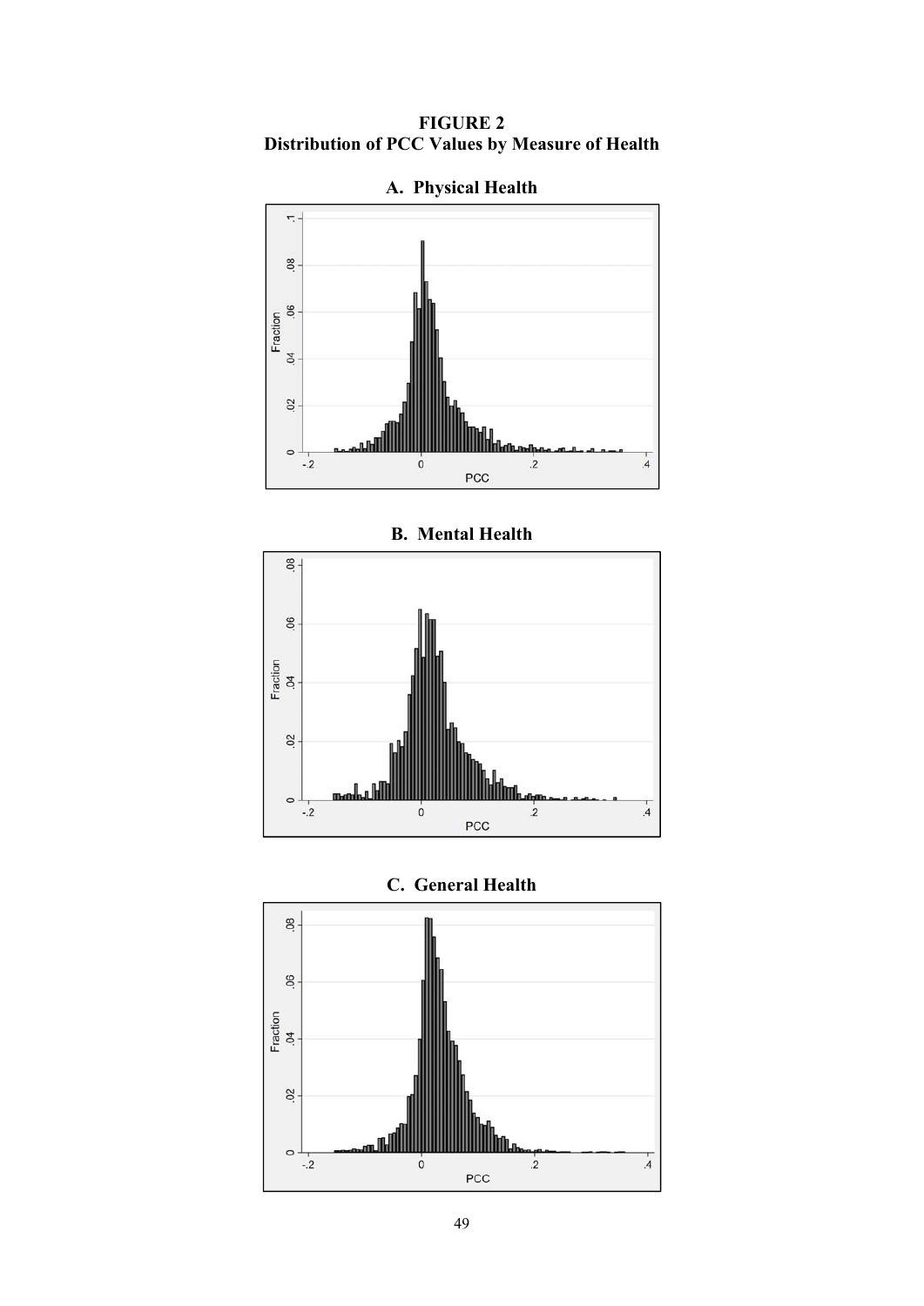**FIGURE 2**
**Distribution of PCC Values by Measure of Health**

**A. Physical Health**

**B. Mental Health**

**C. General Health**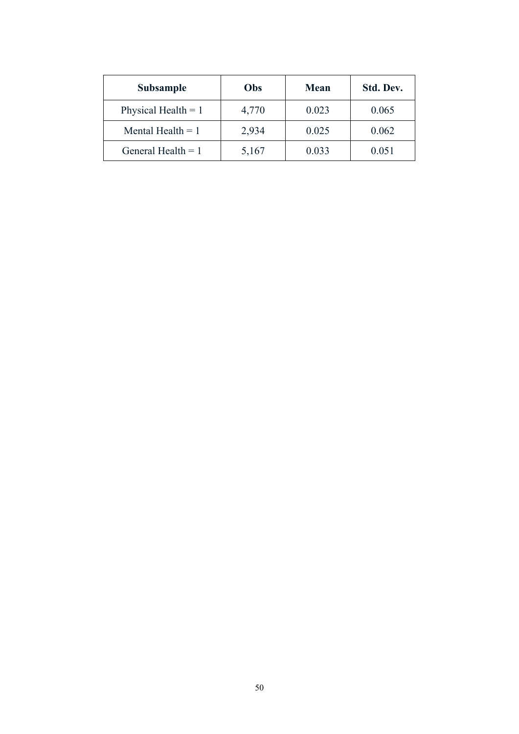| Subsample | Obs | Mean | Std. Dev. |
|---|---|---|---|
| Physical Health = 1 | 4,770 | 0.023 | 0.065 |
| Mental Health = 1 | 2,934 | 0.025 | 0.062 |
| General Health = 1 | 5,167 | 0.033 | 0.051 |